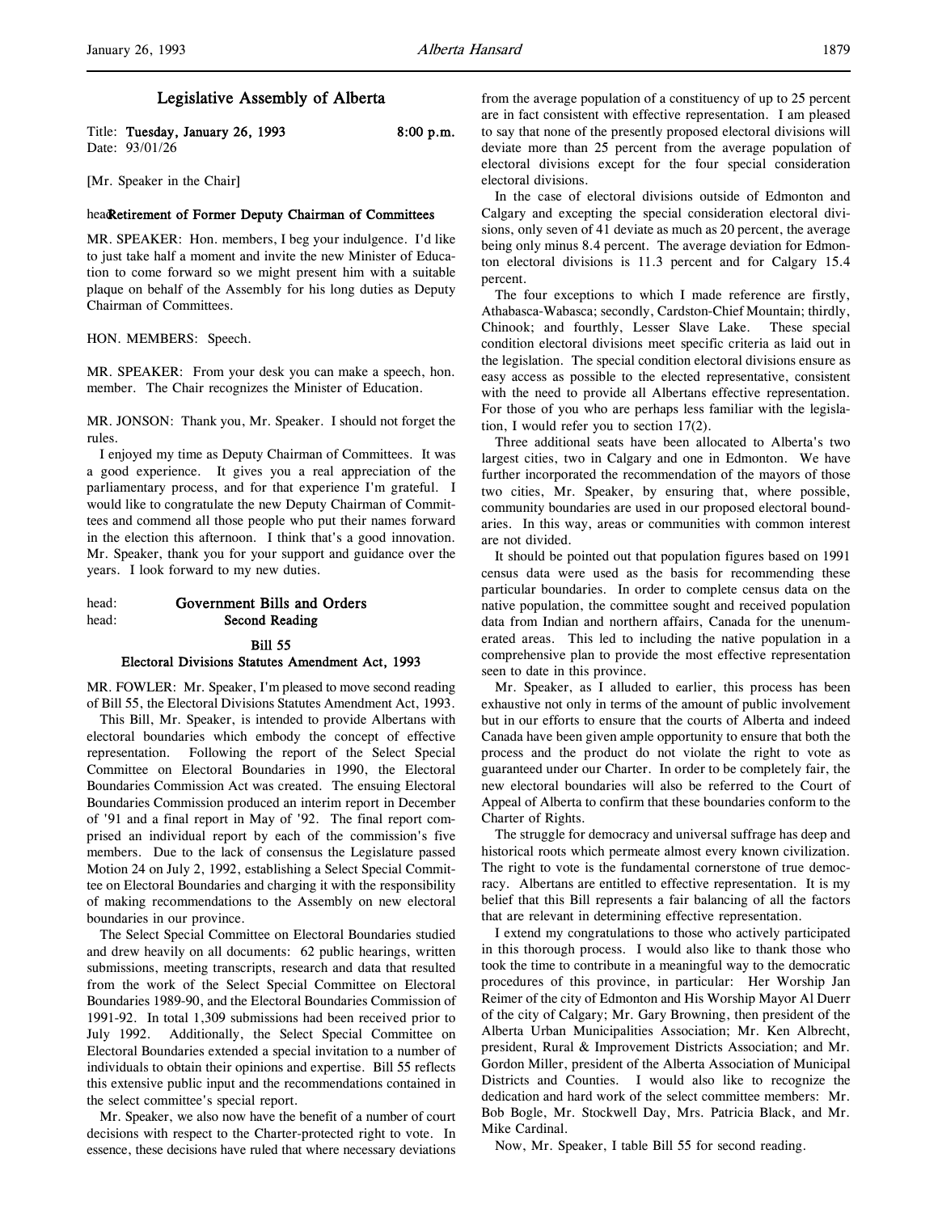# Legislative Assembly of Alberta

Title: **Tuesday, January 26, 1993** 8:00 p.m.
Date: 93/01/26

[Mr. Speaker in the Chair]

## Retirement of Former Deputy Chairman of Committees

MR. SPEAKER: Hon. members, I beg your indulgence. I'd like to just take half a moment and invite the new Minister of Education to come forward so we might present him with a suitable plaque on behalf of the Assembly for his long duties as Deputy Chairman of Committees.

HON. MEMBERS: Speech.

MR. SPEAKER: From your desk you can make a speech, hon. member. The Chair recognizes the Minister of Education.

MR. JONSON: Thank you, Mr. Speaker. I should not forget the rules.

I enjoyed my time as Deputy Chairman of Committees. It was a good experience. It gives you a real appreciation of the parliamentary process, and for that experience I'm grateful. I would like to congratulate the new Deputy Chairman of Committees and commend all those people who put their names forward in the election this afternoon. I think that's a good innovation. Mr. Speaker, thank you for your support and guidance over the years. I look forward to my new duties.

## Government Bills and Orders
## Second Reading

### Bill 55
### Electoral Divisions Statutes Amendment Act, 1993

MR. FOWLER: Mr. Speaker, I'm pleased to move second reading of Bill 55, the Electoral Divisions Statutes Amendment Act, 1993.

This Bill, Mr. Speaker, is intended to provide Albertans with electoral boundaries which embody the concept of effective representation. Following the report of the Select Special Committee on Electoral Boundaries in 1990, the Electoral Boundaries Commission Act was created. The ensuing Electoral Boundaries Commission produced an interim report in December of '91 and a final report in May of '92. The final report comprised an individual report by each of the commission's five members. Due to the lack of consensus the Legislature passed Motion 24 on July 2, 1992, establishing a Select Special Committee on Electoral Boundaries and charging it with the responsibility of making recommendations to the Assembly on new electoral boundaries in our province.

The Select Special Committee on Electoral Boundaries studied and drew heavily on all documents: 62 public hearings, written submissions, meeting transcripts, research and data that resulted from the work of the Select Special Committee on Electoral Boundaries 1989-90, and the Electoral Boundaries Commission of 1991-92. In total 1,309 submissions had been received prior to July 1992. Additionally, the Select Special Committee on Electoral Boundaries extended a special invitation to a number of individuals to obtain their opinions and expertise. Bill 55 reflects this extensive public input and the recommendations contained in the select committee's special report.

Mr. Speaker, we also now have the benefit of a number of court decisions with respect to the Charter-protected right to vote. In essence, these decisions have ruled that where necessary deviations from the average population of a constituency of up to 25 percent are in fact consistent with effective representation. I am pleased to say that none of the presently proposed electoral divisions will deviate more than 25 percent from the average population of electoral divisions except for the four special consideration electoral divisions.

In the case of electoral divisions outside of Edmonton and Calgary and excepting the special consideration electoral divisions, only seven of 41 deviate as much as 20 percent, the average being only minus 8.4 percent. The average deviation for Edmonton electoral divisions is 11.3 percent and for Calgary 15.4 percent.

The four exceptions to which I made reference are firstly, Athabasca-Wabasca; secondly, Cardston-Chief Mountain; thirdly, Chinook; and fourthly, Lesser Slave Lake. These special condition electoral divisions meet specific criteria as laid out in the legislation. The special condition electoral divisions ensure as easy access as possible to the elected representative, consistent with the need to provide all Albertans effective representation. For those of you who are perhaps less familiar with the legislation, I would refer you to section 17(2).

Three additional seats have been allocated to Alberta's two largest cities, two in Calgary and one in Edmonton. We have further incorporated the recommendation of the mayors of those two cities, Mr. Speaker, by ensuring that, where possible, community boundaries are used in our proposed electoral boundaries. In this way, areas or communities with common interest are not divided.

It should be pointed out that population figures based on 1991 census data were used as the basis for recommending these particular boundaries. In order to complete census data on the native population, the committee sought and received population data from Indian and northern affairs, Canada for the unenumerated areas. This led to including the native population in a comprehensive plan to provide the most effective representation seen to date in this province.

Mr. Speaker, as I alluded to earlier, this process has been exhaustive not only in terms of the amount of public involvement but in our efforts to ensure that the courts of Alberta and indeed Canada have been given ample opportunity to ensure that both the process and the product do not violate the right to vote as guaranteed under our Charter. In order to be completely fair, the new electoral boundaries will also be referred to the Court of Appeal of Alberta to confirm that these boundaries conform to the Charter of Rights.

The struggle for democracy and universal suffrage has deep and historical roots which permeate almost every known civilization. The right to vote is the fundamental cornerstone of true democracy. Albertans are entitled to effective representation. It is my belief that this Bill represents a fair balancing of all the factors that are relevant in determining effective representation.

I extend my congratulations to those who actively participated in this thorough process. I would also like to thank those who took the time to contribute in a meaningful way to the democratic procedures of this province, in particular: Her Worship Jan Reimer of the city of Edmonton and His Worship Mayor Al Duerr of the city of Calgary; Mr. Gary Browning, then president of the Alberta Urban Municipalities Association; Mr. Ken Albrecht, president, Rural & Improvement Districts Association; and Mr. Gordon Miller, president of the Alberta Association of Municipal Districts and Counties. I would also like to recognize the dedication and hard work of the select committee members: Mr. Bob Bogle, Mr. Stockwell Day, Mrs. Patricia Black, and Mr. Mike Cardinal.

Now, Mr. Speaker, I table Bill 55 for second reading.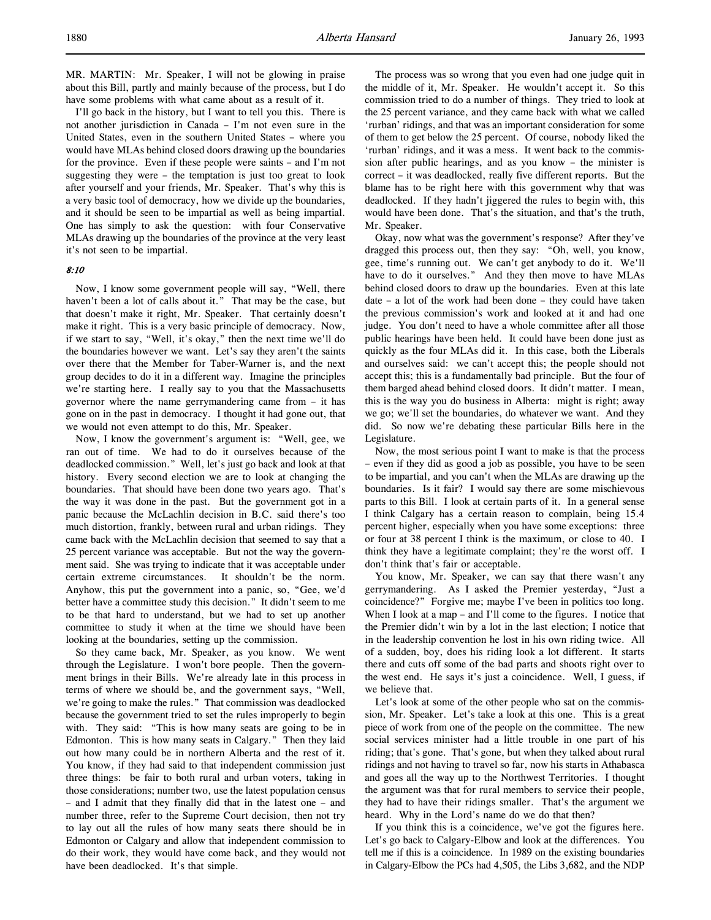MR. MARTIN: Mr. Speaker, I will not be glowing in praise about this Bill, partly and mainly because of the process, but I do have some problems with what came about as a result of it.

I'll go back in the history, but I want to tell you this. There is not another jurisdiction in Canada – I'm not even sure in the United States, even in the southern United States – where you would have MLAs behind closed doors drawing up the boundaries for the province. Even if these people were saints – and I'm not suggesting they were – the temptation is just too great to look after yourself and your friends, Mr. Speaker. That's why this is a very basic tool of democracy, how we divide up the boundaries, and it should be seen to be impartial as well as being impartial. One has simply to ask the question: with four Conservative MLAs drawing up the boundaries of the province at the very least it's not seen to be impartial.

*8:10*

Now, I know some government people will say, "Well, there haven't been a lot of calls about it." That may be the case, but that doesn't make it right, Mr. Speaker. That certainly doesn't make it right. This is a very basic principle of democracy. Now, if we start to say, "Well, it's okay," then the next time we'll do the boundaries however we want. Let's say they aren't the saints over there that the Member for Taber-Warner is, and the next group decides to do it in a different way. Imagine the principles we're starting here. I really say to you that the Massachusetts governor where the name gerrymandering came from – it has gone on in the past in democracy. I thought it had gone out, that we would not even attempt to do this, Mr. Speaker.

Now, I know the government's argument is: "Well, gee, we ran out of time. We had to do it ourselves because of the deadlocked commission." Well, let's just go back and look at that history. Every second election we are to look at changing the boundaries. That should have been done two years ago. That's the way it was done in the past. But the government got in a panic because the McLachlin decision in B.C. said there's too much distortion, frankly, between rural and urban ridings. They came back with the McLachlin decision that seemed to say that a 25 percent variance was acceptable. But not the way the government said. She was trying to indicate that it was acceptable under certain extreme circumstances. It shouldn't be the norm. Anyhow, this put the government into a panic, so, "Gee, we'd better have a committee study this decision." It didn't seem to me to be that hard to understand, but we had to set up another committee to study it when at the time we should have been looking at the boundaries, setting up the commission.

So they came back, Mr. Speaker, as you know. We went through the Legislature. I won't bore people. Then the government brings in their Bills. We're already late in this process in terms of where we should be, and the government says, "Well, we're going to make the rules." That commission was deadlocked because the government tried to set the rules improperly to begin with. They said: "This is how many seats are going to be in Edmonton. This is how many seats in Calgary." Then they laid out how many could be in northern Alberta and the rest of it. You know, if they had said to that independent commission just three things: be fair to both rural and urban voters, taking in those considerations; number two, use the latest population census – and I admit that they finally did that in the latest one – and number three, refer to the Supreme Court decision, then not try to lay out all the rules of how many seats there should be in Edmonton or Calgary and allow that independent commission to do their work, they would have come back, and they would not have been deadlocked. It's that simple.

The process was so wrong that you even had one judge quit in the middle of it, Mr. Speaker. He wouldn't accept it. So this commission tried to do a number of things. They tried to look at the 25 percent variance, and they came back with what we called 'rurban' ridings, and that was an important consideration for some of them to get below the 25 percent. Of course, nobody liked the 'rurban' ridings, and it was a mess. It went back to the commission after public hearings, and as you know – the minister is correct – it was deadlocked, really five different reports. But the blame has to be right here with this government why that was deadlocked. If they hadn't jiggered the rules to begin with, this would have been done. That's the situation, and that's the truth, Mr. Speaker.

Okay, now what was the government's response? After they've dragged this process out, then they say: "Oh, well, you know, gee, time's running out. We can't get anybody to do it. We'll have to do it ourselves." And they then move to have MLAs behind closed doors to draw up the boundaries. Even at this late date – a lot of the work had been done – they could have taken the previous commission's work and looked at it and had one judge. You don't need to have a whole committee after all those public hearings have been held. It could have been done just as quickly as the four MLAs did it. In this case, both the Liberals and ourselves said: we can't accept this; the people should not accept this; this is a fundamentally bad principle. But the four of them barged ahead behind closed doors. It didn't matter. I mean, this is the way you do business in Alberta: might is right; away we go; we'll set the boundaries, do whatever we want. And they did. So now we're debating these particular Bills here in the Legislature.

Now, the most serious point I want to make is that the process – even if they did as good a job as possible, you have to be seen to be impartial, and you can't when the MLAs are drawing up the boundaries. Is it fair? I would say there are some mischievous parts to this Bill. I look at certain parts of it. In a general sense I think Calgary has a certain reason to complain, being 15.4 percent higher, especially when you have some exceptions: three or four at 38 percent I think is the maximum, or close to 40. I think they have a legitimate complaint; they're the worst off. I don't think that's fair or acceptable.

You know, Mr. Speaker, we can say that there wasn't any gerrymandering. As I asked the Premier yesterday, "Just a coincidence?" Forgive me; maybe I've been in politics too long. When I look at a map – and I'll come to the figures. I notice that the Premier didn't win by a lot in the last election; I notice that in the leadership convention he lost in his own riding twice. All of a sudden, boy, does his riding look a lot different. It starts there and cuts off some of the bad parts and shoots right over to the west end. He says it's just a coincidence. Well, I guess, if we believe that.

Let's look at some of the other people who sat on the commission, Mr. Speaker. Let's take a look at this one. This is a great piece of work from one of the people on the committee. The new social services minister had a little trouble in one part of his riding; that's gone. That's gone, but when they talked about rural ridings and not having to travel so far, now his starts in Athabasca and goes all the way up to the Northwest Territories. I thought the argument was that for rural members to service their people, they had to have their ridings smaller. That's the argument we heard. Why in the Lord's name do we do that then?

If you think this is a coincidence, we've got the figures here. Let's go back to Calgary-Elbow and look at the differences. You tell me if this is a coincidence. In 1989 on the existing boundaries in Calgary-Elbow the PCs had 4,505, the Libs 3,682, and the NDP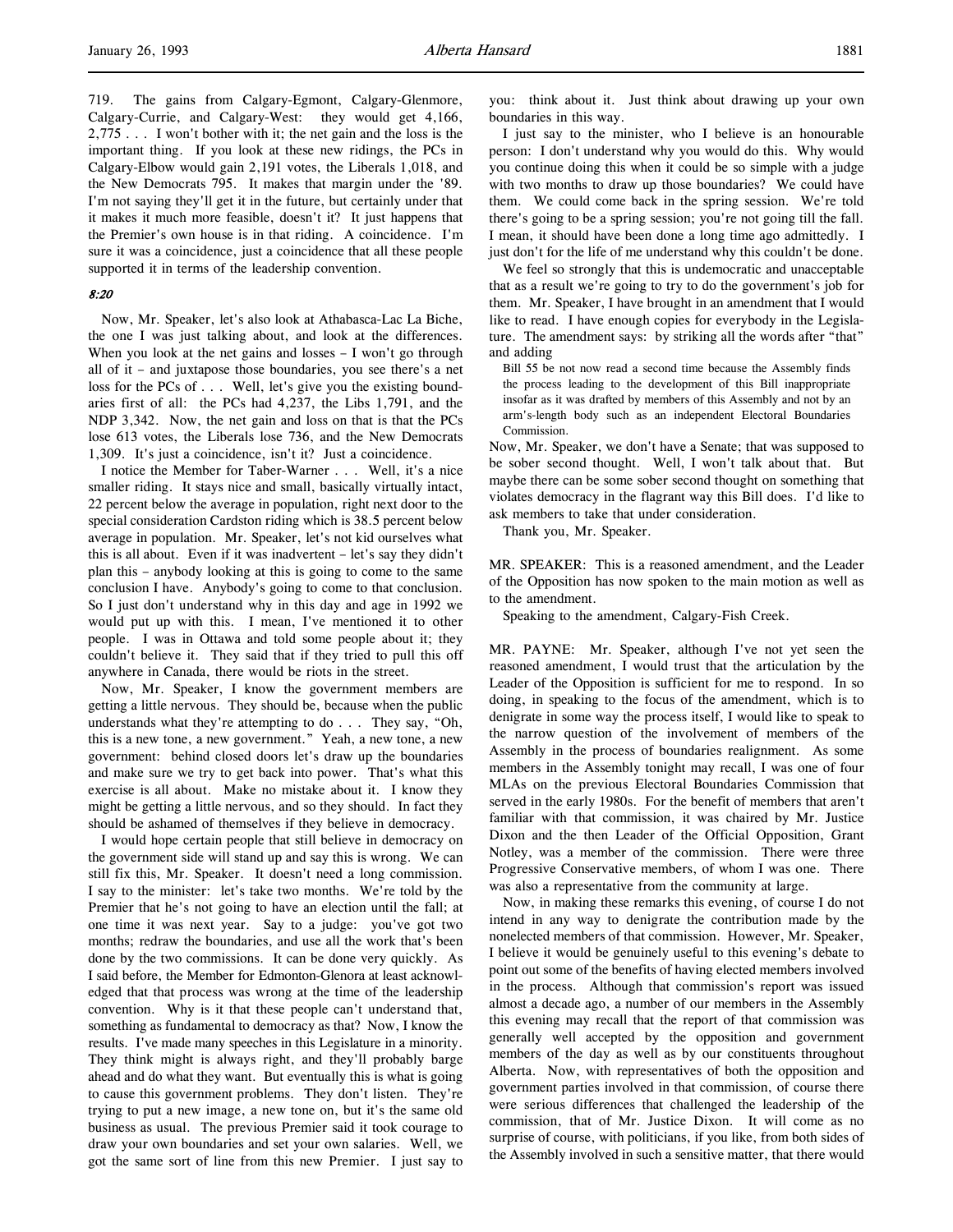719. The gains from Calgary-Egmont, Calgary-Glenmore, Calgary-Currie, and Calgary-West: they would get 4,166, 2,775 . . . I won't bother with it; the net gain and the loss is the important thing. If you look at these new ridings, the PCs in Calgary-Elbow would gain 2,191 votes, the Liberals 1,018, and the New Democrats 795. It makes that margin under the '89. I'm not saying they'll get it in the future, but certainly under that it makes it much more feasible, doesn't it? It just happens that the Premier's own house is in that riding. A coincidence. I'm sure it was a coincidence, just a coincidence that all these people supported it in terms of the leadership convention.

*8:20*

Now, Mr. Speaker, let's also look at Athabasca-Lac La Biche, the one I was just talking about, and look at the differences. When you look at the net gains and losses – I won't go through all of it – and juxtapose those boundaries, you see there's a net loss for the PCs of . . . Well, let's give you the existing boundaries first of all: the PCs had 4,237, the Libs 1,791, and the NDP 3,342. Now, the net gain and loss on that is that the PCs lose 613 votes, the Liberals lose 736, and the New Democrats 1,309. It's just a coincidence, isn't it? Just a coincidence.

I notice the Member for Taber-Warner . . . Well, it's a nice smaller riding. It stays nice and small, basically virtually intact, 22 percent below the average in population, right next door to the special consideration Cardston riding which is 38.5 percent below average in population. Mr. Speaker, let's not kid ourselves what this is all about. Even if it was inadvertent – let's say they didn't plan this – anybody looking at this is going to come to the same conclusion I have. Anybody's going to come to that conclusion. So I just don't understand why in this day and age in 1992 we would put up with this. I mean, I've mentioned it to other people. I was in Ottawa and told some people about it; they couldn't believe it. They said that if they tried to pull this off anywhere in Canada, there would be riots in the street.

Now, Mr. Speaker, I know the government members are getting a little nervous. They should be, because when the public understands what they're attempting to do . . . They say, "Oh, this is a new tone, a new government." Yeah, a new tone, a new government: behind closed doors let's draw up the boundaries and make sure we try to get back into power. That's what this exercise is all about. Make no mistake about it. I know they might be getting a little nervous, and so they should. In fact they should be ashamed of themselves if they believe in democracy.

I would hope certain people that still believe in democracy on the government side will stand up and say this is wrong. We can still fix this, Mr. Speaker. It doesn't need a long commission. I say to the minister: let's take two months. We're told by the Premier that he's not going to have an election until the fall; at one time it was next year. Say to a judge: you've got two months; redraw the boundaries, and use all the work that's been done by the two commissions. It can be done very quickly. As I said before, the Member for Edmonton-Glenora at least acknowledged that that process was wrong at the time of the leadership convention. Why is it that these people can't understand that, something as fundamental to democracy as that? Now, I know the results. I've made many speeches in this Legislature in a minority. They think might is always right, and they'll probably barge ahead and do what they want. But eventually this is what is going to cause this government problems. They don't listen. They're trying to put a new image, a new tone on, but it's the same old business as usual. The previous Premier said it took courage to draw your own boundaries and set your own salaries. Well, we got the same sort of line from this new Premier. I just say to you: think about it. Just think about drawing up your own boundaries in this way.

I just say to the minister, who I believe is an honourable person: I don't understand why you would do this. Why would you continue doing this when it could be so simple with a judge with two months to draw up those boundaries? We could have them. We could come back in the spring session. We're told there's going to be a spring session; you're not going till the fall. I mean, it should have been done a long time ago admittedly. I just don't for the life of me understand why this couldn't be done.

We feel so strongly that this is undemocratic and unacceptable that as a result we're going to try to do the government's job for them. Mr. Speaker, I have brought in an amendment that I would like to read. I have enough copies for everybody in the Legislature. The amendment says: by striking all the words after "that" and adding

> Bill 55 be not now read a second time because the Assembly finds the process leading to the development of this Bill inappropriate insofar as it was drafted by members of this Assembly and not by an arm's-length body such as an independent Electoral Boundaries Commission.

Now, Mr. Speaker, we don't have a Senate; that was supposed to be sober second thought. Well, I won't talk about that. But maybe there can be some sober second thought on something that violates democracy in the flagrant way this Bill does. I'd like to ask members to take that under consideration.

Thank you, Mr. Speaker.

MR. SPEAKER: This is a reasoned amendment, and the Leader of the Opposition has now spoken to the main motion as well as to the amendment.

Speaking to the amendment, Calgary-Fish Creek.

MR. PAYNE: Mr. Speaker, although I've not yet seen the reasoned amendment, I would trust that the articulation by the Leader of the Opposition is sufficient for me to respond. In so doing, in speaking to the focus of the amendment, which is to denigrate in some way the process itself, I would like to speak to the narrow question of the involvement of members of the Assembly in the process of boundaries realignment. As some members in the Assembly tonight may recall, I was one of four MLAs on the previous Electoral Boundaries Commission that served in the early 1980s. For the benefit of members that aren't familiar with that commission, it was chaired by Mr. Justice Dixon and the then Leader of the Official Opposition, Grant Notley, was a member of the commission. There were three Progressive Conservative members, of whom I was one. There was also a representative from the community at large.

Now, in making these remarks this evening, of course I do not intend in any way to denigrate the contribution made by the nonelected members of that commission. However, Mr. Speaker, I believe it would be genuinely useful to this evening's debate to point out some of the benefits of having elected members involved in the process. Although that commission's report was issued almost a decade ago, a number of our members in the Assembly this evening may recall that the report of that commission was generally well accepted by the opposition and government members of the day as well as by our constituents throughout Alberta. Now, with representatives of both the opposition and government parties involved in that commission, of course there were serious differences that challenged the leadership of the commission, that of Mr. Justice Dixon. It will come as no surprise of course, with politicians, if you like, from both sides of the Assembly involved in such a sensitive matter, that there would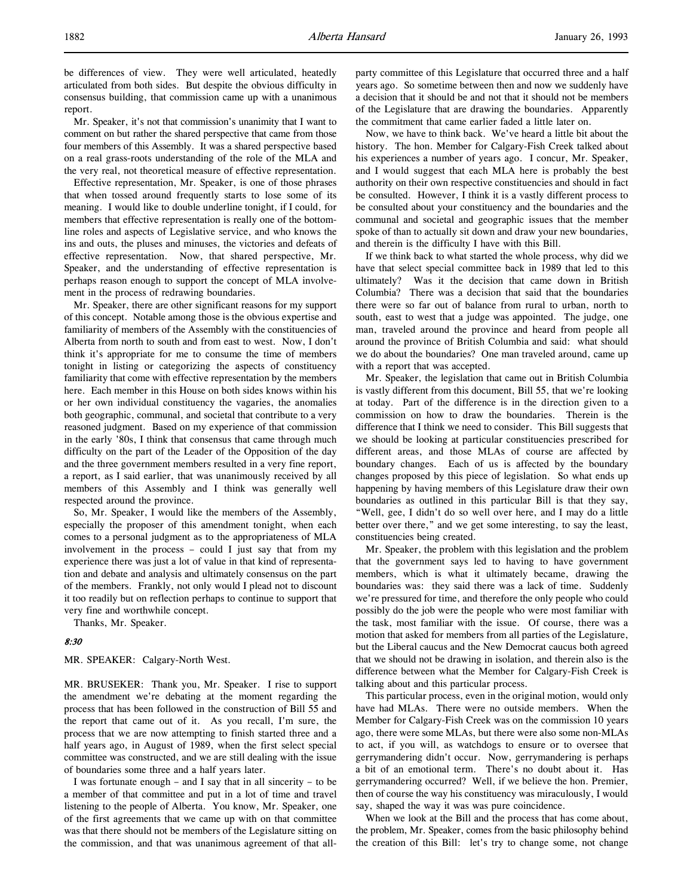be differences of view. They were well articulated, heatedly articulated from both sides. But despite the obvious difficulty in consensus building, that commission came up with a unanimous report.

Mr. Speaker, it's not that commission's unanimity that I want to comment on but rather the shared perspective that came from those four members of this Assembly. It was a shared perspective based on a real grass-roots understanding of the role of the MLA and the very real, not theoretical measure of effective representation.

Effective representation, Mr. Speaker, is one of those phrases that when tossed around frequently starts to lose some of its meaning. I would like to double underline tonight, if I could, for members that effective representation is really one of the bottom-line roles and aspects of Legislative service, and who knows the ins and outs, the pluses and minuses, the victories and defeats of effective representation. Now, that shared perspective, Mr. Speaker, and the understanding of effective representation is perhaps reason enough to support the concept of MLA involvement in the process of redrawing boundaries.

Mr. Speaker, there are other significant reasons for my support of this concept. Notable among those is the obvious expertise and familiarity of members of the Assembly with the constituencies of Alberta from north to south and from east to west. Now, I don't think it's appropriate for me to consume the time of members tonight in listing or categorizing the aspects of constituency familiarity that come with effective representation by the members here. Each member in this House on both sides knows within his or her own individual constituency the vagaries, the anomalies both geographic, communal, and societal that contribute to a very reasoned judgment. Based on my experience of that commission in the early '80s, I think that consensus that came through much difficulty on the part of the Leader of the Opposition of the day and the three government members resulted in a very fine report, a report, as I said earlier, that was unanimously received by all members of this Assembly and I think was generally well respected around the province.

So, Mr. Speaker, I would like the members of the Assembly, especially the proposer of this amendment tonight, when each comes to a personal judgment as to the appropriateness of MLA involvement in the process – could I just say that from my experience there was just a lot of value in that kind of representation and debate and analysis and ultimately consensus on the part of the members. Frankly, not only would I plead not to discount it too readily but on reflection perhaps to continue to support that very fine and worthwhile concept.

Thanks, Mr. Speaker.

*8:30*

MR. SPEAKER: Calgary-North West.

MR. BRUSEKER: Thank you, Mr. Speaker. I rise to support the amendment we're debating at the moment regarding the process that has been followed in the construction of Bill 55 and the report that came out of it. As you recall, I'm sure, the process that we are now attempting to finish started three and a half years ago, in August of 1989, when the first select special committee was constructed, and we are still dealing with the issue of boundaries some three and a half years later.

I was fortunate enough – and I say that in all sincerity – to be a member of that committee and put in a lot of time and travel listening to the people of Alberta. You know, Mr. Speaker, one of the first agreements that we came up with on that committee was that there should not be members of the Legislature sitting on the commission, and that was unanimous agreement of that all-party committee of this Legislature that occurred three and a half years ago. So sometime between then and now we suddenly have a decision that it should be and not that it should not be members of the Legislature that are drawing the boundaries. Apparently the commitment that came earlier faded a little later on.

Now, we have to think back. We've heard a little bit about the history. The hon. Member for Calgary-Fish Creek talked about his experiences a number of years ago. I concur, Mr. Speaker, and I would suggest that each MLA here is probably the best authority on their own respective constituencies and should in fact be consulted. However, I think it is a vastly different process to be consulted about your constituency and the boundaries and the communal and societal and geographic issues that the member spoke of than to actually sit down and draw your new boundaries, and therein is the difficulty I have with this Bill.

If we think back to what started the whole process, why did we have that select special committee back in 1989 that led to this ultimately? Was it the decision that came down in British Columbia? There was a decision that said that the boundaries there were so far out of balance from rural to urban, north to south, east to west that a judge was appointed. The judge, one man, traveled around the province and heard from people all around the province of British Columbia and said: what should we do about the boundaries? One man traveled around, came up with a report that was accepted.

Mr. Speaker, the legislation that came out in British Columbia is vastly different from this document, Bill 55, that we're looking at today. Part of the difference is in the direction given to a commission on how to draw the boundaries. Therein is the difference that I think we need to consider. This Bill suggests that we should be looking at particular constituencies prescribed for different areas, and those MLAs of course are affected by boundary changes. Each of us is affected by the boundary changes proposed by this piece of legislation. So what ends up happening by having members of this Legislature draw their own boundaries as outlined in this particular Bill is that they say, "Well, gee, I didn't do so well over here, and I may do a little better over there," and we get some interesting, to say the least, constituencies being created.

Mr. Speaker, the problem with this legislation and the problem that the government says led to having to have government members, which is what it ultimately became, drawing the boundaries was: they said there was a lack of time. Suddenly we're pressured for time, and therefore the only people who could possibly do the job were the people who were most familiar with the task, most familiar with the issue. Of course, there was a motion that asked for members from all parties of the Legislature, but the Liberal caucus and the New Democrat caucus both agreed that we should not be drawing in isolation, and therein also is the difference between what the Member for Calgary-Fish Creek is talking about and this particular process.

This particular process, even in the original motion, would only have had MLAs. There were no outside members. When the Member for Calgary-Fish Creek was on the commission 10 years ago, there were some MLAs, but there were also some non-MLAs to act, if you will, as watchdogs to ensure or to oversee that gerrymandering didn't occur. Now, gerrymandering is perhaps a bit of an emotional term. There's no doubt about it. Has gerrymandering occurred? Well, if we believe the hon. Premier, then of course the way his constituency was miraculously, I would say, shaped the way it was was pure coincidence.

When we look at the Bill and the process that has come about, the problem, Mr. Speaker, comes from the basic philosophy behind the creation of this Bill: let's try to change some, not change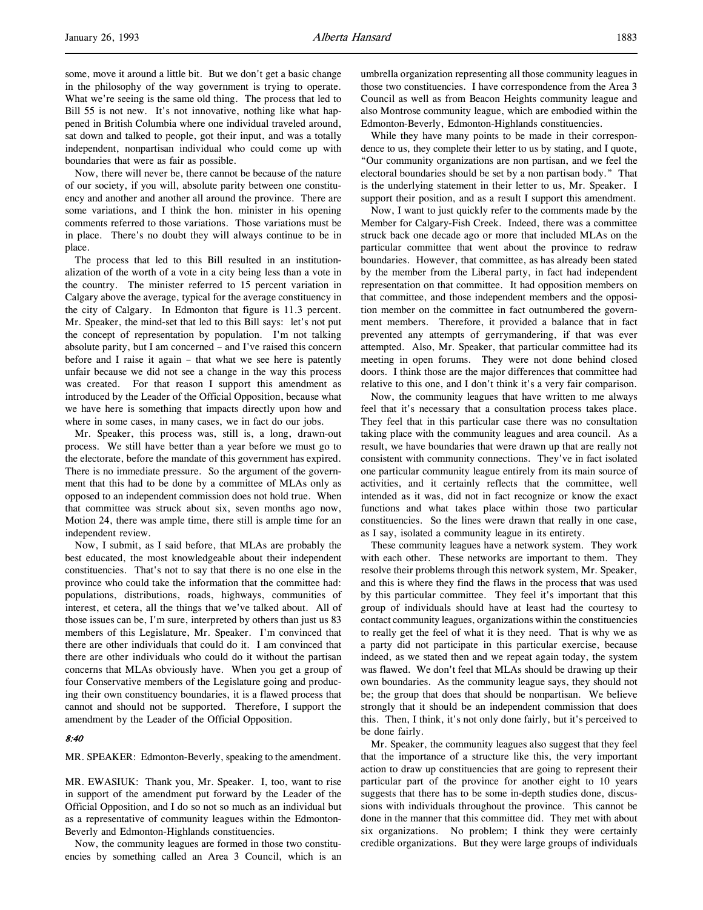some, move it around a little bit. But we don't get a basic change in the philosophy of the way government is trying to operate. What we're seeing is the same old thing. The process that led to Bill 55 is not new. It's not innovative, nothing like what happened in British Columbia where one individual traveled around, sat down and talked to people, got their input, and was a totally independent, nonpartisan individual who could come up with boundaries that were as fair as possible.

Now, there will never be, there cannot be because of the nature of our society, if you will, absolute parity between one constituency and another and another all around the province. There are some variations, and I think the hon. minister in his opening comments referred to those variations. Those variations must be in place. There's no doubt they will always continue to be in place.

The process that led to this Bill resulted in an institutionalization of the worth of a vote in a city being less than a vote in the country. The minister referred to 15 percent variation in Calgary above the average, typical for the average constituency in the city of Calgary. In Edmonton that figure is 11.3 percent. Mr. Speaker, the mind-set that led to this Bill says: let's not put the concept of representation by population. I'm not talking absolute parity, but I am concerned – and I've raised this concern before and I raise it again – that what we see here is patently unfair because we did not see a change in the way this process was created. For that reason I support this amendment as introduced by the Leader of the Official Opposition, because what we have here is something that impacts directly upon how and where in some cases, in many cases, we in fact do our jobs.

Mr. Speaker, this process was, still is, a long, drawn-out process. We still have better than a year before we must go to the electorate, before the mandate of this government has expired. There is no immediate pressure. So the argument of the government that this had to be done by a committee of MLAs only as opposed to an independent commission does not hold true. When that committee was struck about six, seven months ago now, Motion 24, there was ample time, there still is ample time for an independent review.

Now, I submit, as I said before, that MLAs are probably the best educated, the most knowledgeable about their independent constituencies. That's not to say that there is no one else in the province who could take the information that the committee had: populations, distributions, roads, highways, communities of interest, et cetera, all the things that we've talked about. All of those issues can be, I'm sure, interpreted by others than just us 83 members of this Legislature, Mr. Speaker. I'm convinced that there are other individuals that could do it. I am convinced that there are other individuals who could do it without the partisan concerns that MLAs obviously have. When you get a group of four Conservative members of the Legislature going and producing their own constituency boundaries, it is a flawed process that cannot and should not be supported. Therefore, I support the amendment by the Leader of the Official Opposition.

*8:40*

MR. SPEAKER: Edmonton-Beverly, speaking to the amendment.

MR. EWASIUK: Thank you, Mr. Speaker. I, too, want to rise in support of the amendment put forward by the Leader of the Official Opposition, and I do so not so much as an individual but as a representative of community leagues within the Edmonton-Beverly and Edmonton-Highlands constituencies.

Now, the community leagues are formed in those two constituencies by something called an Area 3 Council, which is an umbrella organization representing all those community leagues in those two constituencies. I have correspondence from the Area 3 Council as well as from Beacon Heights community league and also Montrose community league, which are embodied within the Edmonton-Beverly, Edmonton-Highlands constituencies.

While they have many points to be made in their correspondence to us, they complete their letter to us by stating, and I quote, "Our community organizations are non partisan, and we feel the electoral boundaries should be set by a non partisan body." That is the underlying statement in their letter to us, Mr. Speaker. I support their position, and as a result I support this amendment.

Now, I want to just quickly refer to the comments made by the Member for Calgary-Fish Creek. Indeed, there was a committee struck back one decade ago or more that included MLAs on the particular committee that went about the province to redraw boundaries. However, that committee, as has already been stated by the member from the Liberal party, in fact had independent representation on that committee. It had opposition members on that committee, and those independent members and the opposition member on the committee in fact outnumbered the government members. Therefore, it provided a balance that in fact prevented any attempts of gerrymandering, if that was ever attempted. Also, Mr. Speaker, that particular committee had its meeting in open forums. They were not done behind closed doors. I think those are the major differences that committee had relative to this one, and I don't think it's a very fair comparison.

Now, the community leagues that have written to me always feel that it's necessary that a consultation process takes place. They feel that in this particular case there was no consultation taking place with the community leagues and area council. As a result, we have boundaries that were drawn up that are really not consistent with community connections. They've in fact isolated one particular community league entirely from its main source of activities, and it certainly reflects that the committee, well intended as it was, did not in fact recognize or know the exact functions and what takes place within those two particular constituencies. So the lines were drawn that really in one case, as I say, isolated a community league in its entirety.

These community leagues have a network system. They work with each other. These networks are important to them. They resolve their problems through this network system, Mr. Speaker, and this is where they find the flaws in the process that was used by this particular committee. They feel it's important that this group of individuals should have at least had the courtesy to contact community leagues, organizations within the constituencies to really get the feel of what it is they need. That is why we as a party did not participate in this particular exercise, because indeed, as we stated then and we repeat again today, the system was flawed. We don't feel that MLAs should be drawing up their own boundaries. As the community league says, they should not be; the group that does that should be nonpartisan. We believe strongly that it should be an independent commission that does this. Then, I think, it's not only done fairly, but it's perceived to be done fairly.

Mr. Speaker, the community leagues also suggest that they feel that the importance of a structure like this, the very important action to draw up constituencies that are going to represent their particular part of the province for another eight to 10 years suggests that there has to be some in-depth studies done, discussions with individuals throughout the province. This cannot be done in the manner that this committee did. They met with about six organizations. No problem; I think they were certainly credible organizations. But they were large groups of individuals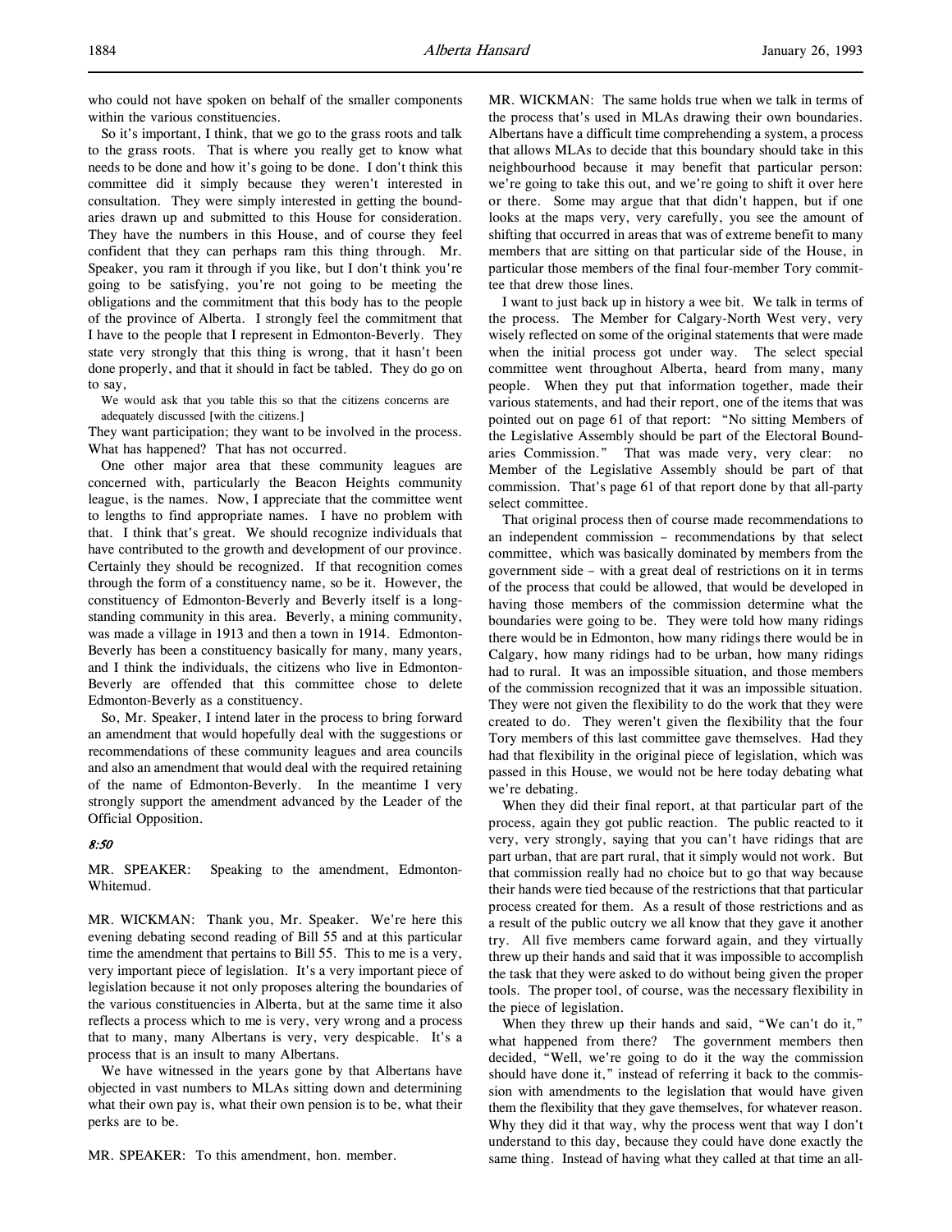who could not have spoken on behalf of the smaller components within the various constituencies.

So it's important, I think, that we go to the grass roots and talk to the grass roots. That is where you really get to know what needs to be done and how it's going to be done. I don't think this committee did it simply because they weren't interested in consultation. They were simply interested in getting the boundaries drawn up and submitted to this House for consideration. They have the numbers in this House, and of course they feel confident that they can perhaps ram this thing through. Mr. Speaker, you ram it through if you like, but I don't think you're going to be satisfying, you're not going to be meeting the obligations and the commitment that this body has to the people of the province of Alberta. I strongly feel the commitment that I have to the people that I represent in Edmonton-Beverly. They state very strongly that this thing is wrong, that it hasn't been done properly, and that it should in fact be tabled. They do go on to say,

> We would ask that you table this so that the citizens concerns are adequately discussed [with the citizens.]

They want participation; they want to be involved in the process. What has happened? That has not occurred.

One other major area that these community leagues are concerned with, particularly the Beacon Heights community league, is the names. Now, I appreciate that the committee went to lengths to find appropriate names. I have no problem with that. I think that's great. We should recognize individuals that have contributed to the growth and development of our province. Certainly they should be recognized. If that recognition comes through the form of a constituency name, so be it. However, the constituency of Edmonton-Beverly and Beverly itself is a long-standing community in this area. Beverly, a mining community, was made a village in 1913 and then a town in 1914. Edmonton-Beverly has been a constituency basically for many, many years, and I think the individuals, the citizens who live in Edmonton-Beverly are offended that this committee chose to delete Edmonton-Beverly as a constituency.

So, Mr. Speaker, I intend later in the process to bring forward an amendment that would hopefully deal with the suggestions or recommendations of these community leagues and area councils and also an amendment that would deal with the required retaining of the name of Edmonton-Beverly. In the meantime I very strongly support the amendment advanced by the Leader of the Official Opposition.

*8:50*

MR. SPEAKER: Speaking to the amendment, Edmonton-Whitemud.

MR. WICKMAN: Thank you, Mr. Speaker. We're here this evening debating second reading of Bill 55 and at this particular time the amendment that pertains to Bill 55. This to me is a very, very important piece of legislation. It's a very important piece of legislation because it not only proposes altering the boundaries of the various constituencies in Alberta, but at the same time it also reflects a process which to me is very, very wrong and a process that to many, many Albertans is very, very despicable. It's a process that is an insult to many Albertans.

We have witnessed in the years gone by that Albertans have objected in vast numbers to MLAs sitting down and determining what their own pay is, what their own pension is to be, what their perks are to be.

MR. SPEAKER: To this amendment, hon. member.

MR. WICKMAN: The same holds true when we talk in terms of the process that's used in MLAs drawing their own boundaries. Albertans have a difficult time comprehending a system, a process that allows MLAs to decide that this boundary should take in this neighbourhood because it may benefit that particular person: we're going to take this out, and we're going to shift it over here or there. Some may argue that that didn't happen, but if one looks at the maps very, very carefully, you see the amount of shifting that occurred in areas that was of extreme benefit to many members that are sitting on that particular side of the House, in particular those members of the final four-member Tory committee that drew those lines.

I want to just back up in history a wee bit. We talk in terms of the process. The Member for Calgary-North West very, very wisely reflected on some of the original statements that were made when the initial process got under way. The select special committee went throughout Alberta, heard from many, many people. When they put that information together, made their various statements, and had their report, one of the items that was pointed out on page 61 of that report: "No sitting Members of the Legislative Assembly should be part of the Electoral Boundaries Commission." That was made very, very clear: no Member of the Legislative Assembly should be part of that commission. That's page 61 of that report done by that all-party select committee.

That original process then of course made recommendations to an independent commission – recommendations by that select committee, which was basically dominated by members from the government side – with a great deal of restrictions on it in terms of the process that could be allowed, that would be developed in having those members of the commission determine what the boundaries were going to be. They were told how many ridings there would be in Edmonton, how many ridings there would be in Calgary, how many ridings had to be urban, how many ridings had to rural. It was an impossible situation, and those members of the commission recognized that it was an impossible situation. They were not given the flexibility to do the work that they were created to do. They weren't given the flexibility that the four Tory members of this last committee gave themselves. Had they had that flexibility in the original piece of legislation, which was passed in this House, we would not be here today debating what we're debating.

When they did their final report, at that particular part of the process, again they got public reaction. The public reacted to it very, very strongly, saying that you can't have ridings that are part urban, that are part rural, that it simply would not work. But that commission really had no choice but to go that way because their hands were tied because of the restrictions that that particular process created for them. As a result of those restrictions and as a result of the public outcry we all know that they gave it another try. All five members came forward again, and they virtually threw up their hands and said that it was impossible to accomplish the task that they were asked to do without being given the proper tools. The proper tool, of course, was the necessary flexibility in the piece of legislation.

When they threw up their hands and said, "We can't do it," what happened from there? The government members then decided, "Well, we're going to do it the way the commission should have done it," instead of referring it back to the commission with amendments to the legislation that would have given them the flexibility that they gave themselves, for whatever reason. Why they did it that way, why the process went that way I don't understand to this day, because they could have done exactly the same thing. Instead of having what they called at that time an all-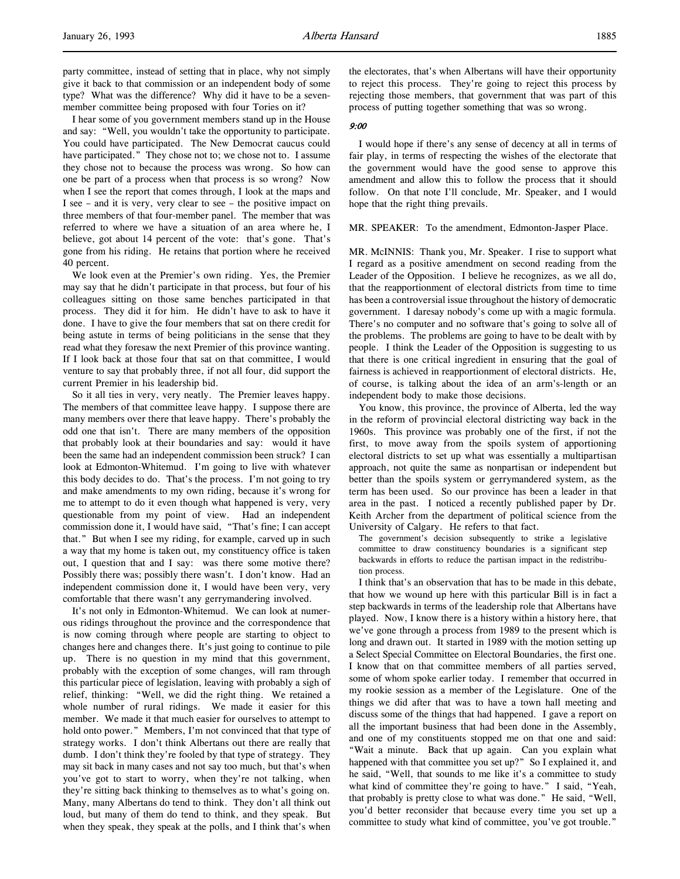party committee, instead of setting that in place, why not simply give it back to that commission or an independent body of some type? What was the difference? Why did it have to be a seven-member committee being proposed with four Tories on it?

I hear some of you government members stand up in the House and say: "Well, you wouldn't take the opportunity to participate. You could have participated. The New Democrat caucus could have participated." They chose not to; we chose not to. I assume they chose not to because the process was wrong. So how can one be part of a process when that process is so wrong? Now when I see the report that comes through, I look at the maps and I see – and it is very, very clear to see – the positive impact on three members of that four-member panel. The member that was referred to where we have a situation of an area where he, I believe, got about 14 percent of the vote: that's gone. That's gone from his riding. He retains that portion where he received 40 percent.

We look even at the Premier's own riding. Yes, the Premier may say that he didn't participate in that process, but four of his colleagues sitting on those same benches participated in that process. They did it for him. He didn't have to ask to have it done. I have to give the four members that sat on there credit for being astute in terms of being politicians in the sense that they read what they foresaw the next Premier of this province wanting. If I look back at those four that sat on that committee, I would venture to say that probably three, if not all four, did support the current Premier in his leadership bid.

So it all ties in very, very neatly. The Premier leaves happy. The members of that committee leave happy. I suppose there are many members over there that leave happy. There's probably the odd one that isn't. There are many members of the opposition that probably look at their boundaries and say: would it have been the same had an independent commission been struck? I can look at Edmonton-Whitemud. I'm going to live with whatever this body decides to do. That's the process. I'm not going to try and make amendments to my own riding, because it's wrong for me to attempt to do it even though what happened is very, very questionable from my point of view. Had an independent commission done it, I would have said, "That's fine; I can accept that." But when I see my riding, for example, carved up in such a way that my home is taken out, my constituency office is taken out, I question that and I say: was there some motive there? Possibly there was; possibly there wasn't. I don't know. Had an independent commission done it, I would have been very, very comfortable that there wasn't any gerrymandering involved.

It's not only in Edmonton-Whitemud. We can look at numerous ridings throughout the province and the correspondence that is now coming through where people are starting to object to changes here and changes there. It's just going to continue to pile up. There is no question in my mind that this government, probably with the exception of some changes, will ram through this particular piece of legislation, leaving with probably a sigh of relief, thinking: "Well, we did the right thing. We retained a whole number of rural ridings. We made it easier for this member. We made it that much easier for ourselves to attempt to hold onto power." Members, I'm not convinced that that type of strategy works. I don't think Albertans out there are really that dumb. I don't think they're fooled by that type of strategy. They may sit back in many cases and not say too much, but that's when you've got to start to worry, when they're not talking, when they're sitting back thinking to themselves as to what's going on. Many, many Albertans do tend to think. They don't all think out loud, but many of them do tend to think, and they speak. But when they speak, they speak at the polls, and I think that's when the electorates, that's when Albertans will have their opportunity to reject this process. They're going to reject this process by rejecting those members, that government that was part of this process of putting together something that was so wrong.

*9:00*

I would hope if there's any sense of decency at all in terms of fair play, in terms of respecting the wishes of the electorate that the government would have the good sense to approve this amendment and allow this to follow the process that it should follow. On that note I'll conclude, Mr. Speaker, and I would hope that the right thing prevails.

MR. SPEAKER: To the amendment, Edmonton-Jasper Place.

MR. McINNIS: Thank you, Mr. Speaker. I rise to support what I regard as a positive amendment on second reading from the Leader of the Opposition. I believe he recognizes, as we all do, that the reapportionment of electoral districts from time to time has been a controversial issue throughout the history of democratic government. I daresay nobody's come up with a magic formula. There's no computer and no software that's going to solve all of the problems. The problems are going to have to be dealt with by people. I think the Leader of the Opposition is suggesting to us that there is one critical ingredient in ensuring that the goal of fairness is achieved in reapportionment of electoral districts. He, of course, is talking about the idea of an arm's-length or an independent body to make those decisions.

You know, this province, the province of Alberta, led the way in the reform of provincial electoral districting way back in the 1960s. This province was probably one of the first, if not the first, to move away from the spoils system of apportioning electoral districts to set up what was essentially a multipartisan approach, not quite the same as nonpartisan or independent but better than the spoils system or gerrymandered system, as the term has been used. So our province has been a leader in that area in the past. I noticed a recently published paper by Dr. Keith Archer from the department of political science from the University of Calgary. He refers to that fact.

> The government's decision subsequently to strike a legislative committee to draw constituency boundaries is a significant step backwards in efforts to reduce the partisan impact in the redistribution process.

I think that's an observation that has to be made in this debate, that how we wound up here with this particular Bill is in fact a step backwards in terms of the leadership role that Albertans have played. Now, I know there is a history within a history here, that we've gone through a process from 1989 to the present which is long and drawn out. It started in 1989 with the motion setting up a Select Special Committee on Electoral Boundaries, the first one. I know that on that committee members of all parties served, some of whom spoke earlier today. I remember that occurred in my rookie session as a member of the Legislature. One of the things we did after that was to have a town hall meeting and discuss some of the things that had happened. I gave a report on all the important business that had been done in the Assembly, and one of my constituents stopped me on that one and said: "Wait a minute. Back that up again. Can you explain what happened with that committee you set up?" So I explained it, and he said, "Well, that sounds to me like it's a committee to study what kind of committee they're going to have." I said, "Yeah, that probably is pretty close to what was done." He said, "Well, you'd better reconsider that because every time you set up a committee to study what kind of committee, you've got trouble."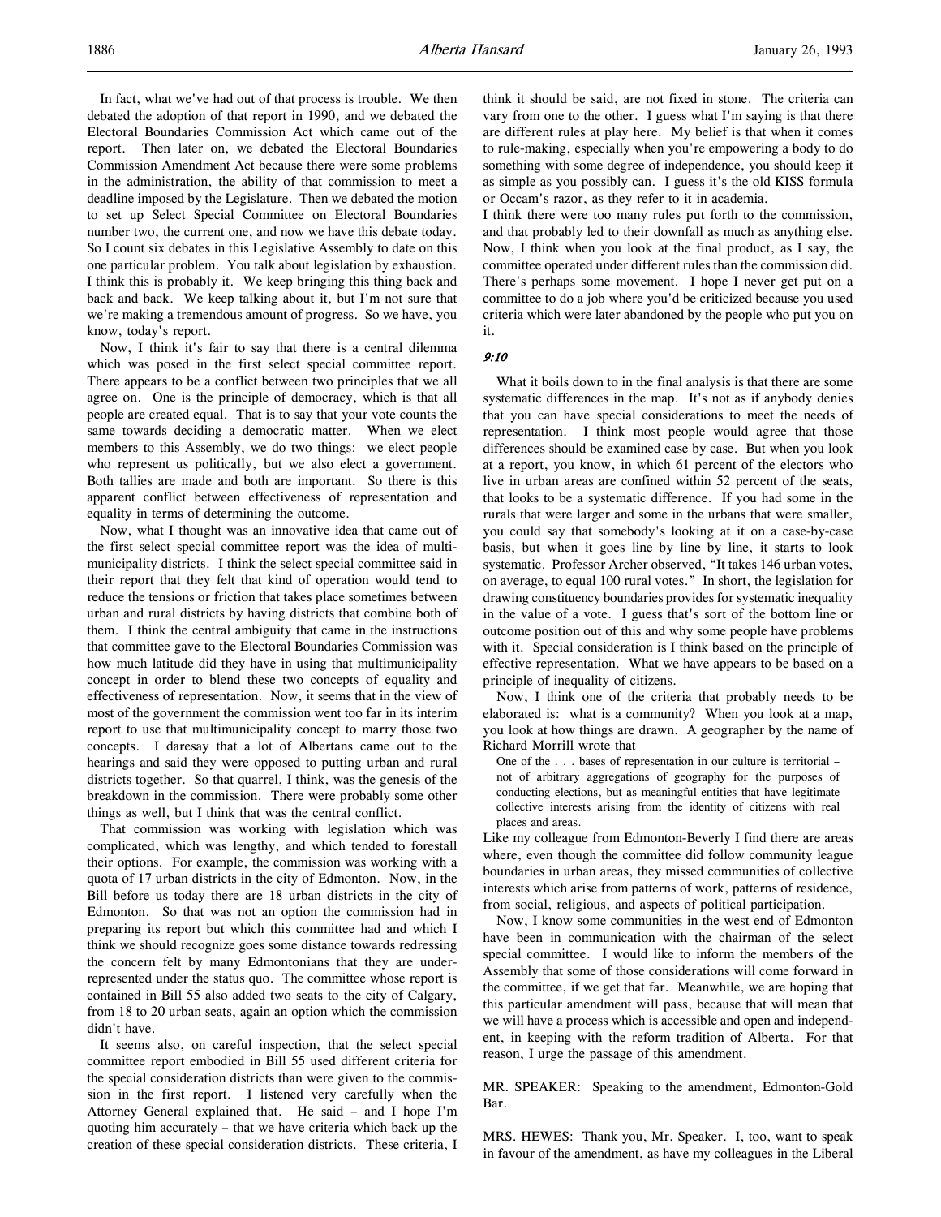In fact, what we've had out of that process is trouble. We then debated the adoption of that report in 1990, and we debated the Electoral Boundaries Commission Act which came out of the report. Then later on, we debated the Electoral Boundaries Commission Amendment Act because there were some problems in the administration, the ability of that commission to meet a deadline imposed by the Legislature. Then we debated the motion to set up Select Special Committee on Electoral Boundaries number two, the current one, and now we have this debate today. So I count six debates in this Legislative Assembly to date on this one particular problem. You talk about legislation by exhaustion. I think this is probably it. We keep bringing this thing back and back and back. We keep talking about it, but I'm not sure that we're making a tremendous amount of progress. So we have, you know, today's report.

Now, I think it's fair to say that there is a central dilemma which was posed in the first select special committee report. There appears to be a conflict between two principles that we all agree on. One is the principle of democracy, which is that all people are created equal. That is to say that your vote counts the same towards deciding a democratic matter. When we elect members to this Assembly, we do two things: we elect people who represent us politically, but we also elect a government. Both tallies are made and both are important. So there is this apparent conflict between effectiveness of representation and equality in terms of determining the outcome.

Now, what I thought was an innovative idea that came out of the first select special committee report was the idea of multi-municipality districts. I think the select special committee said in their report that they felt that kind of operation would tend to reduce the tensions or friction that takes place sometimes between urban and rural districts by having districts that combine both of them. I think the central ambiguity that came in the instructions that committee gave to the Electoral Boundaries Commission was how much latitude did they have in using that multimunicipality concept in order to blend these two concepts of equality and effectiveness of representation. Now, it seems that in the view of most of the government the commission went too far in its interim report to use that multimunicipality concept to marry those two concepts. I daresay that a lot of Albertans came out to the hearings and said they were opposed to putting urban and rural districts together. So that quarrel, I think, was the genesis of the breakdown in the commission. There were probably some other things as well, but I think that was the central conflict.

That commission was working with legislation which was complicated, which was lengthy, and which tended to forestall their options. For example, the commission was working with a quota of 17 urban districts in the city of Edmonton. Now, in the Bill before us today there are 18 urban districts in the city of Edmonton. So that was not an option the commission had in preparing its report but which this committee had and which I think we should recognize goes some distance towards redressing the concern felt by many Edmontonians that they are under-represented under the status quo. The committee whose report is contained in Bill 55 also added two seats to the city of Calgary, from 18 to 20 urban seats, again an option which the commission didn't have.

It seems also, on careful inspection, that the select special committee report embodied in Bill 55 used different criteria for the special consideration districts than were given to the commission in the first report. I listened very carefully when the Attorney General explained that. He said – and I hope I'm quoting him accurately – that we have criteria which back up the creation of these special consideration districts. These criteria, I think it should be said, are not fixed in stone. The criteria can vary from one to the other. I guess what I'm saying is that there are different rules at play here. My belief is that when it comes to rule-making, especially when you're empowering a body to do something with some degree of independence, you should keep it as simple as you possibly can. I guess it's the old KISS formula or Occam's razor, as they refer to it in academia.

I think there were too many rules put forth to the commission, and that probably led to their downfall as much as anything else. Now, I think when you look at the final product, as I say, the committee operated under different rules than the commission did. There's perhaps some movement. I hope I never get put on a committee to do a job where you'd be criticized because you used criteria which were later abandoned by the people who put you on it.

*9:10*

What it boils down to in the final analysis is that there are some systematic differences in the map. It's not as if anybody denies that you can have special considerations to meet the needs of representation. I think most people would agree that those differences should be examined case by case. But when you look at a report, you know, in which 61 percent of the electors who live in urban areas are confined within 52 percent of the seats, that looks to be a systematic difference. If you had some in the rurals that were larger and some in the urbans that were smaller, you could say that somebody's looking at it on a case-by-case basis, but when it goes line by line by line, it starts to look systematic. Professor Archer observed, "It takes 146 urban votes, on average, to equal 100 rural votes." In short, the legislation for drawing constituency boundaries provides for systematic inequality in the value of a vote. I guess that's sort of the bottom line or outcome position out of this and why some people have problems with it. Special consideration is I think based on the principle of effective representation. What we have appears to be based on a principle of inequality of citizens.

Now, I think one of the criteria that probably needs to be elaborated is: what is a community? When you look at a map, you look at how things are drawn. A geographer by the name of Richard Morrill wrote that

> One of the . . . bases of representation in our culture is territorial – not of arbitrary aggregations of geography for the purposes of conducting elections, but as meaningful entities that have legitimate collective interests arising from the identity of citizens with real places and areas.

Like my colleague from Edmonton-Beverly I find there are areas where, even though the committee did follow community league boundaries in urban areas, they missed communities of collective interests which arise from patterns of work, patterns of residence, from social, religious, and aspects of political participation.

Now, I know some communities in the west end of Edmonton have been in communication with the chairman of the select special committee. I would like to inform the members of the Assembly that some of those considerations will come forward in the committee, if we get that far. Meanwhile, we are hoping that this particular amendment will pass, because that will mean that we will have a process which is accessible and open and independent, in keeping with the reform tradition of Alberta. For that reason, I urge the passage of this amendment.

MR. SPEAKER: Speaking to the amendment, Edmonton-Gold Bar.

MRS. HEWES: Thank you, Mr. Speaker. I, too, want to speak in favour of the amendment, as have my colleagues in the Liberal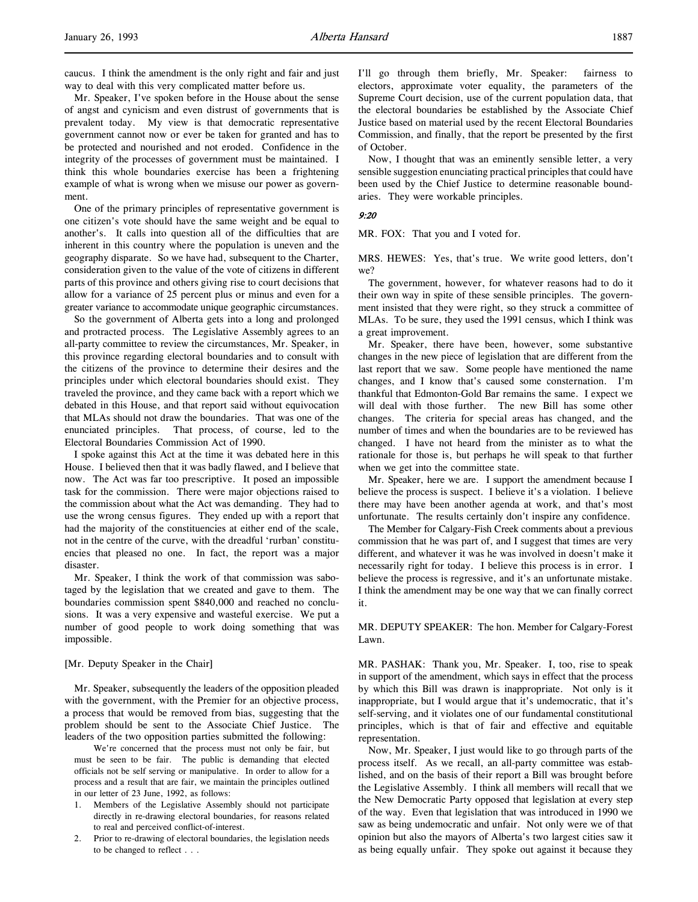caucus. I think the amendment is the only right and fair and just way to deal with this very complicated matter before us.

Mr. Speaker, I've spoken before in the House about the sense of angst and cynicism and even distrust of governments that is prevalent today. My view is that democratic representative government cannot now or ever be taken for granted and has to be protected and nourished and not eroded. Confidence in the integrity of the processes of government must be maintained. I think this whole boundaries exercise has been a frightening example of what is wrong when we misuse our power as government.

One of the primary principles of representative government is one citizen's vote should have the same weight and be equal to another's. It calls into question all of the difficulties that are inherent in this country where the population is uneven and the geography disparate. So we have had, subsequent to the Charter, consideration given to the value of the vote of citizens in different parts of this province and others giving rise to court decisions that allow for a variance of 25 percent plus or minus and even for a greater variance to accommodate unique geographic circumstances.

So the government of Alberta gets into a long and prolonged and protracted process. The Legislative Assembly agrees to an all-party committee to review the circumstances, Mr. Speaker, in this province regarding electoral boundaries and to consult with the citizens of the province to determine their desires and the principles under which electoral boundaries should exist. They traveled the province, and they came back with a report which we debated in this House, and that report said without equivocation that MLAs should not draw the boundaries. That was one of the enunciated principles. That process, of course, led to the Electoral Boundaries Commission Act of 1990.

I spoke against this Act at the time it was debated here in this House. I believed then that it was badly flawed, and I believe that now. The Act was far too prescriptive. It posed an impossible task for the commission. There were major objections raised to the commission about what the Act was demanding. They had to use the wrong census figures. They ended up with a report that had the majority of the constituencies at either end of the scale, not in the centre of the curve, with the dreadful 'rurban' constituencies that pleased no one. In fact, the report was a major disaster.

Mr. Speaker, I think the work of that commission was sabotaged by the legislation that we created and gave to them. The boundaries commission spent $840,000 and reached no conclusions. It was a very expensive and wasteful exercise. We put a number of good people to work doing something that was impossible.

[Mr. Deputy Speaker in the Chair]

Mr. Speaker, subsequently the leaders of the opposition pleaded with the government, with the Premier for an objective process, a process that would be removed from bias, suggesting that the problem should be sent to the Associate Chief Justice. The leaders of the two opposition parties submitted the following:

> We're concerned that the process must not only be fair, but must be seen to be fair. The public is demanding that elected officials not be self serving or manipulative. In order to allow for a process and a result that are fair, we maintain the principles outlined in our letter of 23 June, 1992, as follows:
>
> 1. Members of the Legislative Assembly should not participate directly in re-drawing electoral boundaries, for reasons related to real and perceived conflict-of-interest.
> 2. Prior to re-drawing of electoral boundaries, the legislation needs to be changed to reflect . . .

I'll go through them briefly, Mr. Speaker: fairness to electors, approximate voter equality, the parameters of the Supreme Court decision, use of the current population data, that the electoral boundaries be established by the Associate Chief Justice based on material used by the recent Electoral Boundaries Commission, and finally, that the report be presented by the first of October.

Now, I thought that was an eminently sensible letter, a very sensible suggestion enunciating practical principles that could have been used by the Chief Justice to determine reasonable boundaries. They were workable principles.

*9:20*

MR. FOX: That you and I voted for.

MRS. HEWES: Yes, that's true. We write good letters, don't we?

The government, however, for whatever reasons had to do it their own way in spite of these sensible principles. The government insisted that they were right, so they struck a committee of MLAs. To be sure, they used the 1991 census, which I think was a great improvement.

Mr. Speaker, there have been, however, some substantive changes in the new piece of legislation that are different from the last report that we saw. Some people have mentioned the name changes, and I know that's caused some consternation. I'm thankful that Edmonton-Gold Bar remains the same. I expect we will deal with those further. The new Bill has some other changes. The criteria for special areas has changed, and the number of times and when the boundaries are to be reviewed has changed. I have not heard from the minister as to what the rationale for those is, but perhaps he will speak to that further when we get into the committee state.

Mr. Speaker, here we are. I support the amendment because I believe the process is suspect. I believe it's a violation. I believe there may have been another agenda at work, and that's most unfortunate. The results certainly don't inspire any confidence.

The Member for Calgary-Fish Creek comments about a previous commission that he was part of, and I suggest that times are very different, and whatever it was he was involved in doesn't make it necessarily right for today. I believe this process is in error. I believe the process is regressive, and it's an unfortunate mistake. I think the amendment may be one way that we can finally correct it.

MR. DEPUTY SPEAKER: The hon. Member for Calgary-Forest Lawn.

MR. PASHAK: Thank you, Mr. Speaker. I, too, rise to speak in support of the amendment, which says in effect that the process by which this Bill was drawn is inappropriate. Not only is it inappropriate, but I would argue that it's undemocratic, that it's self-serving, and it violates one of our fundamental constitutional principles, which is that of fair and effective and equitable representation.

Now, Mr. Speaker, I just would like to go through parts of the process itself. As we recall, an all-party committee was established, and on the basis of their report a Bill was brought before the Legislative Assembly. I think all members will recall that we the New Democratic Party opposed that legislation at every step of the way. Even that legislation that was introduced in 1990 we saw as being undemocratic and unfair. Not only were we of that opinion but also the mayors of Alberta's two largest cities saw it as being equally unfair. They spoke out against it because they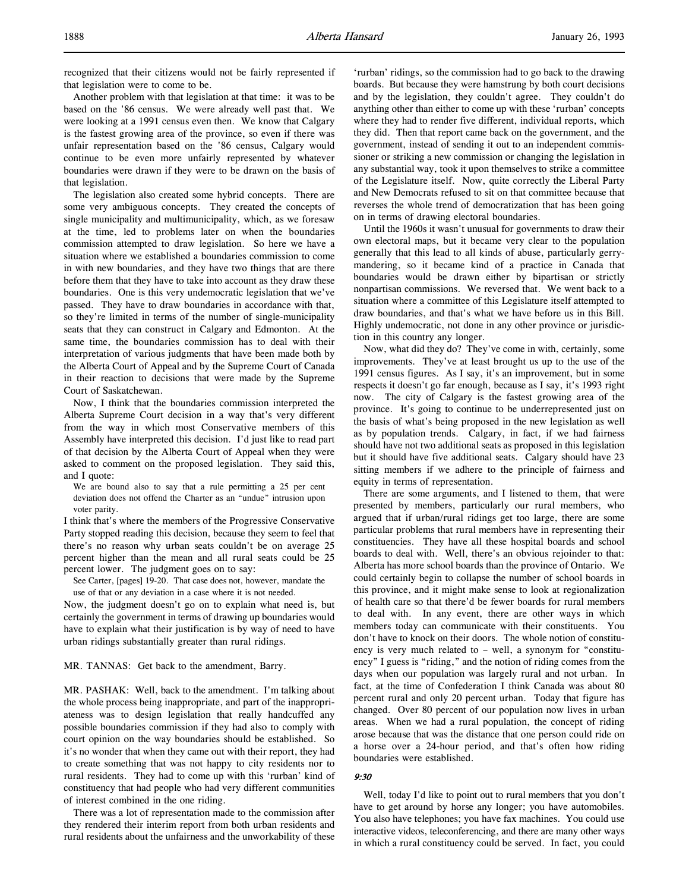recognized that their citizens would not be fairly represented if that legislation were to come to be.

Another problem with that legislation at that time: it was to be based on the '86 census. We were already well past that. We were looking at a 1991 census even then. We know that Calgary is the fastest growing area of the province, so even if there was unfair representation based on the '86 census, Calgary would continue to be even more unfairly represented by whatever boundaries were drawn if they were to be drawn on the basis of that legislation.

The legislation also created some hybrid concepts. There are some very ambiguous concepts. They created the concepts of single municipality and multimunicipality, which, as we foresaw at the time, led to problems later on when the boundaries commission attempted to draw legislation. So here we have a situation where we established a boundaries commission to come in with new boundaries, and they have two things that are there before them that they have to take into account as they draw these boundaries. One is this very undemocratic legislation that we've passed. They have to draw boundaries in accordance with that, so they're limited in terms of the number of single-municipality seats that they can construct in Calgary and Edmonton. At the same time, the boundaries commission has to deal with their interpretation of various judgments that have been made both by the Alberta Court of Appeal and by the Supreme Court of Canada in their reaction to decisions that were made by the Supreme Court of Saskatchewan.

Now, I think that the boundaries commission interpreted the Alberta Supreme Court decision in a way that's very different from the way in which most Conservative members of this Assembly have interpreted this decision. I'd just like to read part of that decision by the Alberta Court of Appeal when they were asked to comment on the proposed legislation. They said this, and I quote:

> We are bound also to say that a rule permitting a 25 per cent deviation does not offend the Charter as an "undue" intrusion upon voter parity.

I think that's where the members of the Progressive Conservative Party stopped reading this decision, because they seem to feel that there's no reason why urban seats couldn't be on average 25 percent higher than the mean and all rural seats could be 25 percent lower. The judgment goes on to say:

> See Carter, [pages] 19-20. That case does not, however, mandate the use of that or any deviation in a case where it is not needed.

Now, the judgment doesn't go on to explain what need is, but certainly the government in terms of drawing up boundaries would have to explain what their justification is by way of need to have urban ridings substantially greater than rural ridings.

MR. TANNAS: Get back to the amendment, Barry.

MR. PASHAK: Well, back to the amendment. I'm talking about the whole process being inappropriate, and part of the inappropriateness was to design legislation that really handcuffed any possible boundaries commission if they had also to comply with court opinion on the way boundaries should be established. So it's no wonder that when they came out with their report, they had to create something that was not happy to city residents nor to rural residents. They had to come up with this 'rurban' kind of constituency that had people who had very different communities of interest combined in the one riding.

There was a lot of representation made to the commission after they rendered their interim report from both urban residents and rural residents about the unfairness and the unworkability of these 'rurban' ridings, so the commission had to go back to the drawing boards. But because they were hamstrung by both court decisions and by the legislation, they couldn't agree. They couldn't do anything other than either to come up with these 'rurban' concepts where they had to render five different, individual reports, which they did. Then that report came back on the government, and the government, instead of sending it out to an independent commissioner or striking a new commission or changing the legislation in any substantial way, took it upon themselves to strike a committee of the Legislature itself. Now, quite correctly the Liberal Party and New Democrats refused to sit on that committee because that reverses the whole trend of democratization that has been going on in terms of drawing electoral boundaries.

Until the 1960s it wasn't unusual for governments to draw their own electoral maps, but it became very clear to the population generally that this lead to all kinds of abuse, particularly gerrymandering, so it became kind of a practice in Canada that boundaries would be drawn either by bipartisan or strictly nonpartisan commissions. We reversed that. We went back to a situation where a committee of this Legislature itself attempted to draw boundaries, and that's what we have before us in this Bill. Highly undemocratic, not done in any other province or jurisdiction in this country any longer.

Now, what did they do? They've come in with, certainly, some improvements. They've at least brought us up to the use of the 1991 census figures. As I say, it's an improvement, but in some respects it doesn't go far enough, because as I say, it's 1993 right now. The city of Calgary is the fastest growing area of the province. It's going to continue to be underrepresented just on the basis of what's being proposed in the new legislation as well as by population trends. Calgary, in fact, if we had fairness should have not two additional seats as proposed in this legislation but it should have five additional seats. Calgary should have 23 sitting members if we adhere to the principle of fairness and equity in terms of representation.

There are some arguments, and I listened to them, that were presented by members, particularly our rural members, who argued that if urban/rural ridings get too large, there are some particular problems that rural members have in representing their constituencies. They have all these hospital boards and school boards to deal with. Well, there's an obvious rejoinder to that: Alberta has more school boards than the province of Ontario. We could certainly begin to collapse the number of school boards in this province, and it might make sense to look at regionalization of health care so that there'd be fewer boards for rural members to deal with. In any event, there are other ways in which members today can communicate with their constituents. You don't have to knock on their doors. The whole notion of constituency is very much related to – well, a synonym for "constituency" I guess is "riding," and the notion of riding comes from the days when our population was largely rural and not urban. In fact, at the time of Confederation I think Canada was about 80 percent rural and only 20 percent urban. Today that figure has changed. Over 80 percent of our population now lives in urban areas. When we had a rural population, the concept of riding arose because that was the distance that one person could ride on a horse over a 24-hour period, and that's often how riding boundaries were established.

*9:30*

Well, today I'd like to point out to rural members that you don't have to get around by horse any longer; you have automobiles. You also have telephones; you have fax machines. You could use interactive videos, teleconferencing, and there are many other ways in which a rural constituency could be served. In fact, you could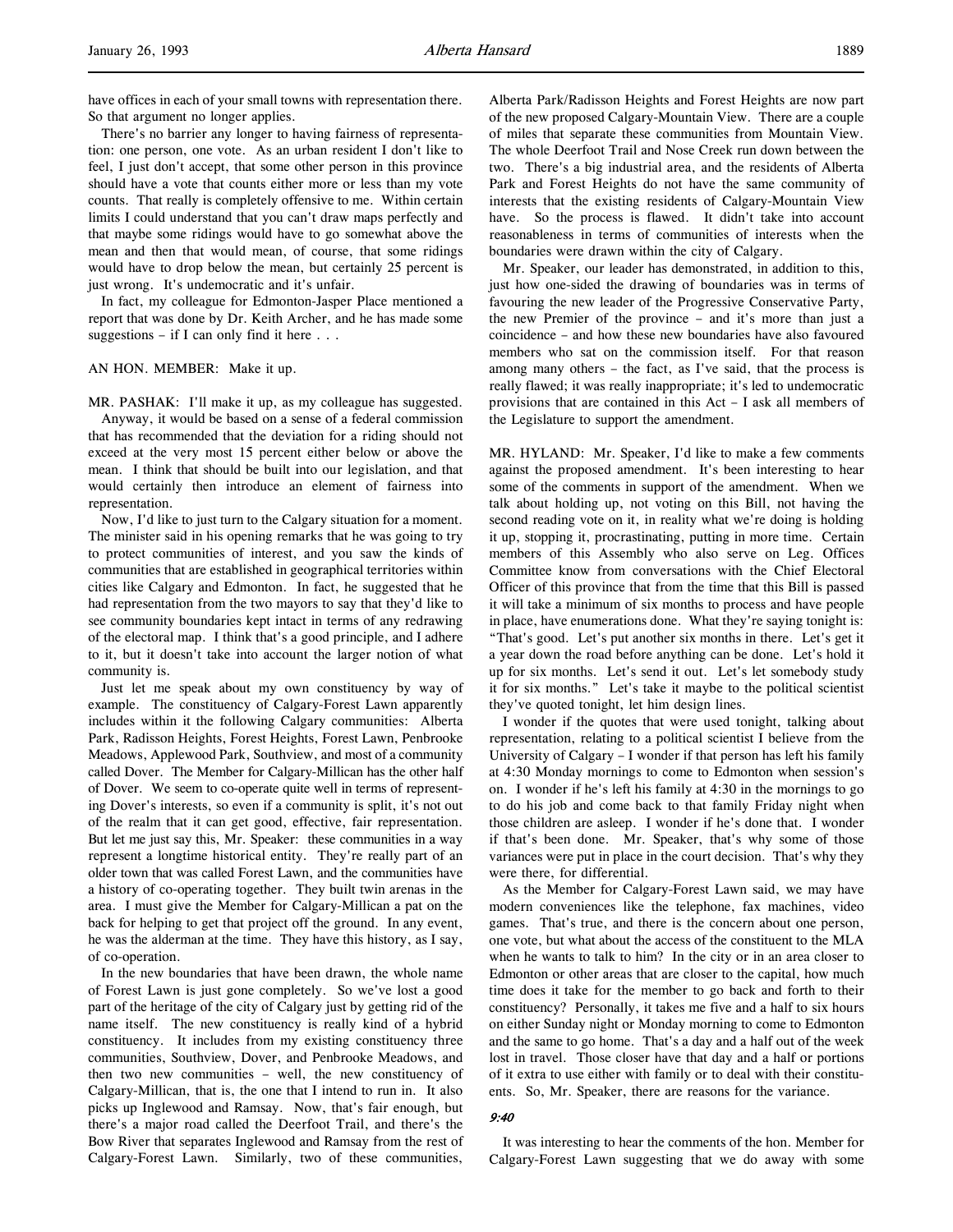have offices in each of your small towns with representation there. So that argument no longer applies.

There's no barrier any longer to having fairness of representation: one person, one vote. As an urban resident I don't like to feel, I just don't accept, that some other person in this province should have a vote that counts either more or less than my vote counts. That really is completely offensive to me. Within certain limits I could understand that you can't draw maps perfectly and that maybe some ridings would have to go somewhat above the mean and then that would mean, of course, that some ridings would have to drop below the mean, but certainly 25 percent is just wrong. It's undemocratic and it's unfair.

In fact, my colleague for Edmonton-Jasper Place mentioned a report that was done by Dr. Keith Archer, and he has made some suggestions – if I can only find it here . . .

AN HON. MEMBER: Make it up.

MR. PASHAK: I'll make it up, as my colleague has suggested.

Anyway, it would be based on a sense of a federal commission that has recommended that the deviation for a riding should not exceed at the very most 15 percent either below or above the mean. I think that should be built into our legislation, and that would certainly then introduce an element of fairness into representation.

Now, I'd like to just turn to the Calgary situation for a moment. The minister said in his opening remarks that he was going to try to protect communities of interest, and you saw the kinds of communities that are established in geographical territories within cities like Calgary and Edmonton. In fact, he suggested that he had representation from the two mayors to say that they'd like to see community boundaries kept intact in terms of any redrawing of the electoral map. I think that's a good principle, and I adhere to it, but it doesn't take into account the larger notion of what community is.

Just let me speak about my own constituency by way of example. The constituency of Calgary-Forest Lawn apparently includes within it the following Calgary communities: Alberta Park, Radisson Heights, Forest Heights, Forest Lawn, Penbrooke Meadows, Applewood Park, Southview, and most of a community called Dover. The Member for Calgary-Millican has the other half of Dover. We seem to co-operate quite well in terms of representing Dover's interests, so even if a community is split, it's not out of the realm that it can get good, effective, fair representation. But let me just say this, Mr. Speaker: these communities in a way represent a longtime historical entity. They're really part of an older town that was called Forest Lawn, and the communities have a history of co-operating together. They built twin arenas in the area. I must give the Member for Calgary-Millican a pat on the back for helping to get that project off the ground. In any event, he was the alderman at the time. They have this history, as I say, of co-operation.

In the new boundaries that have been drawn, the whole name of Forest Lawn is just gone completely. So we've lost a good part of the heritage of the city of Calgary just by getting rid of the name itself. The new constituency is really kind of a hybrid constituency. It includes from my existing constituency three communities, Southview, Dover, and Penbrooke Meadows, and then two new communities – well, the new constituency of Calgary-Millican, that is, the one that I intend to run in. It also picks up Inglewood and Ramsay. Now, that's fair enough, but there's a major road called the Deerfoot Trail, and there's the Bow River that separates Inglewood and Ramsay from the rest of Calgary-Forest Lawn. Similarly, two of these communities, Alberta Park/Radisson Heights and Forest Heights are now part of the new proposed Calgary-Mountain View. There are a couple of miles that separate these communities from Mountain View. The whole Deerfoot Trail and Nose Creek run down between the two. There's a big industrial area, and the residents of Alberta Park and Forest Heights do not have the same community of interests that the existing residents of Calgary-Mountain View have. So the process is flawed. It didn't take into account reasonableness in terms of communities of interests when the boundaries were drawn within the city of Calgary.

Mr. Speaker, our leader has demonstrated, in addition to this, just how one-sided the drawing of boundaries was in terms of favouring the new leader of the Progressive Conservative Party, the new Premier of the province – and it's more than just a coincidence – and how these new boundaries have also favoured members who sat on the commission itself. For that reason among many others – the fact, as I've said, that the process is really flawed; it was really inappropriate; it's led to undemocratic provisions that are contained in this Act – I ask all members of the Legislature to support the amendment.

MR. HYLAND: Mr. Speaker, I'd like to make a few comments against the proposed amendment. It's been interesting to hear some of the comments in support of the amendment. When we talk about holding up, not voting on this Bill, not having the second reading vote on it, in reality what we're doing is holding it up, stopping it, procrastinating, putting in more time. Certain members of this Assembly who also serve on Leg. Offices Committee know from conversations with the Chief Electoral Officer of this province that from the time that this Bill is passed it will take a minimum of six months to process and have people in place, have enumerations done. What they're saying tonight is: "That's good. Let's put another six months in there. Let's get it a year down the road before anything can be done. Let's hold it up for six months. Let's send it out. Let's let somebody study it for six months." Let's take it maybe to the political scientist they've quoted tonight, let him design lines.

I wonder if the quotes that were used tonight, talking about representation, relating to a political scientist I believe from the University of Calgary – I wonder if that person has left his family at 4:30 Monday mornings to come to Edmonton when session's on. I wonder if he's left his family at 4:30 in the mornings to go to do his job and come back to that family Friday night when those children are asleep. I wonder if he's done that. I wonder if that's been done. Mr. Speaker, that's why some of those variances were put in place in the court decision. That's why they were there, for differential.

As the Member for Calgary-Forest Lawn said, we may have modern conveniences like the telephone, fax machines, video games. That's true, and there is the concern about one person, one vote, but what about the access of the constituent to the MLA when he wants to talk to him? In the city or in an area closer to Edmonton or other areas that are closer to the capital, how much time does it take for the member to go back and forth to their constituency? Personally, it takes me five and a half to six hours on either Sunday night or Monday morning to come to Edmonton and the same to go home. That's a day and a half out of the week lost in travel. Those closer have that day and a half or portions of it extra to use either with family or to deal with their constituents. So, Mr. Speaker, there are reasons for the variance.

*9:40*

It was interesting to hear the comments of the hon. Member for Calgary-Forest Lawn suggesting that we do away with some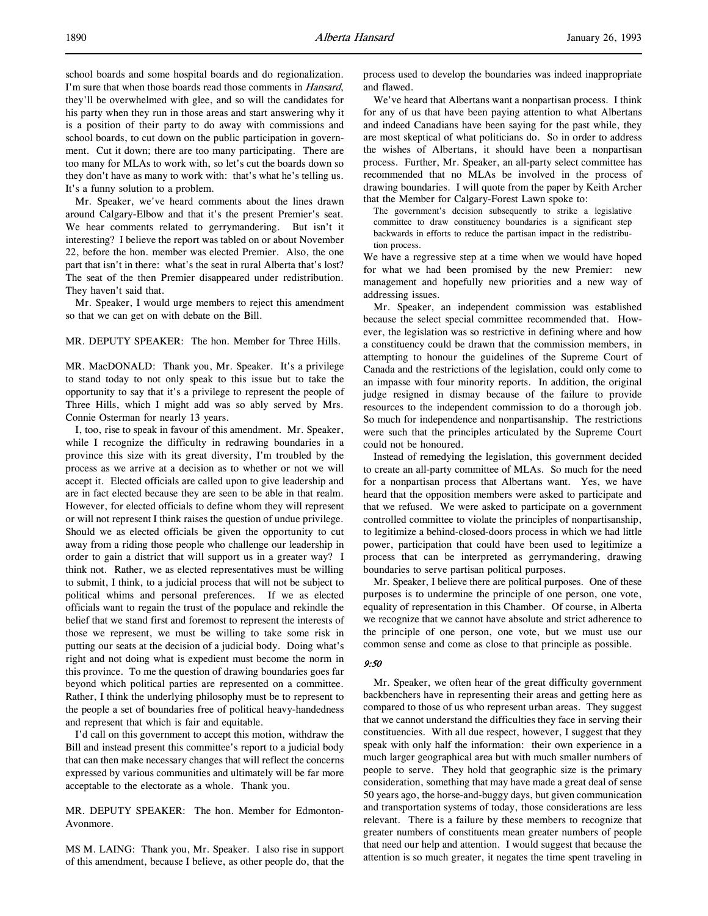school boards and some hospital boards and do regionalization. I'm sure that when those boards read those comments in *Hansard*, they'll be overwhelmed with glee, and so will the candidates for his party when they run in those areas and start answering why it is a position of their party to do away with commissions and school boards, to cut down on the public participation in government. Cut it down; there are too many participating. There are too many for MLAs to work with, so let's cut the boards down so they don't have as many to work with: that's what he's telling us. It's a funny solution to a problem.

Mr. Speaker, we've heard comments about the lines drawn around Calgary-Elbow and that it's the present Premier's seat. We hear comments related to gerrymandering. But isn't it interesting? I believe the report was tabled on or about November 22, before the hon. member was elected Premier. Also, the one part that isn't in there: what's the seat in rural Alberta that's lost? The seat of the then Premier disappeared under redistribution. They haven't said that.

Mr. Speaker, I would urge members to reject this amendment so that we can get on with debate on the Bill.

MR. DEPUTY SPEAKER: The hon. Member for Three Hills.

MR. MacDONALD: Thank you, Mr. Speaker. It's a privilege to stand today to not only speak to this issue but to take the opportunity to say that it's a privilege to represent the people of Three Hills, which I might add was so ably served by Mrs. Connie Osterman for nearly 13 years.

I, too, rise to speak in favour of this amendment. Mr. Speaker, while I recognize the difficulty in redrawing boundaries in a province this size with its great diversity, I'm troubled by the process as we arrive at a decision as to whether or not we will accept it. Elected officials are called upon to give leadership and are in fact elected because they are seen to be able in that realm. However, for elected officials to define whom they will represent or will not represent I think raises the question of undue privilege. Should we as elected officials be given the opportunity to cut away from a riding those people who challenge our leadership in order to gain a district that will support us in a greater way? I think not. Rather, we as elected representatives must be willing to submit, I think, to a judicial process that will not be subject to political whims and personal preferences. If we as elected officials want to regain the trust of the populace and rekindle the belief that we stand first and foremost to represent the interests of those we represent, we must be willing to take some risk in putting our seats at the decision of a judicial body. Doing what's right and not doing what is expedient must become the norm in this province. To me the question of drawing boundaries goes far beyond which political parties are represented on a committee. Rather, I think the underlying philosophy must be to represent to the people a set of boundaries free of political heavy-handedness and represent that which is fair and equitable.

I'd call on this government to accept this motion, withdraw the Bill and instead present this committee's report to a judicial body that can then make necessary changes that will reflect the concerns expressed by various communities and ultimately will be far more acceptable to the electorate as a whole. Thank you.

MR. DEPUTY SPEAKER: The hon. Member for Edmonton-Avonmore.

MS M. LAING: Thank you, Mr. Speaker. I also rise in support of this amendment, because I believe, as other people do, that the process used to develop the boundaries was indeed inappropriate and flawed.

We've heard that Albertans want a nonpartisan process. I think for any of us that have been paying attention to what Albertans and indeed Canadians have been saying for the past while, they are most skeptical of what politicians do. So in order to address the wishes of Albertans, it should have been a nonpartisan process. Further, Mr. Speaker, an all-party select committee has recommended that no MLAs be involved in the process of drawing boundaries. I will quote from the paper by Keith Archer that the Member for Calgary-Forest Lawn spoke to:

> The government's decision subsequently to strike a legislative committee to draw constituency boundaries is a significant step backwards in efforts to reduce the partisan impact in the redistribution process.

We have a regressive step at a time when we would have hoped for what we had been promised by the new Premier: new management and hopefully new priorities and a new way of addressing issues.

Mr. Speaker, an independent commission was established because the select special committee recommended that. However, the legislation was so restrictive in defining where and how a constituency could be drawn that the commission members, in attempting to honour the guidelines of the Supreme Court of Canada and the restrictions of the legislation, could only come to an impasse with four minority reports. In addition, the original judge resigned in dismay because of the failure to provide resources to the independent commission to do a thorough job. So much for independence and nonpartisanship. The restrictions were such that the principles articulated by the Supreme Court could not be honoured.

Instead of remedying the legislation, this government decided to create an all-party committee of MLAs. So much for the need for a nonpartisan process that Albertans want. Yes, we have heard that the opposition members were asked to participate and that we refused. We were asked to participate on a government controlled committee to violate the principles of nonpartisanship, to legitimize a behind-closed-doors process in which we had little power, participation that could have been used to legitimize a process that can be interpreted as gerrymandering, drawing boundaries to serve partisan political purposes.

Mr. Speaker, I believe there are political purposes. One of these purposes is to undermine the principle of one person, one vote, equality of representation in this Chamber. Of course, in Alberta we recognize that we cannot have absolute and strict adherence to the principle of one person, one vote, but we must use our common sense and come as close to that principle as possible.

*9:50*

Mr. Speaker, we often hear of the great difficulty government backbenchers have in representing their areas and getting here as compared to those of us who represent urban areas. They suggest that we cannot understand the difficulties they face in serving their constituencies. With all due respect, however, I suggest that they speak with only half the information: their own experience in a much larger geographical area but with much smaller numbers of people to serve. They hold that geographic size is the primary consideration, something that may have made a great deal of sense 50 years ago, the horse-and-buggy days, but given communication and transportation systems of today, those considerations are less relevant. There is a failure by these members to recognize that greater numbers of constituents mean greater numbers of people that need our help and attention. I would suggest that because the attention is so much greater, it negates the time spent traveling in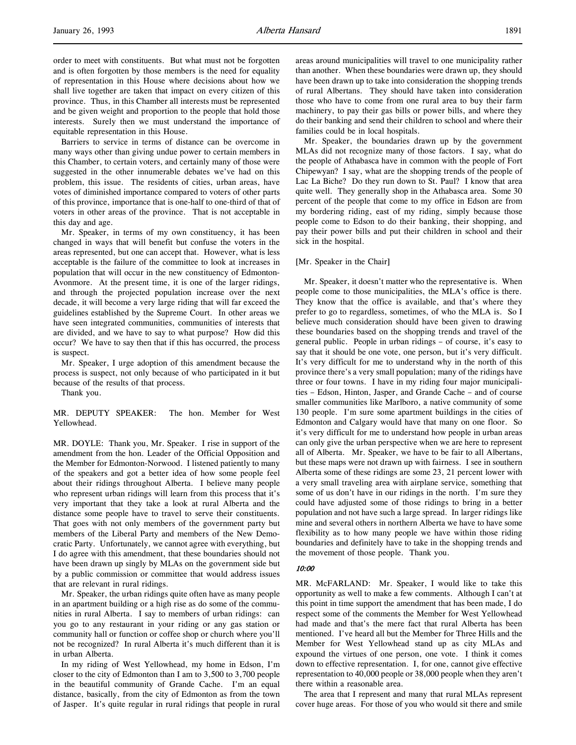order to meet with constituents. But what must not be forgotten and is often forgotten by those members is the need for equality of representation in this House where decisions about how we shall live together are taken that impact on every citizen of this province. Thus, in this Chamber all interests must be represented and be given weight and proportion to the people that hold those interests. Surely then we must understand the importance of equitable representation in this House.

Barriers to service in terms of distance can be overcome in many ways other than giving undue power to certain members in this Chamber, to certain voters, and certainly many of those were suggested in the other innumerable debates we've had on this problem, this issue. The residents of cities, urban areas, have votes of diminished importance compared to voters of other parts of this province, importance that is one-half to one-third of that of voters in other areas of the province. That is not acceptable in this day and age.

Mr. Speaker, in terms of my own constituency, it has been changed in ways that will benefit but confuse the voters in the areas represented, but one can accept that. However, what is less acceptable is the failure of the committee to look at increases in population that will occur in the new constituency of Edmonton-Avonmore. At the present time, it is one of the larger ridings, and through the projected population increase over the next decade, it will become a very large riding that will far exceed the guidelines established by the Supreme Court. In other areas we have seen integrated communities, communities of interests that are divided, and we have to say to what purpose? How did this occur? We have to say then that if this has occurred, the process is suspect.

Mr. Speaker, I urge adoption of this amendment because the process is suspect, not only because of who participated in it but because of the results of that process.

Thank you.

MR. DEPUTY SPEAKER: The hon. Member for West Yellowhead.

MR. DOYLE: Thank you, Mr. Speaker. I rise in support of the amendment from the hon. Leader of the Official Opposition and the Member for Edmonton-Norwood. I listened patiently to many of the speakers and got a better idea of how some people feel about their ridings throughout Alberta. I believe many people who represent urban ridings will learn from this process that it's very important that they take a look at rural Alberta and the distance some people have to travel to serve their constituents. That goes with not only members of the government party but members of the Liberal Party and members of the New Democratic Party. Unfortunately, we cannot agree with everything, but I do agree with this amendment, that these boundaries should not have been drawn up singly by MLAs on the government side but by a public commission or committee that would address issues that are relevant in rural ridings.

Mr. Speaker, the urban ridings quite often have as many people in an apartment building or a high rise as do some of the communities in rural Alberta. I say to members of urban ridings: can you go to any restaurant in your riding or any gas station or community hall or function or coffee shop or church where you'll not be recognized? In rural Alberta it's much different than it is in urban Alberta.

In my riding of West Yellowhead, my home in Edson, I'm closer to the city of Edmonton than I am to 3,500 to 3,700 people in the beautiful community of Grande Cache. I'm an equal distance, basically, from the city of Edmonton as from the town of Jasper. It's quite regular in rural ridings that people in rural areas around municipalities will travel to one municipality rather than another. When these boundaries were drawn up, they should have been drawn up to take into consideration the shopping trends of rural Albertans. They should have taken into consideration those who have to come from one rural area to buy their farm machinery, to pay their gas bills or power bills, and where they do their banking and send their children to school and where their families could be in local hospitals.

Mr. Speaker, the boundaries drawn up by the government MLAs did not recognize many of those factors. I say, what do the people of Athabasca have in common with the people of Fort Chipewyan? I say, what are the shopping trends of the people of Lac La Biche? Do they run down to St. Paul? I know that area quite well. They generally shop in the Athabasca area. Some 30 percent of the people that come to my office in Edson are from my bordering riding, east of my riding, simply because those people come to Edson to do their banking, their shopping, and pay their power bills and put their children in school and their sick in the hospital.

[Mr. Speaker in the Chair]

Mr. Speaker, it doesn't matter who the representative is. When people come to those municipalities, the MLA's office is there. They know that the office is available, and that's where they prefer to go to regardless, sometimes, of who the MLA is. So I believe much consideration should have been given to drawing these boundaries based on the shopping trends and travel of the general public. People in urban ridings – of course, it's easy to say that it should be one vote, one person, but it's very difficult. It's very difficult for me to understand why in the north of this province there's a very small population; many of the ridings have three or four towns. I have in my riding four major municipalities – Edson, Hinton, Jasper, and Grande Cache – and of course smaller communities like Marlboro, a native community of some 130 people. I'm sure some apartment buildings in the cities of Edmonton and Calgary would have that many on one floor. So it's very difficult for me to understand how people in urban areas can only give the urban perspective when we are here to represent all of Alberta. Mr. Speaker, we have to be fair to all Albertans, but these maps were not drawn up with fairness. I see in southern Alberta some of these ridings are some 23, 21 percent lower with a very small traveling area with airplane service, something that some of us don't have in our ridings in the north. I'm sure they could have adjusted some of those ridings to bring in a better population and not have such a large spread. In larger ridings like mine and several others in northern Alberta we have to have some flexibility as to how many people we have within those riding boundaries and definitely have to take in the shopping trends and the movement of those people. Thank you.

*10:00*

MR. McFARLAND: Mr. Speaker, I would like to take this opportunity as well to make a few comments. Although I can't at this point in time support the amendment that has been made, I do respect some of the comments the Member for West Yellowhead had made and that's the mere fact that rural Alberta has been mentioned. I've heard all but the Member for Three Hills and the Member for West Yellowhead stand up as city MLAs and expound the virtues of one person, one vote. I think it comes down to effective representation. I, for one, cannot give effective representation to 40,000 people or 38,000 people when they aren't there within a reasonable area.

The area that I represent and many that rural MLAs represent cover huge areas. For those of you who would sit there and smile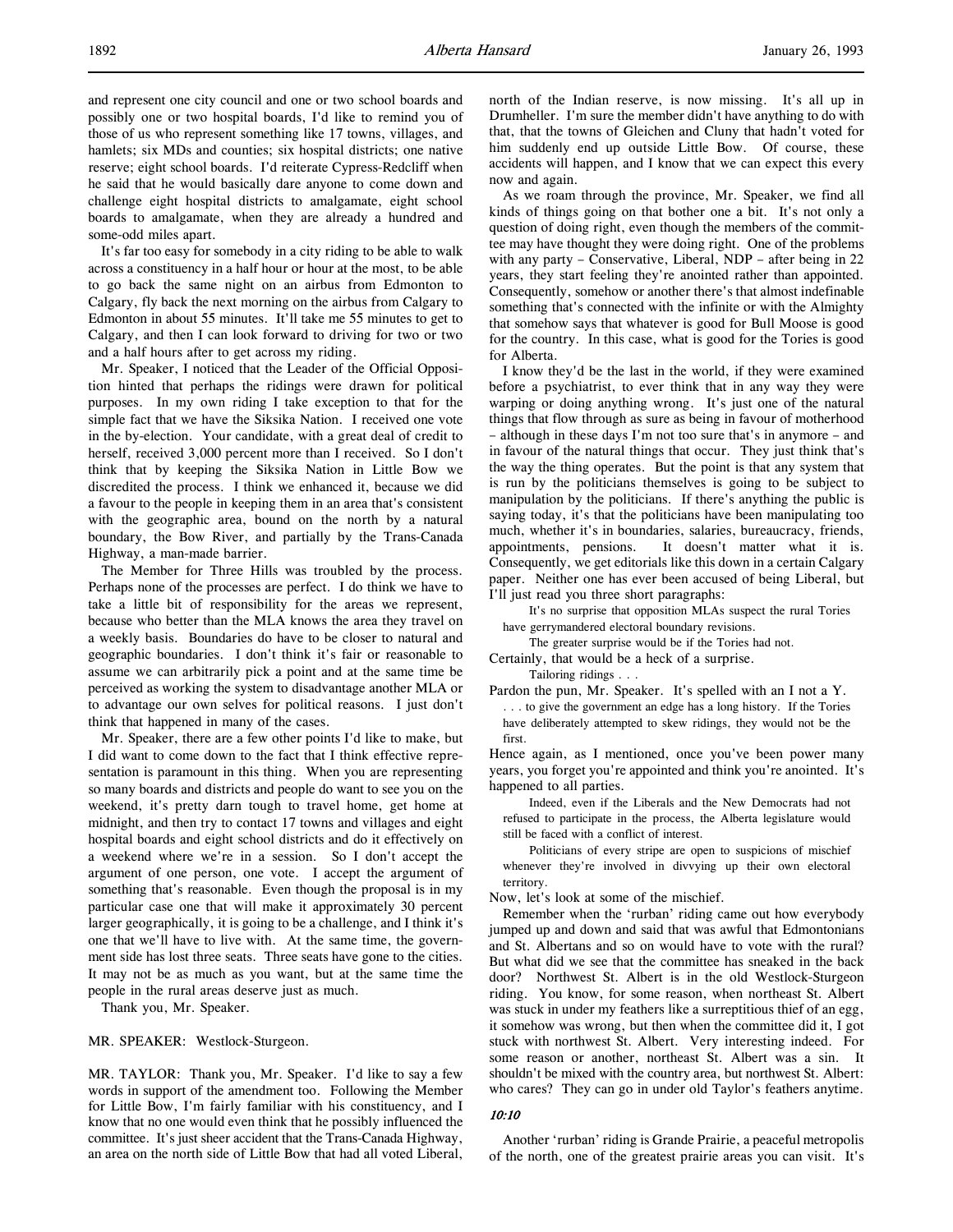and represent one city council and one or two school boards and possibly one or two hospital boards, I'd like to remind you of those of us who represent something like 17 towns, villages, and hamlets; six MDs and counties; six hospital districts; one native reserve; eight school boards. I'd reiterate Cypress-Redcliff when he said that he would basically dare anyone to come down and challenge eight hospital districts to amalgamate, eight school boards to amalgamate, when they are already a hundred and some-odd miles apart.

It's far too easy for somebody in a city riding to be able to walk across a constituency in a half hour or hour at the most, to be able to go back the same night on an airbus from Edmonton to Calgary, fly back the next morning on the airbus from Calgary to Edmonton in about 55 minutes. It'll take me 55 minutes to get to Calgary, and then I can look forward to driving for two or two and a half hours after to get across my riding.

Mr. Speaker, I noticed that the Leader of the Official Opposition hinted that perhaps the ridings were drawn for political purposes. In my own riding I take exception to that for the simple fact that we have the Siksika Nation. I received one vote in the by-election. Your candidate, with a great deal of credit to herself, received 3,000 percent more than I received. So I don't think that by keeping the Siksika Nation in Little Bow we discredited the process. I think we enhanced it, because we did a favour to the people in keeping them in an area that's consistent with the geographic area, bound on the north by a natural boundary, the Bow River, and partially by the Trans-Canada Highway, a man-made barrier.

The Member for Three Hills was troubled by the process. Perhaps none of the processes are perfect. I do think we have to take a little bit of responsibility for the areas we represent, because who better than the MLA knows the area they travel on a weekly basis. Boundaries do have to be closer to natural and geographic boundaries. I don't think it's fair or reasonable to assume we can arbitrarily pick a point and at the same time be perceived as working the system to disadvantage another MLA or to advantage our own selves for political reasons. I just don't think that happened in many of the cases.

Mr. Speaker, there are a few other points I'd like to make, but I did want to come down to the fact that I think effective representation is paramount in this thing. When you are representing so many boards and districts and people do want to see you on the weekend, it's pretty darn tough to travel home, get home at midnight, and then try to contact 17 towns and villages and eight hospital boards and eight school districts and do it effectively on a weekend where we're in a session. So I don't accept the argument of one person, one vote. I accept the argument of something that's reasonable. Even though the proposal is in my particular case one that will make it approximately 30 percent larger geographically, it is going to be a challenge, and I think it's one that we'll have to live with. At the same time, the government side has lost three seats. Three seats have gone to the cities. It may not be as much as you want, but at the same time the people in the rural areas deserve just as much.

Thank you, Mr. Speaker.

MR. SPEAKER: Westlock-Sturgeon.

MR. TAYLOR: Thank you, Mr. Speaker. I'd like to say a few words in support of the amendment too. Following the Member for Little Bow, I'm fairly familiar with his constituency, and I know that no one would even think that he possibly influenced the committee. It's just sheer accident that the Trans-Canada Highway, an area on the north side of Little Bow that had all voted Liberal, north of the Indian reserve, is now missing. It's all up in Drumheller. I'm sure the member didn't have anything to do with that, that the towns of Gleichen and Cluny that hadn't voted for him suddenly end up outside Little Bow. Of course, these accidents will happen, and I know that we can expect this every now and again.

As we roam through the province, Mr. Speaker, we find all kinds of things going on that bother one a bit. It's not only a question of doing right, even though the members of the committee may have thought they were doing right. One of the problems with any party – Conservative, Liberal, NDP – after being in 22 years, they start feeling they're anointed rather than appointed. Consequently, somehow or another there's that almost indefinable something that's connected with the infinite or with the Almighty that somehow says that whatever is good for Bull Moose is good for the country. In this case, what is good for the Tories is good for Alberta.

I know they'd be the last in the world, if they were examined before a psychiatrist, to ever think that in any way they were warping or doing anything wrong. It's just one of the natural things that flow through as sure as being in favour of motherhood – although in these days I'm not too sure that's in anymore – and in favour of the natural things that occur. They just think that's the way the thing operates. But the point is that any system that is run by the politicians themselves is going to be subject to manipulation by the politicians. If there's anything the public is saying today, it's that the politicians have been manipulating too much, whether it's in boundaries, salaries, bureaucracy, friends, appointments, pensions. It doesn't matter what it is. Consequently, we get editorials like this down in a certain Calgary paper. Neither one has ever been accused of being Liberal, but I'll just read you three short paragraphs:

> It's no surprise that opposition MLAs suspect the rural Tories have gerrymandered electoral boundary revisions.
>
> The greater surprise would be if the Tories had not.

Certainly, that would be a heck of a surprise.

> Tailoring ridings . . .

Pardon the pun, Mr. Speaker. It's spelled with an I not a Y.

> . . . to give the government an edge has a long history. If the Tories have deliberately attempted to skew ridings, they would not be the first.

Hence again, as I mentioned, once you've been power many years, you forget you're appointed and think you're anointed. It's happened to all parties.

> Indeed, even if the Liberals and the New Democrats had not refused to participate in the process, the Alberta legislature would still be faced with a conflict of interest.
>
> Politicians of every stripe are open to suspicions of mischief whenever they're involved in divvying up their own electoral territory.

Now, let's look at some of the mischief.

Remember when the 'rurban' riding came out how everybody jumped up and down and said that was awful that Edmontonians and St. Albertans and so on would have to vote with the rural? But what did we see that the committee has sneaked in the back door? Northwest St. Albert is in the old Westlock-Sturgeon riding. You know, for some reason, when northeast St. Albert was stuck in under my feathers like a surreptitious thief of an egg, it somehow was wrong, but then when the committee did it, I got stuck with northwest St. Albert. Very interesting indeed. For some reason or another, northeast St. Albert was a sin. It shouldn't be mixed with the country area, but northwest St. Albert: who cares? They can go in under old Taylor's feathers anytime.

*10:10*

Another 'rurban' riding is Grande Prairie, a peaceful metropolis of the north, one of the greatest prairie areas you can visit. It's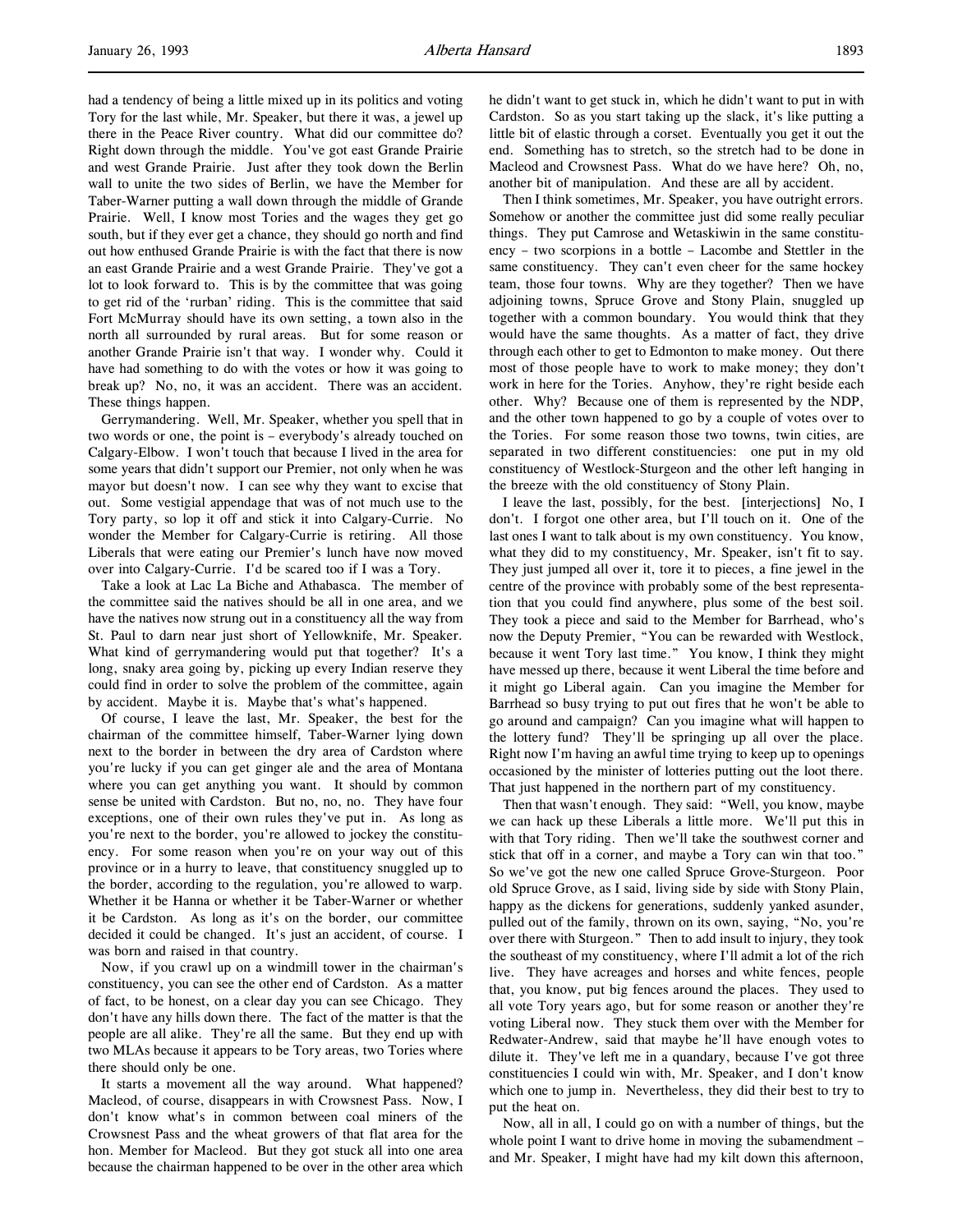had a tendency of being a little mixed up in its politics and voting Tory for the last while, Mr. Speaker, but there it was, a jewel up there in the Peace River country. What did our committee do? Right down through the middle. You've got east Grande Prairie and west Grande Prairie. Just after they took down the Berlin wall to unite the two sides of Berlin, we have the Member for Taber-Warner putting a wall down through the middle of Grande Prairie. Well, I know most Tories and the wages they get go south, but if they ever get a chance, they should go north and find out how enthused Grande Prairie is with the fact that there is now an east Grande Prairie and a west Grande Prairie. They've got a lot to look forward to. This is by the committee that was going to get rid of the 'rurban' riding. This is the committee that said Fort McMurray should have its own setting, a town also in the north all surrounded by rural areas. But for some reason or another Grande Prairie isn't that way. I wonder why. Could it have had something to do with the votes or how it was going to break up? No, no, it was an accident. There was an accident. These things happen.

Gerrymandering. Well, Mr. Speaker, whether you spell that in two words or one, the point is – everybody's already touched on Calgary-Elbow. I won't touch that because I lived in the area for some years that didn't support our Premier, not only when he was mayor but doesn't now. I can see why they want to excise that out. Some vestigial appendage that was of not much use to the Tory party, so lop it off and stick it into Calgary-Currie. No wonder the Member for Calgary-Currie is retiring. All those Liberals that were eating our Premier's lunch have now moved over into Calgary-Currie. I'd be scared too if I was a Tory.

Take a look at Lac La Biche and Athabasca. The member of the committee said the natives should be all in one area, and we have the natives now strung out in a constituency all the way from St. Paul to darn near just short of Yellowknife, Mr. Speaker. What kind of gerrymandering would put that together? It's a long, snaky area going by, picking up every Indian reserve they could find in order to solve the problem of the committee, again by accident. Maybe it is. Maybe that's what's happened.

Of course, I leave the last, Mr. Speaker, the best for the chairman of the committee himself, Taber-Warner lying down next to the border in between the dry area of Cardston where you're lucky if you can get ginger ale and the area of Montana where you can get anything you want. It should by common sense be united with Cardston. But no, no, no. They have four exceptions, one of their own rules they've put in. As long as you're next to the border, you're allowed to jockey the constituency. For some reason when you're on your way out of this province or in a hurry to leave, that constituency snuggled up to the border, according to the regulation, you're allowed to warp. Whether it be Hanna or whether it be Taber-Warner or whether it be Cardston. As long as it's on the border, our committee decided it could be changed. It's just an accident, of course. I was born and raised in that country.

Now, if you crawl up on a windmill tower in the chairman's constituency, you can see the other end of Cardston. As a matter of fact, to be honest, on a clear day you can see Chicago. They don't have any hills down there. The fact of the matter is that the people are all alike. They're all the same. But they end up with two MLAs because it appears to be Tory areas, two Tories where there should only be one.

It starts a movement all the way around. What happened? Macleod, of course, disappears in with Crowsnest Pass. Now, I don't know what's in common between coal miners of the Crowsnest Pass and the wheat growers of that flat area for the hon. Member for Macleod. But they got stuck all into one area because the chairman happened to be over in the other area which he didn't want to get stuck in, which he didn't want to put in with Cardston. So as you start taking up the slack, it's like putting a little bit of elastic through a corset. Eventually you get it out the end. Something has to stretch, so the stretch had to be done in Macleod and Crowsnest Pass. What do we have here? Oh, no, another bit of manipulation. And these are all by accident.

Then I think sometimes, Mr. Speaker, you have outright errors. Somehow or another the committee just did some really peculiar things. They put Camrose and Wetaskiwin in the same constituency – two scorpions in a bottle – Lacombe and Stettler in the same constituency. They can't even cheer for the same hockey team, those four towns. Why are they together? Then we have adjoining towns, Spruce Grove and Stony Plain, snuggled up together with a common boundary. You would think that they would have the same thoughts. As a matter of fact, they drive through each other to get to Edmonton to make money. Out there most of those people have to work to make money; they don't work in here for the Tories. Anyhow, they're right beside each other. Why? Because one of them is represented by the NDP, and the other town happened to go by a couple of votes over to the Tories. For some reason those two towns, twin cities, are separated in two different constituencies: one put in my old constituency of Westlock-Sturgeon and the other left hanging in the breeze with the old constituency of Stony Plain.

I leave the last, possibly, for the best. [interjections] No, I don't. I forgot one other area, but I'll touch on it. One of the last ones I want to talk about is my own constituency. You know, what they did to my constituency, Mr. Speaker, isn't fit to say. They just jumped all over it, tore it to pieces, a fine jewel in the centre of the province with probably some of the best representation that you could find anywhere, plus some of the best soil. They took a piece and said to the Member for Barrhead, who's now the Deputy Premier, "You can be rewarded with Westlock, because it went Tory last time." You know, I think they might have messed up there, because it went Liberal the time before and it might go Liberal again. Can you imagine the Member for Barrhead so busy trying to put out fires that he won't be able to go around and campaign? Can you imagine what will happen to the lottery fund? They'll be springing up all over the place. Right now I'm having an awful time trying to keep up to openings occasioned by the minister of lotteries putting out the loot there. That just happened in the northern part of my constituency.

Then that wasn't enough. They said: "Well, you know, maybe we can hack up these Liberals a little more. We'll put this in with that Tory riding. Then we'll take the southwest corner and stick that off in a corner, and maybe a Tory can win that too." So we've got the new one called Spruce Grove-Sturgeon. Poor old Spruce Grove, as I said, living side by side with Stony Plain, happy as the dickens for generations, suddenly yanked asunder, pulled out of the family, thrown on its own, saying, "No, you're over there with Sturgeon." Then to add insult to injury, they took the southeast of my constituency, where I'll admit a lot of the rich live. They have acreages and horses and white fences, people that, you know, put big fences around the places. They used to all vote Tory years ago, but for some reason or another they're voting Liberal now. They stuck them over with the Member for Redwater-Andrew, said that maybe he'll have enough votes to dilute it. They've left me in a quandary, because I've got three constituencies I could win with, Mr. Speaker, and I don't know which one to jump in. Nevertheless, they did their best to try to put the heat on.

Now, all in all, I could go on with a number of things, but the whole point I want to drive home in moving the subamendment – and Mr. Speaker, I might have had my kilt down this afternoon,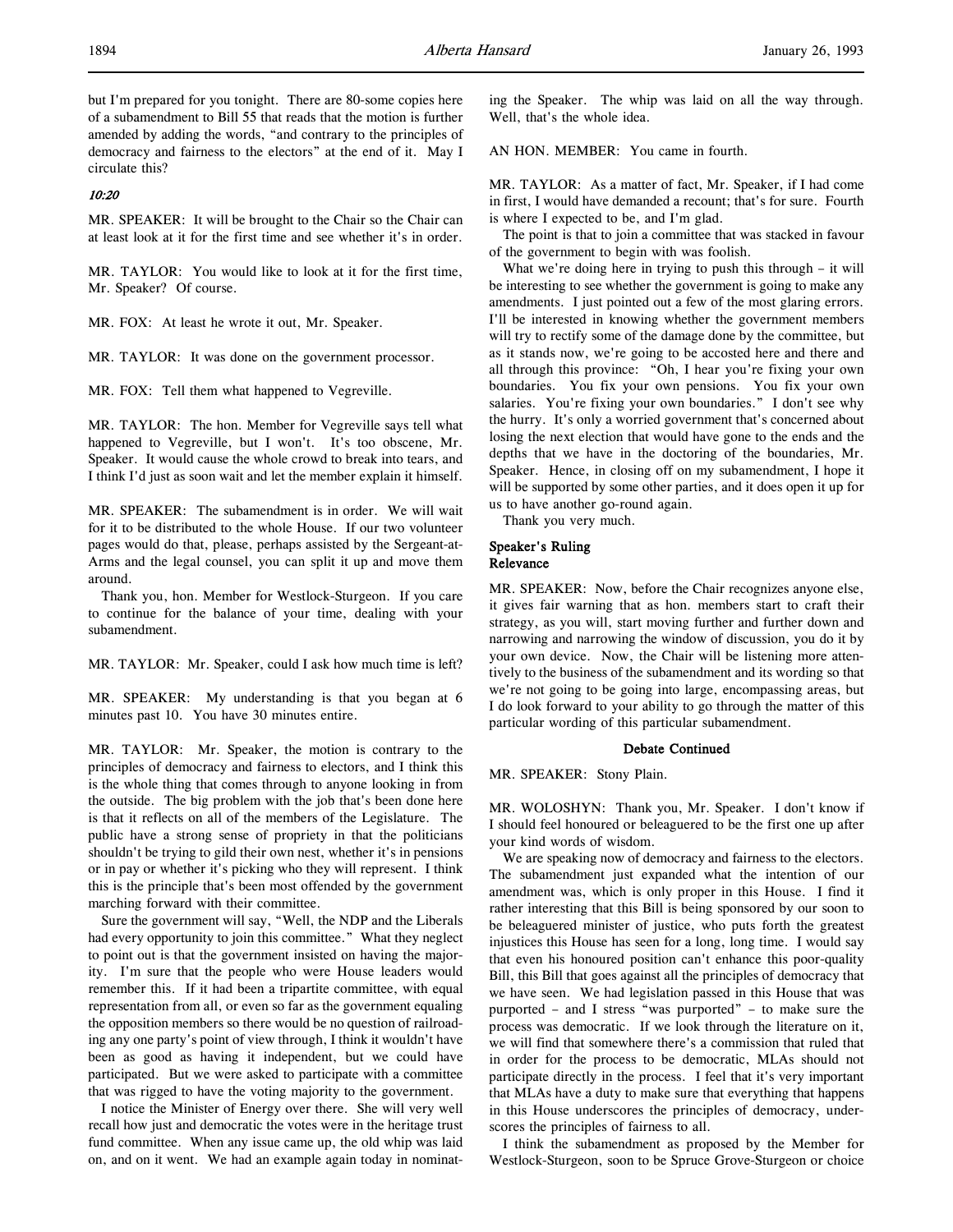but I'm prepared for you tonight. There are 80-some copies here of a subamendment to Bill 55 that reads that the motion is further amended by adding the words, "and contrary to the principles of democracy and fairness to the electors" at the end of it. May I circulate this?

*10:20*

MR. SPEAKER: It will be brought to the Chair so the Chair can at least look at it for the first time and see whether it's in order.

MR. TAYLOR: You would like to look at it for the first time, Mr. Speaker? Of course.

MR. FOX: At least he wrote it out, Mr. Speaker.

MR. TAYLOR: It was done on the government processor.

MR. FOX: Tell them what happened to Vegreville.

MR. TAYLOR: The hon. Member for Vegreville says tell what happened to Vegreville, but I won't. It's too obscene, Mr. Speaker. It would cause the whole crowd to break into tears, and I think I'd just as soon wait and let the member explain it himself.

MR. SPEAKER: The subamendment is in order. We will wait for it to be distributed to the whole House. If our two volunteer pages would do that, please, perhaps assisted by the Sergeant-at-Arms and the legal counsel, you can split it up and move them around.

Thank you, hon. Member for Westlock-Sturgeon. If you care to continue for the balance of your time, dealing with your subamendment.

MR. TAYLOR: Mr. Speaker, could I ask how much time is left?

MR. SPEAKER: My understanding is that you began at 6 minutes past 10. You have 30 minutes entire.

MR. TAYLOR: Mr. Speaker, the motion is contrary to the principles of democracy and fairness to electors, and I think this is the whole thing that comes through to anyone looking in from the outside. The big problem with the job that's been done here is that it reflects on all of the members of the Legislature. The public have a strong sense of propriety in that the politicians shouldn't be trying to gild their own nest, whether it's in pensions or in pay or whether it's picking who they will represent. I think this is the principle that's been most offended by the government marching forward with their committee.

Sure the government will say, "Well, the NDP and the Liberals had every opportunity to join this committee." What they neglect to point out is that the government insisted on having the majority. I'm sure that the people who were House leaders would remember this. If it had been a tripartite committee, with equal representation from all, or even so far as the government equaling the opposition members so there would be no question of railroading any one party's point of view through, I think it wouldn't have been as good as having it independent, but we could have participated. But we were asked to participate with a committee that was rigged to have the voting majority to the government.

I notice the Minister of Energy over there. She will very well recall how just and democratic the votes were in the heritage trust fund committee. When any issue came up, the old whip was laid on, and on it went. We had an example again today in nominating the Speaker. The whip was laid on all the way through. Well, that's the whole idea.

AN HON. MEMBER: You came in fourth.

MR. TAYLOR: As a matter of fact, Mr. Speaker, if I had come in first, I would have demanded a recount; that's for sure. Fourth is where I expected to be, and I'm glad.

The point is that to join a committee that was stacked in favour of the government to begin with was foolish.

What we're doing here in trying to push this through – it will be interesting to see whether the government is going to make any amendments. I just pointed out a few of the most glaring errors. I'll be interested in knowing whether the government members will try to rectify some of the damage done by the committee, but as it stands now, we're going to be accosted here and there and all through this province: "Oh, I hear you're fixing your own boundaries. You fix your own pensions. You fix your own salaries. You're fixing your own boundaries." I don't see why the hurry. It's only a worried government that's concerned about losing the next election that would have gone to the ends and the depths that we have in the doctoring of the boundaries, Mr. Speaker. Hence, in closing off on my subamendment, I hope it will be supported by some other parties, and it does open it up for us to have another go-round again.

Thank you very much.

## Speaker's Ruling
## Relevance

MR. SPEAKER: Now, before the Chair recognizes anyone else, it gives fair warning that as hon. members start to craft their strategy, as you will, start moving further and further down and narrowing and narrowing the window of discussion, you do it by your own device. Now, the Chair will be listening more attentively to the business of the subamendment and its wording so that we're not going to be going into large, encompassing areas, but I do look forward to your ability to go through the matter of this particular wording of this particular subamendment.

### Debate Continued

MR. SPEAKER: Stony Plain.

MR. WOLOSHYN: Thank you, Mr. Speaker. I don't know if I should feel honoured or beleaguered to be the first one up after your kind words of wisdom.

We are speaking now of democracy and fairness to the electors. The subamendment just expanded what the intention of our amendment was, which is only proper in this House. I find it rather interesting that this Bill is being sponsored by our soon to be beleaguered minister of justice, who puts forth the greatest injustices this House has seen for a long, long time. I would say that even his honoured position can't enhance this poor-quality Bill, this Bill that goes against all the principles of democracy that we have seen. We had legislation passed in this House that was purported – and I stress "was purported" – to make sure the process was democratic. If we look through the literature on it, we will find that somewhere there's a commission that ruled that in order for the process to be democratic, MLAs should not participate directly in the process. I feel that it's very important that MLAs have a duty to make sure that everything that happens in this House underscores the principles of democracy, underscores the principles of fairness to all.

I think the subamendment as proposed by the Member for Westlock-Sturgeon, soon to be Spruce Grove-Sturgeon or choice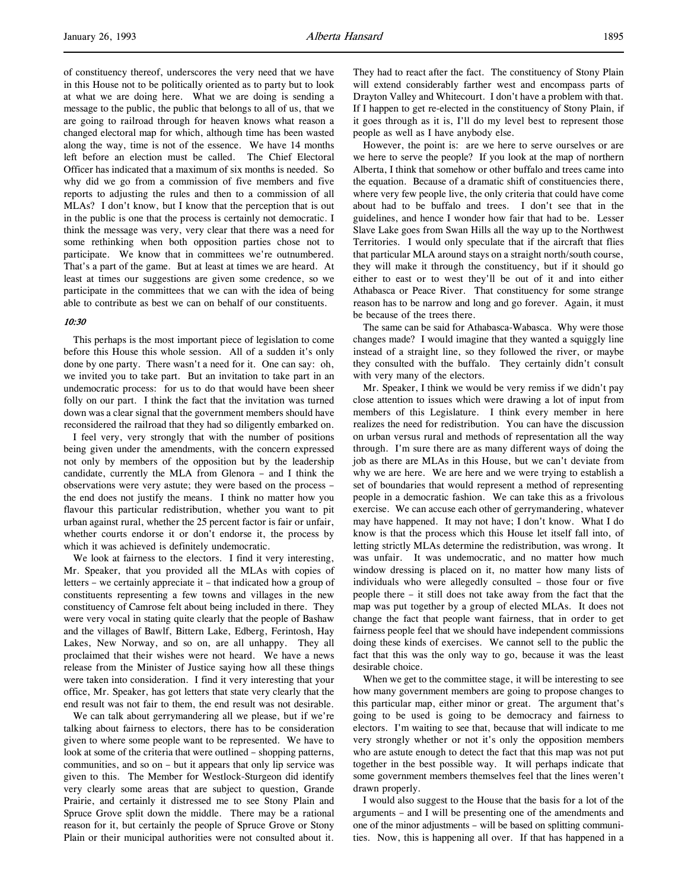of constituency thereof, underscores the very need that we have in this House not to be politically oriented as to party but to look at what we are doing here. What we are doing is sending a message to the public, the public that belongs to all of us, that we are going to railroad through for heaven knows what reason a changed electoral map for which, although time has been wasted along the way, time is not of the essence. We have 14 months left before an election must be called. The Chief Electoral Officer has indicated that a maximum of six months is needed. So why did we go from a commission of five members and five reports to adjusting the rules and then to a commission of all MLAs? I don't know, but I know that the perception that is out in the public is one that the process is certainly not democratic. I think the message was very, very clear that there was a need for some rethinking when both opposition parties chose not to participate. We know that in committees we're outnumbered. That's a part of the game. But at least at times we are heard. At least at times our suggestions are given some credence, so we participate in the committees that we can with the idea of being able to contribute as best we can on behalf of our constituents.

*10:30*

This perhaps is the most important piece of legislation to come before this House this whole session. All of a sudden it's only done by one party. There wasn't a need for it. One can say: oh, we invited you to take part. But an invitation to take part in an undemocratic process: for us to do that would have been sheer folly on our part. I think the fact that the invitation was turned down was a clear signal that the government members should have reconsidered the railroad that they had so diligently embarked on.

I feel very, very strongly that with the number of positions being given under the amendments, with the concern expressed not only by members of the opposition but by the leadership candidate, currently the MLA from Glenora – and I think the observations were very astute; they were based on the process – the end does not justify the means. I think no matter how you flavour this particular redistribution, whether you want to pit urban against rural, whether the 25 percent factor is fair or unfair, whether courts endorse it or don't endorse it, the process by which it was achieved is definitely undemocratic.

We look at fairness to the electors. I find it very interesting, Mr. Speaker, that you provided all the MLAs with copies of letters – we certainly appreciate it – that indicated how a group of constituents representing a few towns and villages in the new constituency of Camrose felt about being included in there. They were very vocal in stating quite clearly that the people of Bashaw and the villages of Bawlf, Bittern Lake, Edberg, Ferintosh, Hay Lakes, New Norway, and so on, are all unhappy. They all proclaimed that their wishes were not heard. We have a news release from the Minister of Justice saying how all these things were taken into consideration. I find it very interesting that your office, Mr. Speaker, has got letters that state very clearly that the end result was not fair to them, the end result was not desirable.

We can talk about gerrymandering all we please, but if we're talking about fairness to electors, there has to be consideration given to where some people want to be represented. We have to look at some of the criteria that were outlined – shopping patterns, communities, and so on – but it appears that only lip service was given to this. The Member for Westlock-Sturgeon did identify very clearly some areas that are subject to question, Grande Prairie, and certainly it distressed me to see Stony Plain and Spruce Grove split down the middle. There may be a rational reason for it, but certainly the people of Spruce Grove or Stony Plain or their municipal authorities were not consulted about it. They had to react after the fact. The constituency of Stony Plain will extend considerably farther west and encompass parts of Drayton Valley and Whitecourt. I don't have a problem with that. If I happen to get re-elected in the constituency of Stony Plain, if it goes through as it is, I'll do my level best to represent those people as well as I have anybody else.

However, the point is: are we here to serve ourselves or are we here to serve the people? If you look at the map of northern Alberta, I think that somehow or other buffalo and trees came into the equation. Because of a dramatic shift of constituencies there, where very few people live, the only criteria that could have come about had to be buffalo and trees. I don't see that in the guidelines, and hence I wonder how fair that had to be. Lesser Slave Lake goes from Swan Hills all the way up to the Northwest Territories. I would only speculate that if the aircraft that flies that particular MLA around stays on a straight north/south course, they will make it through the constituency, but if it should go either to east or to west they'll be out of it and into either Athabasca or Peace River. That constituency for some strange reason has to be narrow and long and go forever. Again, it must be because of the trees there.

The same can be said for Athabasca-Wabasca. Why were those changes made? I would imagine that they wanted a squiggly line instead of a straight line, so they followed the river, or maybe they consulted with the buffalo. They certainly didn't consult with very many of the electors.

Mr. Speaker, I think we would be very remiss if we didn't pay close attention to issues which were drawing a lot of input from members of this Legislature. I think every member in here realizes the need for redistribution. You can have the discussion on urban versus rural and methods of representation all the way through. I'm sure there are as many different ways of doing the job as there are MLAs in this House, but we can't deviate from why we are here. We are here and we were trying to establish a set of boundaries that would represent a method of representing people in a democratic fashion. We can take this as a frivolous exercise. We can accuse each other of gerrymandering, whatever may have happened. It may not have; I don't know. What I do know is that the process which this House let itself fall into, of letting strictly MLAs determine the redistribution, was wrong. It was unfair. It was undemocratic, and no matter how much window dressing is placed on it, no matter how many lists of individuals who were allegedly consulted – those four or five people there – it still does not take away from the fact that the map was put together by a group of elected MLAs. It does not change the fact that people want fairness, that in order to get fairness people feel that we should have independent commissions doing these kinds of exercises. We cannot sell to the public the fact that this was the only way to go, because it was the least desirable choice.

When we get to the committee stage, it will be interesting to see how many government members are going to propose changes to this particular map, either minor or great. The argument that's going to be used is going to be democracy and fairness to electors. I'm waiting to see that, because that will indicate to me very strongly whether or not it's only the opposition members who are astute enough to detect the fact that this map was not put together in the best possible way. It will perhaps indicate that some government members themselves feel that the lines weren't drawn properly.

I would also suggest to the House that the basis for a lot of the arguments – and I will be presenting one of the amendments and one of the minor adjustments – will be based on splitting communities. Now, this is happening all over. If that has happened in a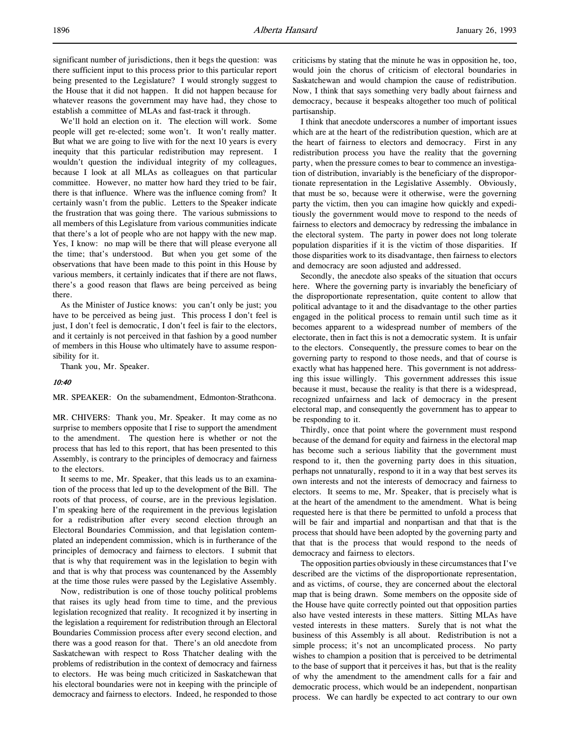significant number of jurisdictions, then it begs the question: was there sufficient input to this process prior to this particular report being presented to the Legislature? I would strongly suggest to the House that it did not happen. It did not happen because for whatever reasons the government may have had, they chose to establish a committee of MLAs and fast-track it through.

We'll hold an election on it. The election will work. Some people will get re-elected; some won't. It won't really matter. But what we are going to live with for the next 10 years is every inequity that this particular redistribution may represent. I wouldn't question the individual integrity of my colleagues, because I look at all MLAs as colleagues on that particular committee. However, no matter how hard they tried to be fair, there is that influence. Where was the influence coming from? It certainly wasn't from the public. Letters to the Speaker indicate the frustration that was going there. The various submissions to all members of this Legislature from various communities indicate that there's a lot of people who are not happy with the new map. Yes, I know: no map will be there that will please everyone all the time; that's understood. But when you get some of the observations that have been made to this point in this House by various members, it certainly indicates that if there are not flaws, there's a good reason that flaws are being perceived as being there.

As the Minister of Justice knows: you can't only be just; you have to be perceived as being just. This process I don't feel is just, I don't feel is democratic, I don't feel is fair to the electors, and it certainly is not perceived in that fashion by a good number of members in this House who ultimately have to assume responsibility for it.

Thank you, Mr. Speaker.

*10:40*

MR. SPEAKER: On the subamendment, Edmonton-Strathcona.

MR. CHIVERS: Thank you, Mr. Speaker. It may come as no surprise to members opposite that I rise to support the amendment to the amendment. The question here is whether or not the process that has led to this report, that has been presented to this Assembly, is contrary to the principles of democracy and fairness to the electors.

It seems to me, Mr. Speaker, that this leads us to an examination of the process that led up to the development of the Bill. The roots of that process, of course, are in the previous legislation. I'm speaking here of the requirement in the previous legislation for a redistribution after every second election through an Electoral Boundaries Commission, and that legislation contemplated an independent commission, which is in furtherance of the principles of democracy and fairness to electors. I submit that that is why that requirement was in the legislation to begin with and that is why that process was countenanced by the Assembly at the time those rules were passed by the Legislative Assembly.

Now, redistribution is one of those touchy political problems that raises its ugly head from time to time, and the previous legislation recognized that reality. It recognized it by inserting in the legislation a requirement for redistribution through an Electoral Boundaries Commission process after every second election, and there was a good reason for that. There's an old anecdote from Saskatchewan with respect to Ross Thatcher dealing with the problems of redistribution in the context of democracy and fairness to electors. He was being much criticized in Saskatchewan that his electoral boundaries were not in keeping with the principle of democracy and fairness to electors. Indeed, he responded to those criticisms by stating that the minute he was in opposition he, too, would join the chorus of criticism of electoral boundaries in Saskatchewan and would champion the cause of redistribution. Now, I think that says something very badly about fairness and democracy, because it bespeaks altogether too much of political partisanship.

I think that anecdote underscores a number of important issues which are at the heart of the redistribution question, which are at the heart of fairness to electors and democracy. First in any redistribution process you have the reality that the governing party, when the pressure comes to bear to commence an investigation of distribution, invariably is the beneficiary of the disproportionate representation in the Legislative Assembly. Obviously, that must be so, because were it otherwise, were the governing party the victim, then you can imagine how quickly and expeditiously the government would move to respond to the needs of fairness to electors and democracy by redressing the imbalance in the electoral system. The party in power does not long tolerate population disparities if it is the victim of those disparities. If those disparities work to its disadvantage, then fairness to electors and democracy are soon adjusted and addressed.

Secondly, the anecdote also speaks of the situation that occurs here. Where the governing party is invariably the beneficiary of the disproportionate representation, quite content to allow that political advantage to it and the disadvantage to the other parties engaged in the political process to remain until such time as it becomes apparent to a widespread number of members of the electorate, then in fact this is not a democratic system. It is unfair to the electors. Consequently, the pressure comes to bear on the governing party to respond to those needs, and that of course is exactly what has happened here. This government is not addressing this issue willingly. This government addresses this issue because it must, because the reality is that there is a widespread, recognized unfairness and lack of democracy in the present electoral map, and consequently the government has to appear to be responding to it.

Thirdly, once that point where the government must respond because of the demand for equity and fairness in the electoral map has become such a serious liability that the government must respond to it, then the governing party does in this situation, perhaps not unnaturally, respond to it in a way that best serves its own interests and not the interests of democracy and fairness to electors. It seems to me, Mr. Speaker, that is precisely what is at the heart of the amendment to the amendment. What is being requested here is that there be permitted to unfold a process that will be fair and impartial and nonpartisan and that that is the process that should have been adopted by the governing party and that that is the process that would respond to the needs of democracy and fairness to electors.

The opposition parties obviously in these circumstances that I've described are the victims of the disproportionate representation, and as victims, of course, they are concerned about the electoral map that is being drawn. Some members on the opposite side of the House have quite correctly pointed out that opposition parties also have vested interests in these matters. Sitting MLAs have vested interests in these matters. Surely that is not what the business of this Assembly is all about. Redistribution is not a simple process; it's not an uncomplicated process. No party wishes to champion a position that is perceived to be detrimental to the base of support that it perceives it has, but that is the reality of why the amendment to the amendment calls for a fair and democratic process, which would be an independent, nonpartisan process. We can hardly be expected to act contrary to our own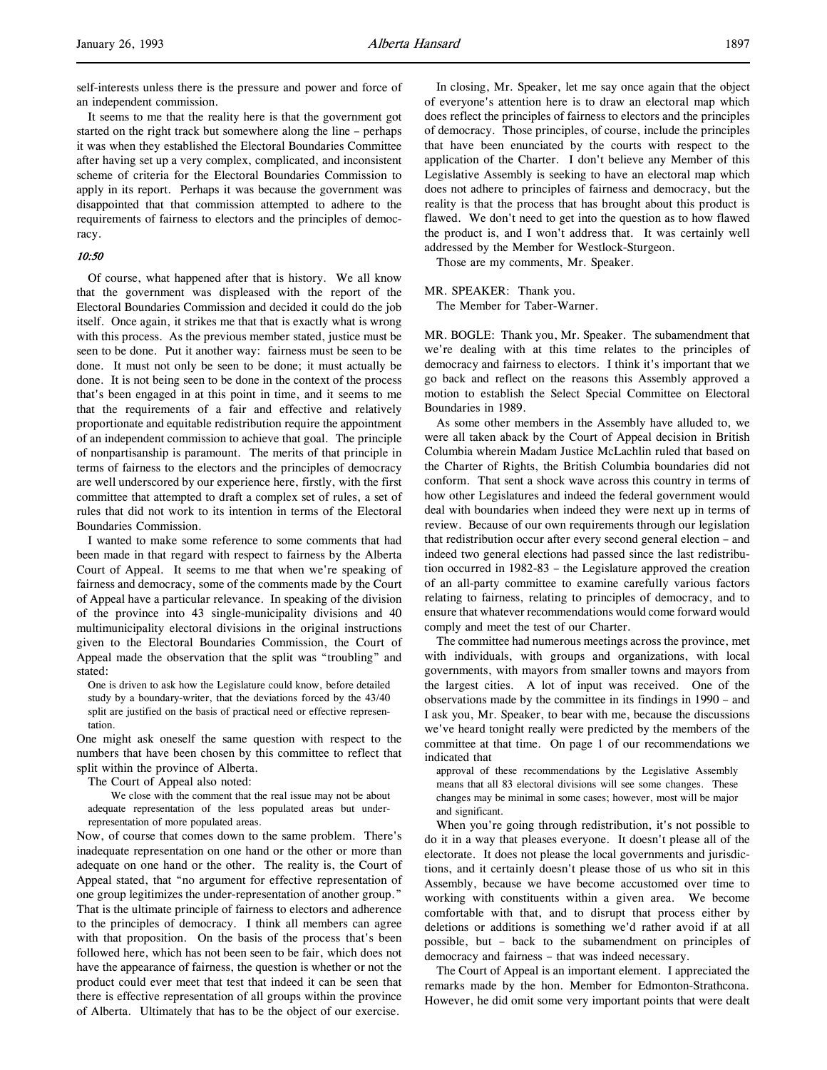self-interests unless there is the pressure and power and force of an independent commission.

It seems to me that the reality here is that the government got started on the right track but somewhere along the line – perhaps it was when they established the Electoral Boundaries Committee after having set up a very complex, complicated, and inconsistent scheme of criteria for the Electoral Boundaries Commission to apply in its report. Perhaps it was because the government was disappointed that that commission attempted to adhere to the requirements of fairness to electors and the principles of democracy.

*10:50*

Of course, what happened after that is history. We all know that the government was displeased with the report of the Electoral Boundaries Commission and decided it could do the job itself. Once again, it strikes me that that is exactly what is wrong with this process. As the previous member stated, justice must be seen to be done. Put it another way: fairness must be seen to be done. It must not only be seen to be done; it must actually be done. It is not being seen to be done in the context of the process that's been engaged in at this point in time, and it seems to me that the requirements of a fair and effective and relatively proportionate and equitable redistribution require the appointment of an independent commission to achieve that goal. The principle of nonpartisanship is paramount. The merits of that principle in terms of fairness to the electors and the principles of democracy are well underscored by our experience here, firstly, with the first committee that attempted to draft a complex set of rules, a set of rules that did not work to its intention in terms of the Electoral Boundaries Commission.

I wanted to make some reference to some comments that had been made in that regard with respect to fairness by the Alberta Court of Appeal. It seems to me that when we're speaking of fairness and democracy, some of the comments made by the Court of Appeal have a particular relevance. In speaking of the division of the province into 43 single-municipality divisions and 40 multimunicipality electoral divisions in the original instructions given to the Electoral Boundaries Commission, the Court of Appeal made the observation that the split was "troubling" and stated:

> One is driven to ask how the Legislature could know, before detailed study by a boundary-writer, that the deviations forced by the 43/40 split are justified on the basis of practical need or effective representation.

One might ask oneself the same question with respect to the numbers that have been chosen by this committee to reflect that split within the province of Alberta.

The Court of Appeal also noted:

> We close with the comment that the real issue may not be about adequate representation of the less populated areas but under-representation of more populated areas.

Now, of course that comes down to the same problem. There's inadequate representation on one hand or the other or more than adequate on one hand or the other. The reality is, the Court of Appeal stated, that "no argument for effective representation of one group legitimizes the under-representation of another group." That is the ultimate principle of fairness to electors and adherence to the principles of democracy. I think all members can agree with that proposition. On the basis of the process that's been followed here, which has not been seen to be fair, which does not have the appearance of fairness, the question is whether or not the product could ever meet that test that indeed it can be seen that there is effective representation of all groups within the province of Alberta. Ultimately that has to be the object of our exercise.

In closing, Mr. Speaker, let me say once again that the object of everyone's attention here is to draw an electoral map which does reflect the principles of fairness to electors and the principles of democracy. Those principles, of course, include the principles that have been enunciated by the courts with respect to the application of the Charter. I don't believe any Member of this Legislative Assembly is seeking to have an electoral map which does not adhere to principles of fairness and democracy, but the reality is that the process that has brought about this product is flawed. We don't need to get into the question as to how flawed the product is, and I won't address that. It was certainly well addressed by the Member for Westlock-Sturgeon.

Those are my comments, Mr. Speaker.

MR. SPEAKER: Thank you.
The Member for Taber-Warner.

MR. BOGLE: Thank you, Mr. Speaker. The subamendment that we're dealing with at this time relates to the principles of democracy and fairness to electors. I think it's important that we go back and reflect on the reasons this Assembly approved a motion to establish the Select Special Committee on Electoral Boundaries in 1989.

As some other members in the Assembly have alluded to, we were all taken aback by the Court of Appeal decision in British Columbia wherein Madam Justice McLachlin ruled that based on the Charter of Rights, the British Columbia boundaries did not conform. That sent a shock wave across this country in terms of how other Legislatures and indeed the federal government would deal with boundaries when indeed they were next up in terms of review. Because of our own requirements through our legislation that redistribution occur after every second general election – and indeed two general elections had passed since the last redistribution occurred in 1982-83 – the Legislature approved the creation of an all-party committee to examine carefully various factors relating to fairness, relating to principles of democracy, and to ensure that whatever recommendations would come forward would comply and meet the test of our Charter.

The committee had numerous meetings across the province, met with individuals, with groups and organizations, with local governments, with mayors from smaller towns and mayors from the largest cities. A lot of input was received. One of the observations made by the committee in its findings in 1990 – and I ask you, Mr. Speaker, to bear with me, because the discussions we've heard tonight really were predicted by the members of the committee at that time. On page 1 of our recommendations we indicated that

> approval of these recommendations by the Legislative Assembly means that all 83 electoral divisions will see some changes. These changes may be minimal in some cases; however, most will be major and significant.

When you're going through redistribution, it's not possible to do it in a way that pleases everyone. It doesn't please all of the electorate. It does not please the local governments and jurisdictions, and it certainly doesn't please those of us who sit in this Assembly, because we have become accustomed over time to working with constituents within a given area. We become comfortable with that, and to disrupt that process either by deletions or additions is something we'd rather avoid if at all possible, but – back to the subamendment on principles of democracy and fairness – that was indeed necessary.

The Court of Appeal is an important element. I appreciated the remarks made by the hon. Member for Edmonton-Strathcona. However, he did omit some very important points that were dealt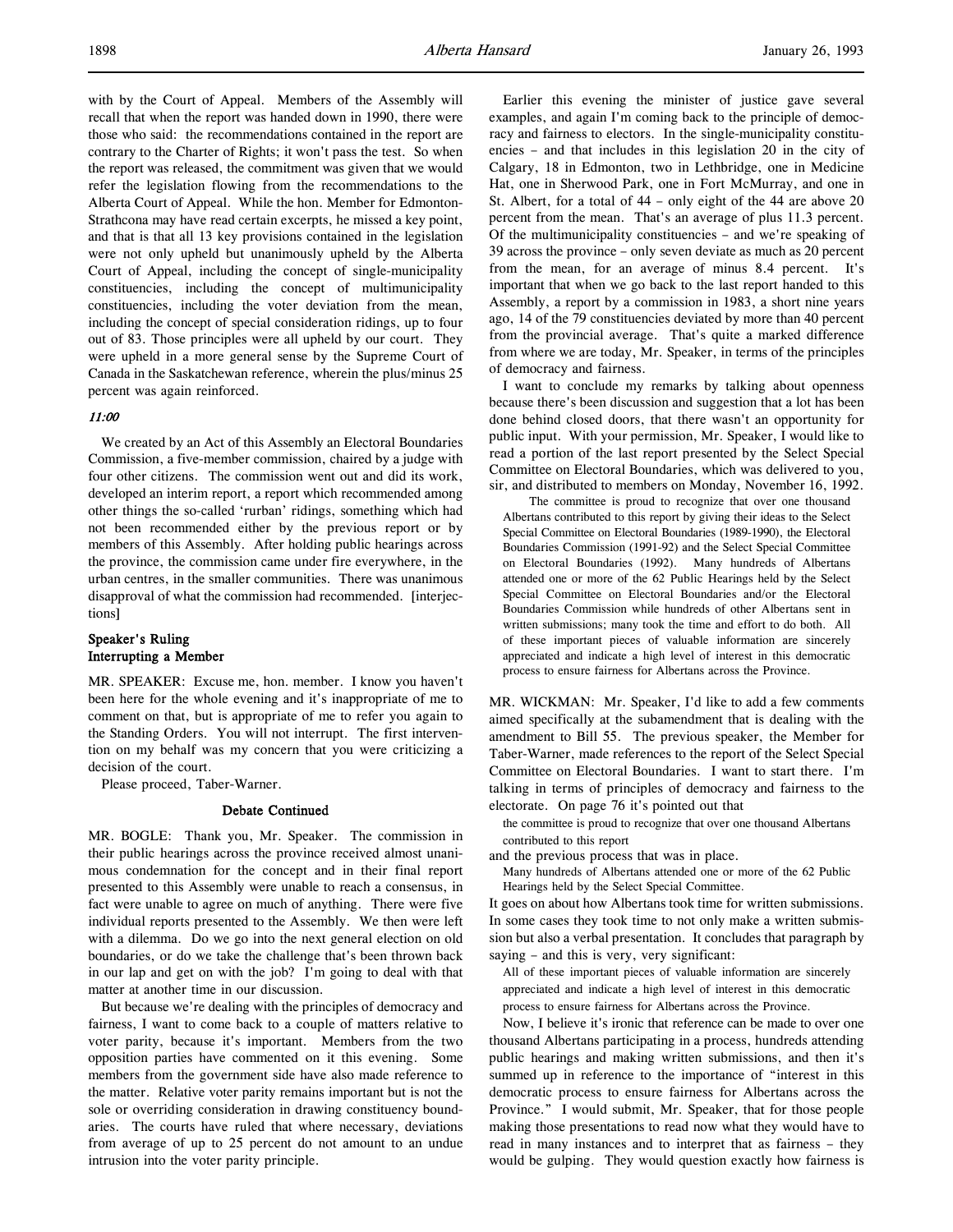with by the Court of Appeal. Members of the Assembly will recall that when the report was handed down in 1990, there were those who said: the recommendations contained in the report are contrary to the Charter of Rights; it won't pass the test. So when the report was released, the commitment was given that we would refer the legislation flowing from the recommendations to the Alberta Court of Appeal. While the hon. Member for Edmonton-Strathcona may have read certain excerpts, he missed a key point, and that is that all 13 key provisions contained in the legislation were not only upheld but unanimously upheld by the Alberta Court of Appeal, including the concept of single-municipality constituencies, including the concept of multimunicipality constituencies, including the voter deviation from the mean, including the concept of special consideration ridings, up to four out of 83. Those principles were all upheld by our court. They were upheld in a more general sense by the Supreme Court of Canada in the Saskatchewan reference, wherein the plus/minus 25 percent was again reinforced.

*11:00*

We created by an Act of this Assembly an Electoral Boundaries Commission, a five-member commission, chaired by a judge with four other citizens. The commission went out and did its work, developed an interim report, a report which recommended among other things the so-called 'rurban' ridings, something which had not been recommended either by the previous report or by members of this Assembly. After holding public hearings across the province, the commission came under fire everywhere, in the urban centres, in the smaller communities. There was unanimous disapproval of what the commission had recommended. [interjections]

### Speaker's Ruling
### Interrupting a Member

MR. SPEAKER: Excuse me, hon. member. I know you haven't been here for the whole evening and it's inappropriate of me to comment on that, but is appropriate of me to refer you again to the Standing Orders. You will not interrupt. The first intervention on my behalf was my concern that you were criticizing a decision of the court.

Please proceed, Taber-Warner.

### Debate Continued

MR. BOGLE: Thank you, Mr. Speaker. The commission in their public hearings across the province received almost unanimous condemnation for the concept and in their final report presented to this Assembly were unable to reach a consensus, in fact were unable to agree on much of anything. There were five individual reports presented to the Assembly. We then were left with a dilemma. Do we go into the next general election on old boundaries, or do we take the challenge that's been thrown back in our lap and get on with the job? I'm going to deal with that matter at another time in our discussion.

But because we're dealing with the principles of democracy and fairness, I want to come back to a couple of matters relative to voter parity, because it's important. Members from the two opposition parties have commented on it this evening. Some members from the government side have also made reference to the matter. Relative voter parity remains important but is not the sole or overriding consideration in drawing constituency boundaries. The courts have ruled that where necessary, deviations from average of up to 25 percent do not amount to an undue intrusion into the voter parity principle.

Earlier this evening the minister of justice gave several examples, and again I'm coming back to the principle of democracy and fairness to electors. In the single-municipality constituencies – and that includes in this legislation 20 in the city of Calgary, 18 in Edmonton, two in Lethbridge, one in Medicine Hat, one in Sherwood Park, one in Fort McMurray, and one in St. Albert, for a total of 44 – only eight of the 44 are above 20 percent from the mean. That's an average of plus 11.3 percent. Of the multimunicipality constituencies – and we're speaking of 39 across the province – only seven deviate as much as 20 percent from the mean, for an average of minus 8.4 percent. It's important that when we go back to the last report handed to this Assembly, a report by a commission in 1983, a short nine years ago, 14 of the 79 constituencies deviated by more than 40 percent from the provincial average. That's quite a marked difference from where we are today, Mr. Speaker, in terms of the principles of democracy and fairness.

I want to conclude my remarks by talking about openness because there's been discussion and suggestion that a lot has been done behind closed doors, that there wasn't an opportunity for public input. With your permission, Mr. Speaker, I would like to read a portion of the last report presented by the Select Special Committee on Electoral Boundaries, which was delivered to you, sir, and distributed to members on Monday, November 16, 1992.

> The committee is proud to recognize that over one thousand Albertans contributed to this report by giving their ideas to the Select Special Committee on Electoral Boundaries (1989-1990), the Electoral Boundaries Commission (1991-92) and the Select Special Committee on Electoral Boundaries (1992). Many hundreds of Albertans attended one or more of the 62 Public Hearings held by the Select Special Committee on Electoral Boundaries and/or the Electoral Boundaries Commission while hundreds of other Albertans sent in written submissions; many took the time and effort to do both. All of these important pieces of valuable information are sincerely appreciated and indicate a high level of interest in this democratic process to ensure fairness for Albertans across the Province.

MR. WICKMAN: Mr. Speaker, I'd like to add a few comments aimed specifically at the subamendment that is dealing with the amendment to Bill 55. The previous speaker, the Member for Taber-Warner, made references to the report of the Select Special Committee on Electoral Boundaries. I want to start there. I'm talking in terms of principles of democracy and fairness to the electorate. On page 76 it's pointed out that

> the committee is proud to recognize that over one thousand Albertans contributed to this report

and the previous process that was in place.

> Many hundreds of Albertans attended one or more of the 62 Public Hearings held by the Select Special Committee.

It goes on about how Albertans took time for written submissions. In some cases they took time to not only make a written submission but also a verbal presentation. It concludes that paragraph by saying – and this is very, very significant:

> All of these important pieces of valuable information are sincerely appreciated and indicate a high level of interest in this democratic process to ensure fairness for Albertans across the Province.

Now, I believe it's ironic that reference can be made to over one thousand Albertans participating in a process, hundreds attending public hearings and making written submissions, and then it's summed up in reference to the importance of "interest in this democratic process to ensure fairness for Albertans across the Province." I would submit, Mr. Speaker, that for those people making those presentations to read now what they would have to read in many instances and to interpret that as fairness – they would be gulping. They would question exactly how fairness is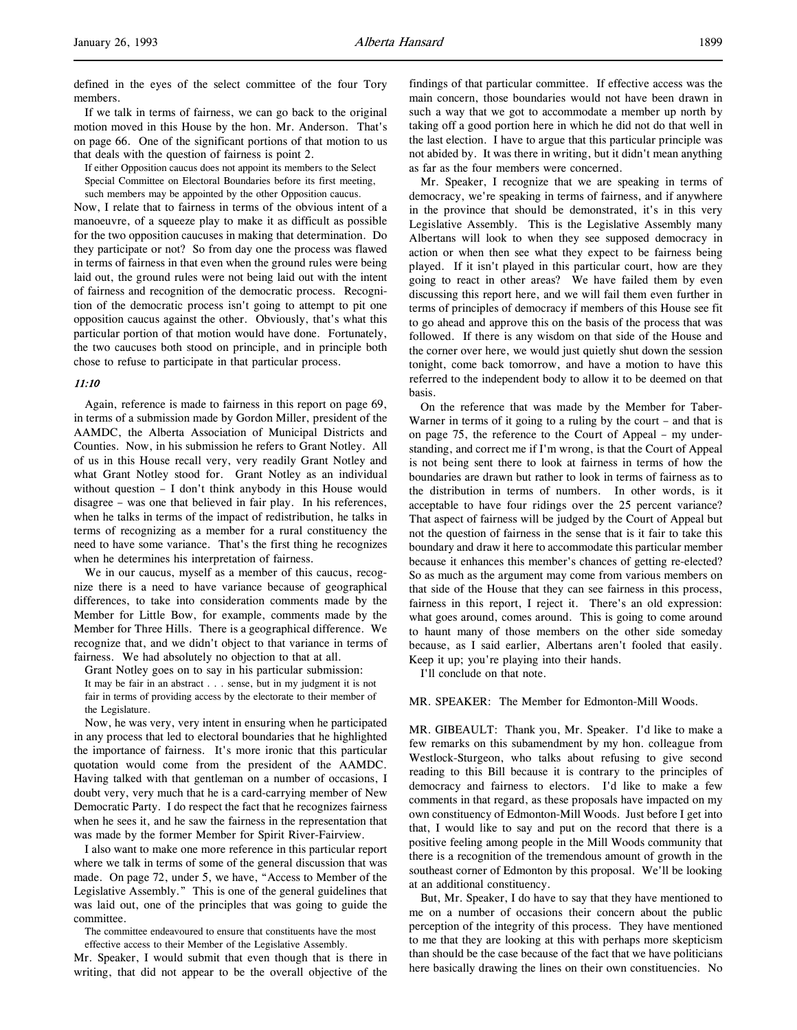defined in the eyes of the select committee of the four Tory members.

If we talk in terms of fairness, we can go back to the original motion moved in this House by the hon. Mr. Anderson. That's on page 66. One of the significant portions of that motion to us that deals with the question of fairness is point 2.

> If either Opposition caucus does not appoint its members to the Select Special Committee on Electoral Boundaries before its first meeting, such members may be appointed by the other Opposition caucus.

Now, I relate that to fairness in terms of the obvious intent of a manoeuvre, of a squeeze play to make it as difficult as possible for the two opposition caucuses in making that determination. Do they participate or not? So from day one the process was flawed in terms of fairness in that even when the ground rules were being laid out, the ground rules were not being laid out with the intent of fairness and recognition of the democratic process. Recognition of the democratic process isn't going to attempt to pit one opposition caucus against the other. Obviously, that's what this particular portion of that motion would have done. Fortunately, the two caucuses both stood on principle, and in principle both chose to refuse to participate in that particular process.

*11:10*

Again, reference is made to fairness in this report on page 69, in terms of a submission made by Gordon Miller, president of the AAMDC, the Alberta Association of Municipal Districts and Counties. Now, in his submission he refers to Grant Notley. All of us in this House recall very, very readily Grant Notley and what Grant Notley stood for. Grant Notley as an individual without question – I don't think anybody in this House would disagree – was one that believed in fair play. In his references, when he talks in terms of the impact of redistribution, he talks in terms of recognizing as a member for a rural constituency the need to have some variance. That's the first thing he recognizes when he determines his interpretation of fairness.

We in our caucus, myself as a member of this caucus, recognize there is a need to have variance because of geographical differences, to take into consideration comments made by the Member for Little Bow, for example, comments made by the Member for Three Hills. There is a geographical difference. We recognize that, and we didn't object to that variance in terms of fairness. We had absolutely no objection to that at all.

Grant Notley goes on to say in his particular submission:

> It may be fair in an abstract . . . sense, but in my judgment it is not fair in terms of providing access by the electorate to their member of the Legislature.

Now, he was very, very intent in ensuring when he participated in any process that led to electoral boundaries that he highlighted the importance of fairness. It's more ironic that this particular quotation would come from the president of the AAMDC. Having talked with that gentleman on a number of occasions, I doubt very, very much that he is a card-carrying member of New Democratic Party. I do respect the fact that he recognizes fairness when he sees it, and he saw the fairness in the representation that was made by the former Member for Spirit River-Fairview.

I also want to make one more reference in this particular report where we talk in terms of some of the general discussion that was made. On page 72, under 5, we have, "Access to Member of the Legislative Assembly." This is one of the general guidelines that was laid out, one of the principles that was going to guide the committee.

> The committee endeavoured to ensure that constituents have the most effective access to their Member of the Legislative Assembly.

Mr. Speaker, I would submit that even though that is there in writing, that did not appear to be the overall objective of the findings of that particular committee. If effective access was the main concern, those boundaries would not have been drawn in such a way that we got to accommodate a member up north by taking off a good portion here in which he did not do that well in the last election. I have to argue that this particular principle was not abided by. It was there in writing, but it didn't mean anything as far as the four members were concerned.

Mr. Speaker, I recognize that we are speaking in terms of democracy, we're speaking in terms of fairness, and if anywhere in the province that should be demonstrated, it's in this very Legislative Assembly. This is the Legislative Assembly many Albertans will look to when they see supposed democracy in action or when then see what they expect to be fairness being played. If it isn't played in this particular court, how are they going to react in other areas? We have failed them by even discussing this report here, and we will fail them even further in terms of principles of democracy if members of this House see fit to go ahead and approve this on the basis of the process that was followed. If there is any wisdom on that side of the House and the corner over here, we would just quietly shut down the session tonight, come back tomorrow, and have a motion to have this referred to the independent body to allow it to be deemed on that basis.

On the reference that was made by the Member for Taber-Warner in terms of it going to a ruling by the court – and that is on page 75, the reference to the Court of Appeal – my understanding, and correct me if I'm wrong, is that the Court of Appeal is not being sent there to look at fairness in terms of how the boundaries are drawn but rather to look in terms of fairness as to the distribution in terms of numbers. In other words, is it acceptable to have four ridings over the 25 percent variance? That aspect of fairness will be judged by the Court of Appeal but not the question of fairness in the sense that is it fair to take this boundary and draw it here to accommodate this particular member because it enhances this member's chances of getting re-elected? So as much as the argument may come from various members on that side of the House that they can see fairness in this process, fairness in this report, I reject it. There's an old expression: what goes around, comes around. This is going to come around to haunt many of those members on the other side someday because, as I said earlier, Albertans aren't fooled that easily. Keep it up; you're playing into their hands.

I'll conclude on that note.

MR. SPEAKER: The Member for Edmonton-Mill Woods.

MR. GIBEAULT: Thank you, Mr. Speaker. I'd like to make a few remarks on this subamendment by my hon. colleague from Westlock-Sturgeon, who talks about refusing to give second reading to this Bill because it is contrary to the principles of democracy and fairness to electors. I'd like to make a few comments in that regard, as these proposals have impacted on my own constituency of Edmonton-Mill Woods. Just before I get into that, I would like to say and put on the record that there is a positive feeling among people in the Mill Woods community that there is a recognition of the tremendous amount of growth in the southeast corner of Edmonton by this proposal. We'll be looking at an additional constituency.

But, Mr. Speaker, I do have to say that they have mentioned to me on a number of occasions their concern about the public perception of the integrity of this process. They have mentioned to me that they are looking at this with perhaps more skepticism than should be the case because of the fact that we have politicians here basically drawing the lines on their own constituencies. No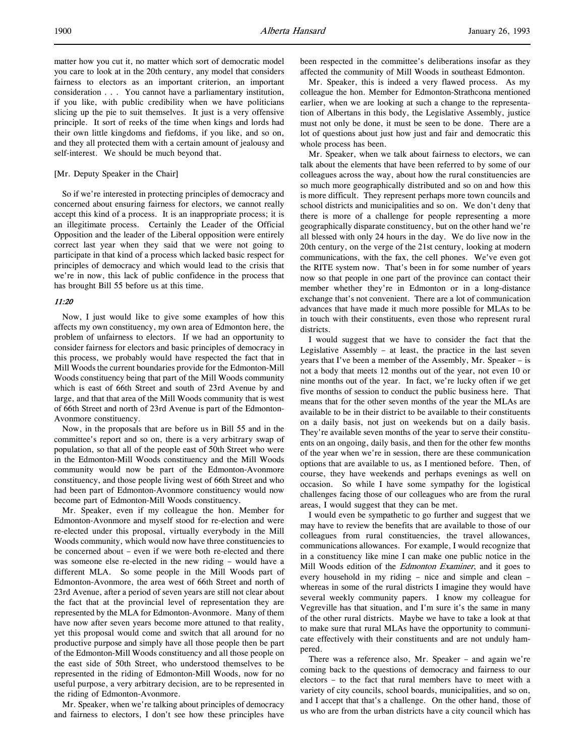matter how you cut it, no matter which sort of democratic model you care to look at in the 20th century, any model that considers fairness to electors as an important criterion, an important consideration . . . You cannot have a parliamentary institution, if you like, with public credibility when we have politicians slicing up the pie to suit themselves. It just is a very offensive principle. It sort of reeks of the time when kings and lords had their own little kingdoms and fiefdoms, if you like, and so on, and they all protected them with a certain amount of jealousy and self-interest. We should be much beyond that.

[Mr. Deputy Speaker in the Chair]

So if we're interested in protecting principles of democracy and concerned about ensuring fairness for electors, we cannot really accept this kind of a process. It is an inappropriate process; it is an illegitimate process. Certainly the Leader of the Official Opposition and the leader of the Liberal opposition were entirely correct last year when they said that we were not going to participate in that kind of a process which lacked basic respect for principles of democracy and which would lead to the crisis that we're in now, this lack of public confidence in the process that has brought Bill 55 before us at this time.

*11:20*

Now, I just would like to give some examples of how this affects my own constituency, my own area of Edmonton here, the problem of unfairness to electors. If we had an opportunity to consider fairness for electors and basic principles of democracy in this process, we probably would have respected the fact that in Mill Woods the current boundaries provide for the Edmonton-Mill Woods constituency being that part of the Mill Woods community which is east of 66th Street and south of 23rd Avenue by and large, and that that area of the Mill Woods community that is west of 66th Street and north of 23rd Avenue is part of the Edmonton-Avonmore constituency.

Now, in the proposals that are before us in Bill 55 and in the committee's report and so on, there is a very arbitrary swap of population, so that all of the people east of 50th Street who were in the Edmonton-Mill Woods constituency and the Mill Woods community would now be part of the Edmonton-Avonmore constituency, and those people living west of 66th Street and who had been part of Edmonton-Avonmore constituency would now become part of Edmonton-Mill Woods constituency.

Mr. Speaker, even if my colleague the hon. Member for Edmonton-Avonmore and myself stood for re-election and were re-elected under this proposal, virtually everybody in the Mill Woods community, which would now have three constituencies to be concerned about – even if we were both re-elected and there was someone else re-elected in the new riding – would have a different MLA. So some people in the Mill Woods part of Edmonton-Avonmore, the area west of 66th Street and north of 23rd Avenue, after a period of seven years are still not clear about the fact that at the provincial level of representation they are represented by the MLA for Edmonton-Avonmore. Many of them have now after seven years become more attuned to that reality, yet this proposal would come and switch that all around for no productive purpose and simply have all those people then be part of the Edmonton-Mill Woods constituency and all those people on the east side of 50th Street, who understood themselves to be represented in the riding of Edmonton-Mill Woods, now for no useful purpose, a very arbitrary decision, are to be represented in the riding of Edmonton-Avonmore.

Mr. Speaker, when we're talking about principles of democracy and fairness to electors, I don't see how these principles have been respected in the committee's deliberations insofar as they affected the community of Mill Woods in southeast Edmonton.

Mr. Speaker, this is indeed a very flawed process. As my colleague the hon. Member for Edmonton-Strathcona mentioned earlier, when we are looking at such a change to the representation of Albertans in this body, the Legislative Assembly, justice must not only be done, it must be seen to be done. There are a lot of questions about just how just and fair and democratic this whole process has been.

Mr. Speaker, when we talk about fairness to electors, we can talk about the elements that have been referred to by some of our colleagues across the way, about how the rural constituencies are so much more geographically distributed and so on and how this is more difficult. They represent perhaps more town councils and school districts and municipalities and so on. We don't deny that there is more of a challenge for people representing a more geographically disparate constituency, but on the other hand we're all blessed with only 24 hours in the day. We do live now in the 20th century, on the verge of the 21st century, looking at modern communications, with the fax, the cell phones. We've even got the RITE system now. That's been in for some number of years now so that people in one part of the province can contact their member whether they're in Edmonton or in a long-distance exchange that's not convenient. There are a lot of communication advances that have made it much more possible for MLAs to be in touch with their constituents, even those who represent rural districts.

I would suggest that we have to consider the fact that the Legislative Assembly – at least, the practice in the last seven years that I've been a member of the Assembly, Mr. Speaker – is not a body that meets 12 months out of the year, not even 10 or nine months out of the year. In fact, we're lucky often if we get five months of session to conduct the public business here. That means that for the other seven months of the year the MLAs are available to be in their district to be available to their constituents on a daily basis, not just on weekends but on a daily basis. They're available seven months of the year to serve their constituents on an ongoing, daily basis, and then for the other few months of the year when we're in session, there are these communication options that are available to us, as I mentioned before. Then, of course, they have weekends and perhaps evenings as well on occasion. So while I have some sympathy for the logistical challenges facing those of our colleagues who are from the rural areas, I would suggest that they can be met.

I would even be sympathetic to go further and suggest that we may have to review the benefits that are available to those of our colleagues from rural constituencies, the travel allowances, communications allowances. For example, I would recognize that in a constituency like mine I can make one public notice in the Mill Woods edition of the *Edmonton Examiner*, and it goes to every household in my riding – nice and simple and clean – whereas in some of the rural districts I imagine they would have several weekly community papers. I know my colleague for Vegreville has that situation, and I'm sure it's the same in many of the other rural districts. Maybe we have to take a look at that to make sure that rural MLAs have the opportunity to communicate effectively with their constituents and are not unduly hampered.

There was a reference also, Mr. Speaker – and again we're coming back to the questions of democracy and fairness to our electors – to the fact that rural members have to meet with a variety of city councils, school boards, municipalities, and so on, and I accept that that's a challenge. On the other hand, those of us who are from the urban districts have a city council which has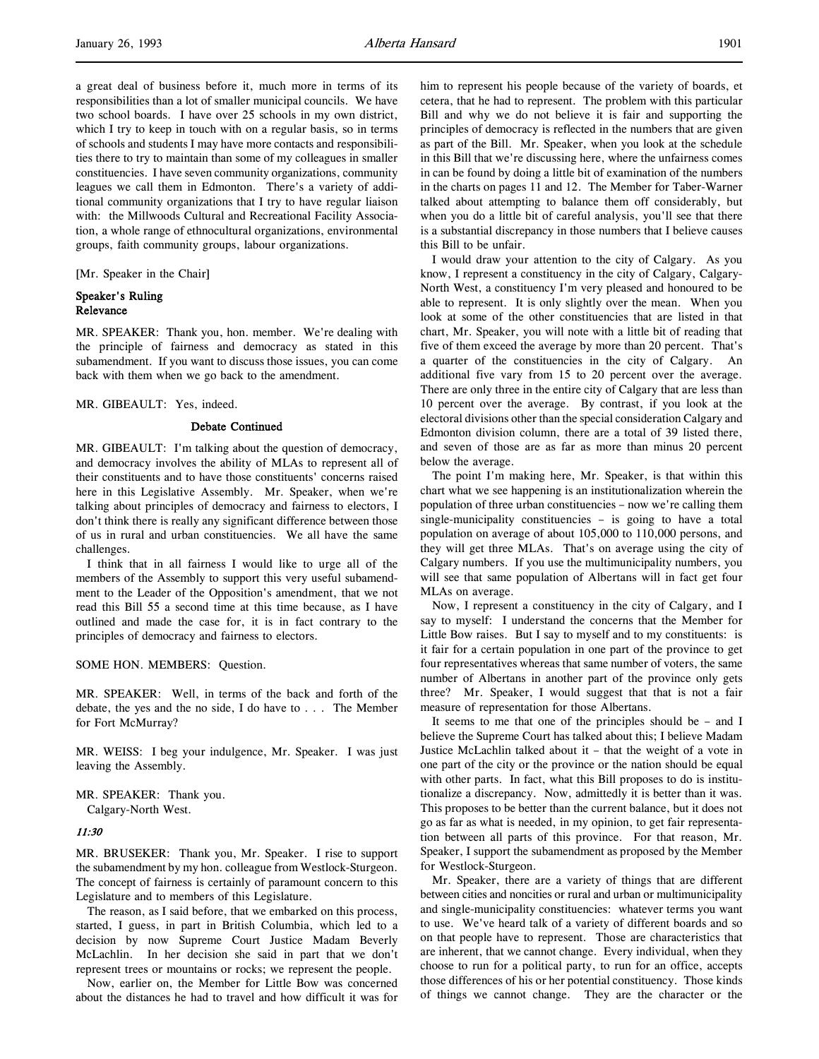a great deal of business before it, much more in terms of its responsibilities than a lot of smaller municipal councils. We have two school boards. I have over 25 schools in my own district, which I try to keep in touch with on a regular basis, so in terms of schools and students I may have more contacts and responsibilities there to try to maintain than some of my colleagues in smaller constituencies. I have seven community organizations, community leagues we call them in Edmonton. There's a variety of additional community organizations that I try to have regular liaison with: the Millwoods Cultural and Recreational Facility Association, a whole range of ethnocultural organizations, environmental groups, faith community groups, labour organizations.

[Mr. Speaker in the Chair]

**Speaker's Ruling**
**Relevance**

MR. SPEAKER: Thank you, hon. member. We're dealing with the principle of fairness and democracy as stated in this subamendment. If you want to discuss those issues, you can come back with them when we go back to the amendment.

MR. GIBEAULT: Yes, indeed.

**Debate Continued**

MR. GIBEAULT: I'm talking about the question of democracy, and democracy involves the ability of MLAs to represent all of their constituents and to have those constituents' concerns raised here in this Legislative Assembly. Mr. Speaker, when we're talking about principles of democracy and fairness to electors, I don't think there is really any significant difference between those of us in rural and urban constituencies. We all have the same challenges.

I think that in all fairness I would like to urge all of the members of the Assembly to support this very useful subamendment to the Leader of the Opposition's amendment, that we not read this Bill 55 a second time at this time because, as I have outlined and made the case for, it is in fact contrary to the principles of democracy and fairness to electors.

SOME HON. MEMBERS: Question.

MR. SPEAKER: Well, in terms of the back and forth of the debate, the yes and the no side, I do have to . . . The Member for Fort McMurray?

MR. WEISS: I beg your indulgence, Mr. Speaker. I was just leaving the Assembly.

MR. SPEAKER: Thank you.
Calgary-North West.

*11:30*

MR. BRUSEKER: Thank you, Mr. Speaker. I rise to support the subamendment by my hon. colleague from Westlock-Sturgeon. The concept of fairness is certainly of paramount concern to this Legislature and to members of this Legislature.

The reason, as I said before, that we embarked on this process, started, I guess, in part in British Columbia, which led to a decision by now Supreme Court Justice Madam Beverly McLachlin. In her decision she said in part that we don't represent trees or mountains or rocks; we represent the people.

Now, earlier on, the Member for Little Bow was concerned about the distances he had to travel and how difficult it was for him to represent his people because of the variety of boards, et cetera, that he had to represent. The problem with this particular Bill and why we do not believe it is fair and supporting the principles of democracy is reflected in the numbers that are given as part of the Bill. Mr. Speaker, when you look at the schedule in this Bill that we're discussing here, where the unfairness comes in can be found by doing a little bit of examination of the numbers in the charts on pages 11 and 12. The Member for Taber-Warner talked about attempting to balance them off considerably, but when you do a little bit of careful analysis, you'll see that there is a substantial discrepancy in those numbers that I believe causes this Bill to be unfair.

I would draw your attention to the city of Calgary. As you know, I represent a constituency in the city of Calgary, Calgary-North West, a constituency I'm very pleased and honoured to be able to represent. It is only slightly over the mean. When you look at some of the other constituencies that are listed in that chart, Mr. Speaker, you will note with a little bit of reading that five of them exceed the average by more than 20 percent. That's a quarter of the constituencies in the city of Calgary. An additional five vary from 15 to 20 percent over the average. There are only three in the entire city of Calgary that are less than 10 percent over the average. By contrast, if you look at the electoral divisions other than the special consideration Calgary and Edmonton division column, there are a total of 39 listed there, and seven of those are as far as more than minus 20 percent below the average.

The point I'm making here, Mr. Speaker, is that within this chart what we see happening is an institutionalization wherein the population of three urban constituencies – now we're calling them single-municipality constituencies – is going to have a total population on average of about 105,000 to 110,000 persons, and they will get three MLAs. That's on average using the city of Calgary numbers. If you use the multimunicipality numbers, you will see that same population of Albertans will in fact get four MLAs on average.

Now, I represent a constituency in the city of Calgary, and I say to myself: I understand the concerns that the Member for Little Bow raises. But I say to myself and to my constituents: is it fair for a certain population in one part of the province to get four representatives whereas that same number of voters, the same number of Albertans in another part of the province only gets three? Mr. Speaker, I would suggest that that is not a fair measure of representation for those Albertans.

It seems to me that one of the principles should be – and I believe the Supreme Court has talked about this; I believe Madam Justice McLachlin talked about it – that the weight of a vote in one part of the city or the province or the nation should be equal with other parts. In fact, what this Bill proposes to do is institutionalize a discrepancy. Now, admittedly it is better than it was. This proposes to be better than the current balance, but it does not go as far as what is needed, in my opinion, to get fair representation between all parts of this province. For that reason, Mr. Speaker, I support the subamendment as proposed by the Member for Westlock-Sturgeon.

Mr. Speaker, there are a variety of things that are different between cities and noncities or rural and urban or multimunicipality and single-municipality constituencies: whatever terms you want to use. We've heard talk of a variety of different boards and so on that people have to represent. Those are characteristics that are inherent, that we cannot change. Every individual, when they choose to run for a political party, to run for an office, accepts those differences of his or her potential constituency. Those kinds of things we cannot change. They are the character or the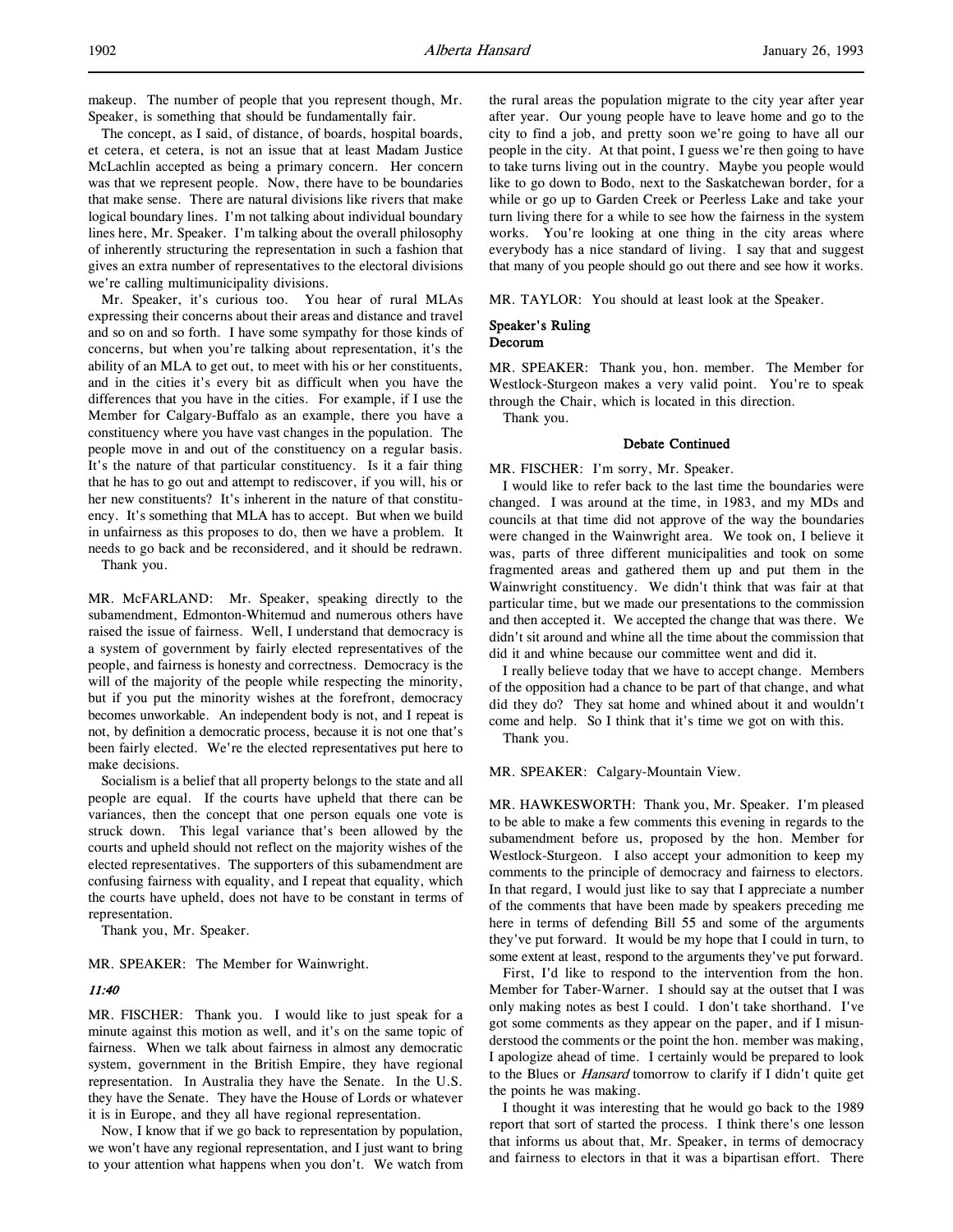makeup. The number of people that you represent though, Mr. Speaker, is something that should be fundamentally fair.

The concept, as I said, of distance, of boards, hospital boards, et cetera, et cetera, is not an issue that at least Madam Justice McLachlin accepted as being a primary concern. Her concern was that we represent people. Now, there have to be boundaries that make sense. There are natural divisions like rivers that make logical boundary lines. I'm not talking about individual boundary lines here, Mr. Speaker. I'm talking about the overall philosophy of inherently structuring the representation in such a fashion that gives an extra number of representatives to the electoral divisions we're calling multimunicipality divisions.

Mr. Speaker, it's curious too. You hear of rural MLAs expressing their concerns about their areas and distance and travel and so on and so forth. I have some sympathy for those kinds of concerns, but when you're talking about representation, it's the ability of an MLA to get out, to meet with his or her constituents, and in the cities it's every bit as difficult when you have the differences that you have in the cities. For example, if I use the Member for Calgary-Buffalo as an example, there you have a constituency where you have vast changes in the population. The people move in and out of the constituency on a regular basis. It's the nature of that particular constituency. Is it a fair thing that he has to go out and attempt to rediscover, if you will, his or her new constituents? It's inherent in the nature of that constituency. It's something that MLA has to accept. But when we build in unfairness as this proposes to do, then we have a problem. It needs to go back and be reconsidered, and it should be redrawn.

Thank you.

MR. McFARLAND: Mr. Speaker, speaking directly to the subamendment, Edmonton-Whitemud and numerous others have raised the issue of fairness. Well, I understand that democracy is a system of government by fairly elected representatives of the people, and fairness is honesty and correctness. Democracy is the will of the majority of the people while respecting the minority, but if you put the minority wishes at the forefront, democracy becomes unworkable. An independent body is not, and I repeat is not, by definition a democratic process, because it is not one that's been fairly elected. We're the elected representatives put here to make decisions.

Socialism is a belief that all property belongs to the state and all people are equal. If the courts have upheld that there can be variances, then the concept that one person equals one vote is struck down. This legal variance that's been allowed by the courts and upheld should not reflect on the majority wishes of the elected representatives. The supporters of this subamendment are confusing fairness with equality, and I repeat that equality, which the courts have upheld, does not have to be constant in terms of representation.

Thank you, Mr. Speaker.

MR. SPEAKER: The Member for Wainwright.

*11:40*

MR. FISCHER: Thank you. I would like to just speak for a minute against this motion as well, and it's on the same topic of fairness. When we talk about fairness in almost any democratic system, government in the British Empire, they have regional representation. In Australia they have the Senate. In the U.S. they have the Senate. They have the House of Lords or whatever it is in Europe, and they all have regional representation.

Now, I know that if we go back to representation by population, we won't have any regional representation, and I just want to bring to your attention what happens when you don't. We watch from the rural areas the population migrate to the city year after year after year. Our young people have to leave home and go to the city to find a job, and pretty soon we're going to have all our people in the city. At that point, I guess we're then going to have to take turns living out in the country. Maybe you people would like to go down to Bodo, next to the Saskatchewan border, for a while or go up to Garden Creek or Peerless Lake and take your turn living there for a while to see how the fairness in the system works. You're looking at one thing in the city areas where everybody has a nice standard of living. I say that and suggest that many of you people should go out there and see how it works.

MR. TAYLOR: You should at least look at the Speaker.

**Speaker's Ruling**
**Decorum**

MR. SPEAKER: Thank you, hon. member. The Member for Westlock-Sturgeon makes a very valid point. You're to speak through the Chair, which is located in this direction.

Thank you.

**Debate Continued**

MR. FISCHER: I'm sorry, Mr. Speaker.

I would like to refer back to the last time the boundaries were changed. I was around at the time, in 1983, and my MDs and councils at that time did not approve of the way the boundaries were changed in the Wainwright area. We took on, I believe it was, parts of three different municipalities and took on some fragmented areas and gathered them up and put them in the Wainwright constituency. We didn't think that was fair at that particular time, but we made our presentations to the commission and then accepted it. We accepted the change that was there. We didn't sit around and whine all the time about the commission that did it and whine because our committee went and did it.

I really believe today that we have to accept change. Members of the opposition had a chance to be part of that change, and what did they do? They sat home and whined about it and wouldn't come and help. So I think that it's time we got on with this.

Thank you.

MR. SPEAKER: Calgary-Mountain View.

MR. HAWKESWORTH: Thank you, Mr. Speaker. I'm pleased to be able to make a few comments this evening in regards to the subamendment before us, proposed by the hon. Member for Westlock-Sturgeon. I also accept your admonition to keep my comments to the principle of democracy and fairness to electors. In that regard, I would just like to say that I appreciate a number of the comments that have been made by speakers preceding me here in terms of defending Bill 55 and some of the arguments they've put forward. It would be my hope that I could in turn, to some extent at least, respond to the arguments they've put forward.

First, I'd like to respond to the intervention from the hon. Member for Taber-Warner. I should say at the outset that I was only making notes as best I could. I don't take shorthand. I've got some comments as they appear on the paper, and if I misunderstood the comments or the point the hon. member was making, I apologize ahead of time. I certainly would be prepared to look to the Blues or *Hansard* tomorrow to clarify if I didn't quite get the points he was making.

I thought it was interesting that he would go back to the 1989 report that sort of started the process. I think there's one lesson that informs us about that, Mr. Speaker, in terms of democracy and fairness to electors in that it was a bipartisan effort. There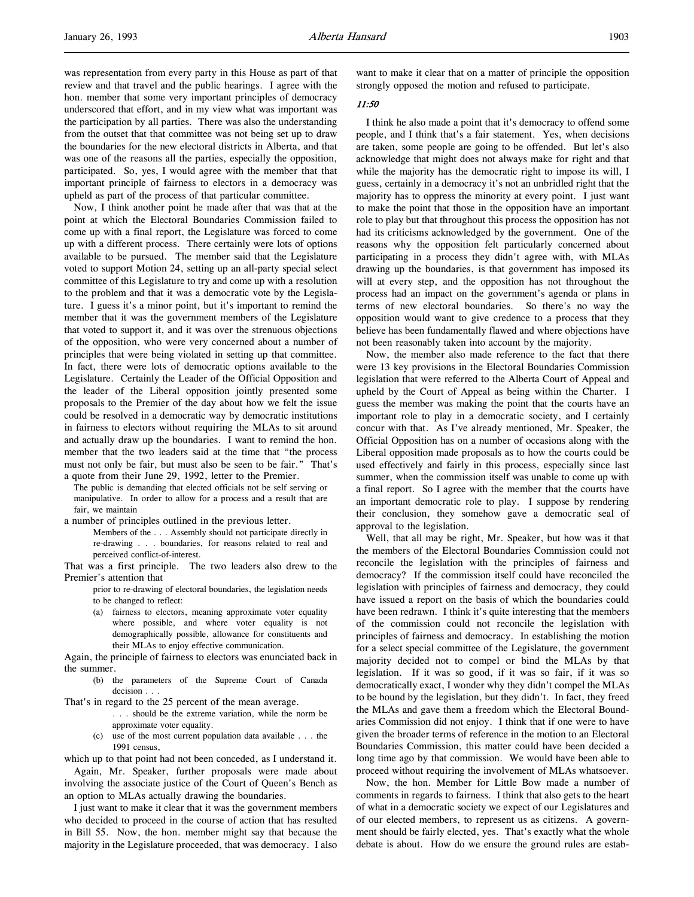was representation from every party in this House as part of that review and that travel and the public hearings. I agree with the hon. member that some very important principles of democracy underscored that effort, and in my view what was important was the participation by all parties. There was also the understanding from the outset that that committee was not being set up to draw the boundaries for the new electoral districts in Alberta, and that was one of the reasons all the parties, especially the opposition, participated. So, yes, I would agree with the member that that important principle of fairness to electors in a democracy was upheld as part of the process of that particular committee.

Now, I think another point he made after that was that at the point at which the Electoral Boundaries Commission failed to come up with a final report, the Legislature was forced to come up with a different process. There certainly were lots of options available to be pursued. The member said that the Legislature voted to support Motion 24, setting up an all-party special select committee of this Legislature to try and come up with a resolution to the problem and that it was a democratic vote by the Legislature. I guess it's a minor point, but it's important to remind the member that it was the government members of the Legislature that voted to support it, and it was over the strenuous objections of the opposition, who were very concerned about a number of principles that were being violated in setting up that committee. In fact, there were lots of democratic options available to the Legislature. Certainly the Leader of the Official Opposition and the leader of the Liberal opposition jointly presented some proposals to the Premier of the day about how we felt the issue could be resolved in a democratic way by democratic institutions in fairness to electors without requiring the MLAs to sit around and actually draw up the boundaries. I want to remind the hon. member that the two leaders said at the time that "the process must not only be fair, but must also be seen to be fair." That's a quote from their June 29, 1992, letter to the Premier.

> The public is demanding that elected officials not be self serving or manipulative. In order to allow for a process and a result that are fair, we maintain

a number of principles outlined in the previous letter.

> Members of the . . . Assembly should not participate directly in re-drawing . . . boundaries, for reasons related to real and perceived conflict-of-interest.

That was a first principle. The two leaders also drew to the Premier's attention that

> prior to re-drawing of electoral boundaries, the legislation needs to be changed to reflect:
>
> (a) fairness to electors, meaning approximate voter equality where possible, and where voter equality is not demographically possible, allowance for constituents and their MLAs to enjoy effective communication.

Again, the principle of fairness to electors was enunciated back in the summer.

> (b) the parameters of the Supreme Court of Canada decision . . .

That's in regard to the 25 percent of the mean average.

> . . . should be the extreme variation, while the norm be approximate voter equality.
>
> (c) use of the most current population data available . . . the 1991 census,

which up to that point had not been conceded, as I understand it.

Again, Mr. Speaker, further proposals were made about involving the associate justice of the Court of Queen's Bench as an option to MLAs actually drawing the boundaries.

I just want to make it clear that it was the government members who decided to proceed in the course of action that has resulted in Bill 55. Now, the hon. member might say that because the majority in the Legislature proceeded, that was democracy. I also want to make it clear that on a matter of principle the opposition strongly opposed the motion and refused to participate.

*11:50*

I think he also made a point that it's democracy to offend some people, and I think that's a fair statement. Yes, when decisions are taken, some people are going to be offended. But let's also acknowledge that might does not always make for right and that while the majority has the democratic right to impose its will, I guess, certainly in a democracy it's not an unbridled right that the majority has to oppress the minority at every point. I just want to make the point that those in the opposition have an important role to play but that throughout this process the opposition has not had its criticisms acknowledged by the government. One of the reasons why the opposition felt particularly concerned about participating in a process they didn't agree with, with MLAs drawing up the boundaries, is that government has imposed its will at every step, and the opposition has not throughout the process had an impact on the government's agenda or plans in terms of new electoral boundaries. So there's no way the opposition would want to give credence to a process that they believe has been fundamentally flawed and where objections have not been reasonably taken into account by the majority.

Now, the member also made reference to the fact that there were 13 key provisions in the Electoral Boundaries Commission legislation that were referred to the Alberta Court of Appeal and upheld by the Court of Appeal as being within the Charter. I guess the member was making the point that the courts have an important role to play in a democratic society, and I certainly concur with that. As I've already mentioned, Mr. Speaker, the Official Opposition has on a number of occasions along with the Liberal opposition made proposals as to how the courts could be used effectively and fairly in this process, especially since last summer, when the commission itself was unable to come up with a final report. So I agree with the member that the courts have an important democratic role to play. I suppose by rendering their conclusion, they somehow gave a democratic seal of approval to the legislation.

Well, that all may be right, Mr. Speaker, but how was it that the members of the Electoral Boundaries Commission could not reconcile the legislation with the principles of fairness and democracy? If the commission itself could have reconciled the legislation with principles of fairness and democracy, they could have issued a report on the basis of which the boundaries could have been redrawn. I think it's quite interesting that the members of the commission could not reconcile the legislation with principles of fairness and democracy. In establishing the motion for a select special committee of the Legislature, the government majority decided not to compel or bind the MLAs by that legislation. If it was so good, if it was so fair, if it was so democratically exact, I wonder why they didn't compel the MLAs to be bound by the legislation, but they didn't. In fact, they freed the MLAs and gave them a freedom which the Electoral Boundaries Commission did not enjoy. I think that if one were to have given the broader terms of reference in the motion to an Electoral Boundaries Commission, this matter could have been decided a long time ago by that commission. We would have been able to proceed without requiring the involvement of MLAs whatsoever.

Now, the hon. Member for Little Bow made a number of comments in regards to fairness. I think that also gets to the heart of what in a democratic society we expect of our Legislatures and of our elected members, to represent us as citizens. A government should be fairly elected, yes. That's exactly what the whole debate is about. How do we ensure the ground rules are estab-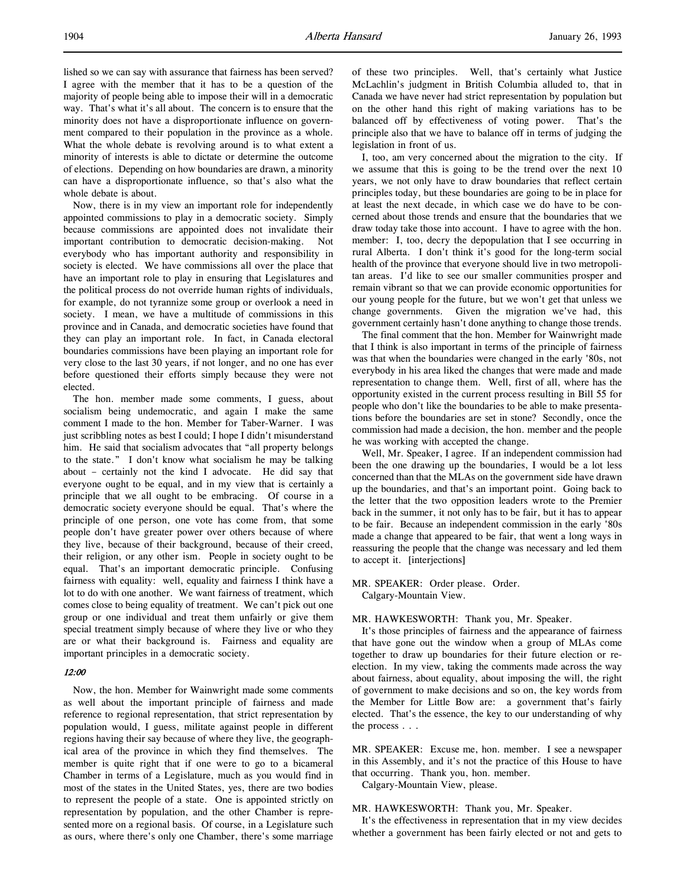lished so we can say with assurance that fairness has been served? I agree with the member that it has to be a question of the majority of people being able to impose their will in a democratic way. That's what it's all about. The concern is to ensure that the minority does not have a disproportionate influence on government compared to their population in the province as a whole. What the whole debate is revolving around is to what extent a minority of interests is able to dictate or determine the outcome of elections. Depending on how boundaries are drawn, a minority can have a disproportionate influence, so that's also what the whole debate is about.

Now, there is in my view an important role for independently appointed commissions to play in a democratic society. Simply because commissions are appointed does not invalidate their important contribution to democratic decision-making. Not everybody who has important authority and responsibility in society is elected. We have commissions all over the place that have an important role to play in ensuring that Legislatures and the political process do not override human rights of individuals, for example, do not tyrannize some group or overlook a need in society. I mean, we have a multitude of commissions in this province and in Canada, and democratic societies have found that they can play an important role. In fact, in Canada electoral boundaries commissions have been playing an important role for very close to the last 30 years, if not longer, and no one has ever before questioned their efforts simply because they were not elected.

The hon. member made some comments, I guess, about socialism being undemocratic, and again I make the same comment I made to the hon. Member for Taber-Warner. I was just scribbling notes as best I could; I hope I didn't misunderstand him. He said that socialism advocates that "all property belongs to the state." I don't know what socialism he may be talking about – certainly not the kind I advocate. He did say that everyone ought to be equal, and in my view that is certainly a principle that we all ought to be embracing. Of course in a democratic society everyone should be equal. That's where the principle of one person, one vote has come from, that some people don't have greater power over others because of where they live, because of their background, because of their creed, their religion, or any other ism. People in society ought to be equal. That's an important democratic principle. Confusing fairness with equality: well, equality and fairness I think have a lot to do with one another. We want fairness of treatment, which comes close to being equality of treatment. We can't pick out one group or one individual and treat them unfairly or give them special treatment simply because of where they live or who they are or what their background is. Fairness and equality are important principles in a democratic society.

*12:00*

Now, the hon. Member for Wainwright made some comments as well about the important principle of fairness and made reference to regional representation, that strict representation by population would, I guess, militate against people in different regions having their say because of where they live, the geographical area of the province in which they find themselves. The member is quite right that if one were to go to a bicameral Chamber in terms of a Legislature, much as you would find in most of the states in the United States, yes, there are two bodies to represent the people of a state. One is appointed strictly on representation by population, and the other Chamber is represented more on a regional basis. Of course, in a Legislature such as ours, where there's only one Chamber, there's some marriage of these two principles. Well, that's certainly what Justice McLachlin's judgment in British Columbia alluded to, that in Canada we have never had strict representation by population but on the other hand this right of making variations has to be balanced off by effectiveness of voting power. That's the principle also that we have to balance off in terms of judging the legislation in front of us.

I, too, am very concerned about the migration to the city. If we assume that this is going to be the trend over the next 10 years, we not only have to draw boundaries that reflect certain principles today, but these boundaries are going to be in place for at least the next decade, in which case we do have to be concerned about those trends and ensure that the boundaries that we draw today take those into account. I have to agree with the hon. member: I, too, decry the depopulation that I see occurring in rural Alberta. I don't think it's good for the long-term social health of the province that everyone should live in two metropolitan areas. I'd like to see our smaller communities prosper and remain vibrant so that we can provide economic opportunities for our young people for the future, but we won't get that unless we change governments. Given the migration we've had, this government certainly hasn't done anything to change those trends.

The final comment that the hon. Member for Wainwright made that I think is also important in terms of the principle of fairness was that when the boundaries were changed in the early '80s, not everybody in his area liked the changes that were made and made representation to change them. Well, first of all, where has the opportunity existed in the current process resulting in Bill 55 for people who don't like the boundaries to be able to make presentations before the boundaries are set in stone? Secondly, once the commission had made a decision, the hon. member and the people he was working with accepted the change.

Well, Mr. Speaker, I agree. If an independent commission had been the one drawing up the boundaries, I would be a lot less concerned than that the MLAs on the government side have drawn up the boundaries, and that's an important point. Going back to the letter that the two opposition leaders wrote to the Premier back in the summer, it not only has to be fair, but it has to appear to be fair. Because an independent commission in the early '80s made a change that appeared to be fair, that went a long ways in reassuring the people that the change was necessary and led them to accept it. [interjections]

MR. SPEAKER: Order please. Order.
Calgary-Mountain View.

MR. HAWKESWORTH: Thank you, Mr. Speaker.

It's those principles of fairness and the appearance of fairness that have gone out the window when a group of MLAs come together to draw up boundaries for their future election or re-election. In my view, taking the comments made across the way about fairness, about equality, about imposing the will, the right of government to make decisions and so on, the key words from the Member for Little Bow are: a government that's fairly elected. That's the essence, the key to our understanding of why the process . . .

MR. SPEAKER: Excuse me, hon. member. I see a newspaper in this Assembly, and it's not the practice of this House to have that occurring. Thank you, hon. member.
Calgary-Mountain View, please.

MR. HAWKESWORTH: Thank you, Mr. Speaker.

It's the effectiveness in representation that in my view decides whether a government has been fairly elected or not and gets to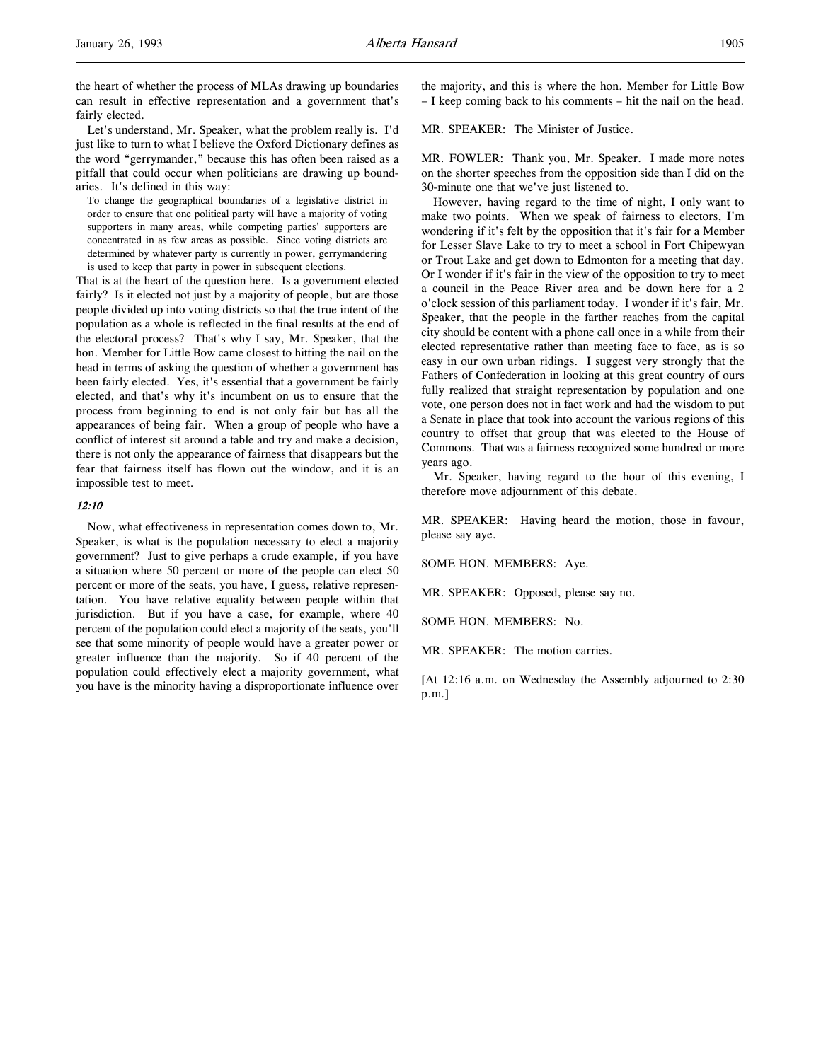the heart of whether the process of MLAs drawing up boundaries can result in effective representation and a government that's fairly elected.

Let's understand, Mr. Speaker, what the problem really is. I'd just like to turn to what I believe the Oxford Dictionary defines as the word "gerrymander," because this has often been raised as a pitfall that could occur when politicians are drawing up boundaries. It's defined in this way:

> To change the geographical boundaries of a legislative district in order to ensure that one political party will have a majority of voting supporters in many areas, while competing parties' supporters are concentrated in as few areas as possible. Since voting districts are determined by whatever party is currently in power, gerrymandering is used to keep that party in power in subsequent elections.

That is at the heart of the question here. Is a government elected fairly? Is it elected not just by a majority of people, but are those people divided up into voting districts so that the true intent of the population as a whole is reflected in the final results at the end of the electoral process? That's why I say, Mr. Speaker, that the hon. Member for Little Bow came closest to hitting the nail on the head in terms of asking the question of whether a government has been fairly elected. Yes, it's essential that a government be fairly elected, and that's why it's incumbent on us to ensure that the process from beginning to end is not only fair but has all the appearances of being fair. When a group of people who have a conflict of interest sit around a table and try and make a decision, there is not only the appearance of fairness that disappears but the fear that fairness itself has flown out the window, and it is an impossible test to meet.

*12:10*

Now, what effectiveness in representation comes down to, Mr. Speaker, is what is the population necessary to elect a majority government? Just to give perhaps a crude example, if you have a situation where 50 percent or more of the people can elect 50 percent or more of the seats, you have, I guess, relative representation. You have relative equality between people within that jurisdiction. But if you have a case, for example, where 40 percent of the population could elect a majority of the seats, you'll see that some minority of people would have a greater power or greater influence than the majority. So if 40 percent of the population could effectively elect a majority government, what you have is the minority having a disproportionate influence over the majority, and this is where the hon. Member for Little Bow – I keep coming back to his comments – hit the nail on the head.

MR. SPEAKER: The Minister of Justice.

MR. FOWLER: Thank you, Mr. Speaker. I made more notes on the shorter speeches from the opposition side than I did on the 30-minute one that we've just listened to.

However, having regard to the time of night, I only want to make two points. When we speak of fairness to electors, I'm wondering if it's felt by the opposition that it's fair for a Member for Lesser Slave Lake to try to meet a school in Fort Chipewyan or Trout Lake and get down to Edmonton for a meeting that day. Or I wonder if it's fair in the view of the opposition to try to meet a council in the Peace River area and be down here for a 2 o'clock session of this parliament today. I wonder if it's fair, Mr. Speaker, that the people in the farther reaches from the capital city should be content with a phone call once in a while from their elected representative rather than meeting face to face, as is so easy in our own urban ridings. I suggest very strongly that the Fathers of Confederation in looking at this great country of ours fully realized that straight representation by population and one vote, one person does not in fact work and had the wisdom to put a Senate in place that took into account the various regions of this country to offset that group that was elected to the House of Commons. That was a fairness recognized some hundred or more years ago.

Mr. Speaker, having regard to the hour of this evening, I therefore move adjournment of this debate.

MR. SPEAKER: Having heard the motion, those in favour, please say aye.

SOME HON. MEMBERS: Aye.

MR. SPEAKER: Opposed, please say no.

SOME HON. MEMBERS: No.

MR. SPEAKER: The motion carries.

[At 12:16 a.m. on Wednesday the Assembly adjourned to 2:30 p.m.]